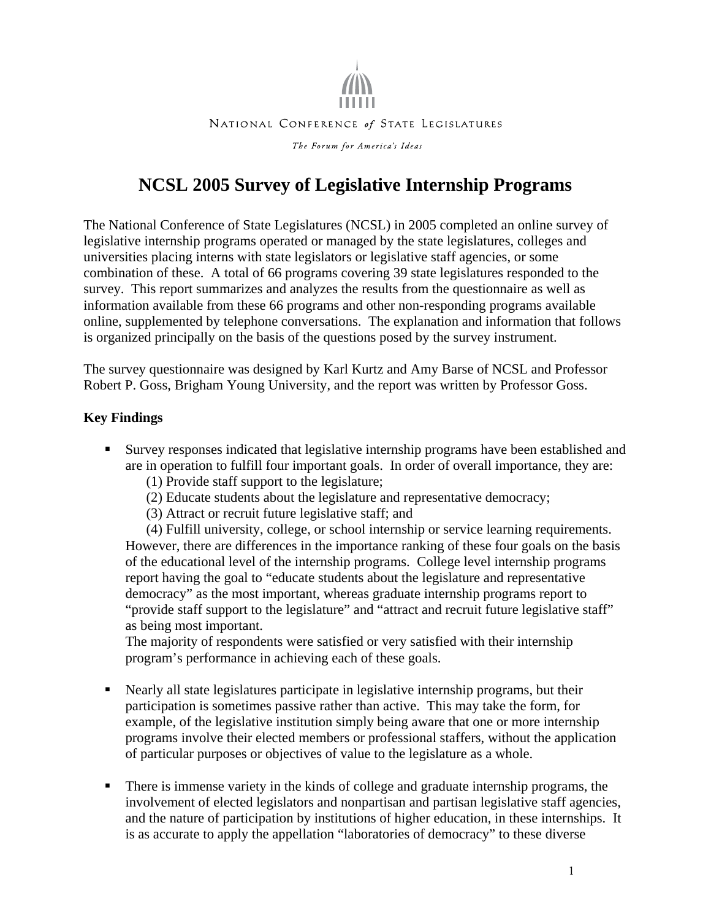NATIONAL CONFERENCE *of* STATE LEGISLATURES

*The Forum for America's Ideas*

# NCSL 2005 Survey of Legislative Internship Programs

The National Conference of State Legislatures (NCSL) in 2005 completed an online survey of legislative internship programs operated or managed by the state legislatures, colleges and universities placing interns with state legislators or legislative staff agencies, or some combination of these. A total of 66 programs covering 39 state legislatures responded to the survey. This report summarizes and analyzes the results from the questionnaire as well as information available from these 66 programs and other non-responding programs available online, supplemented by telephone conversations. The explanation and information that follows is organized principally on the basis of the questions posed by the survey instrument.

The survey questionnaire was designed by Karl Kurtz and Amy Barse of NCSL and Professor Robert P. Goss, Brigham Young University, and the report was written by Professor Goss.

**Key Findings**

- Survey responses indicated that legislative internship programs have been established and are in operation to fulfill four important goals. In order of overall importance, they are:
  (1) Provide staff support to the legislature;
  (2) Educate students about the legislature and representative democracy;
  (3) Attract or recruit future legislative staff; and
  (4) Fulfill university, college, or school internship or service learning requirements.
  However, there are differences in the importance ranking of these four goals on the basis of the educational level of the internship programs. College level internship programs report having the goal to "educate students about the legislature and representative democracy" as the most important, whereas graduate internship programs report to "provide staff support to the legislature" and "attract and recruit future legislative staff" as being most important.
  The majority of respondents were satisfied or very satisfied with their internship program's performance in achieving each of these goals.

- Nearly all state legislatures participate in legislative internship programs, but their participation is sometimes passive rather than active. This may take the form, for example, of the legislative institution simply being aware that one or more internship programs involve their elected members or professional staffers, without the application of particular purposes or objectives of value to the legislature as a whole.

- There is immense variety in the kinds of college and graduate internship programs, the involvement of elected legislators and nonpartisan and partisan legislative staff agencies, and the nature of participation by institutions of higher education, in these internships. It is as accurate to apply the appellation "laboratories of democracy" to these diverse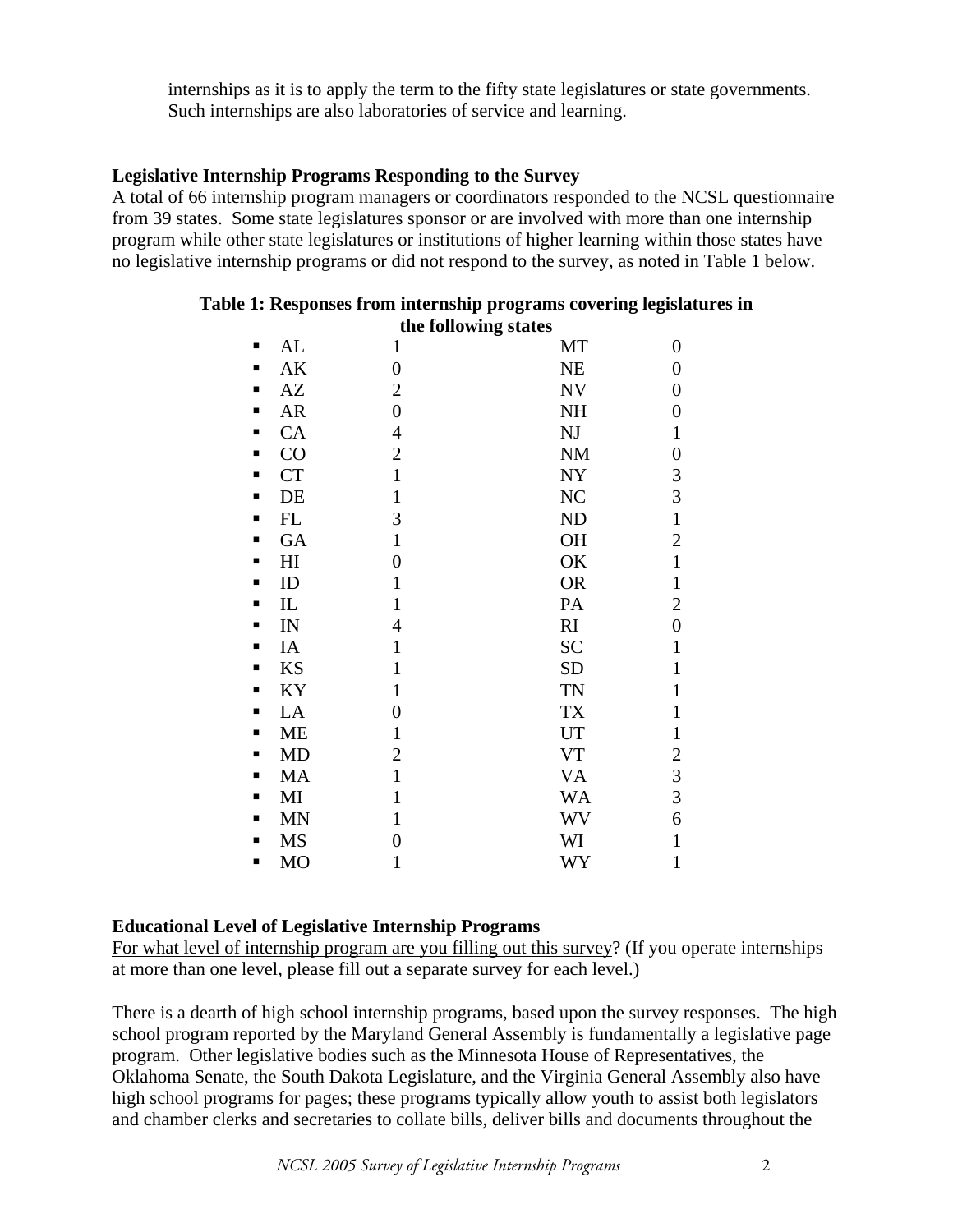internships as it is to apply the term to the fifty state legislatures or state governments. Such internships are also laboratories of service and learning.

**Legislative Internship Programs Responding to the Survey**

A total of 66 internship program managers or coordinators responded to the NCSL questionnaire from 39 states. Some state legislatures sponsor or are involved with more than one internship program while other state legislatures or institutions of higher learning within those states have no legislative internship programs or did not respond to the survey, as noted in Table 1 below.

**Table 1: Responses from internship programs covering legislatures in the following states**

| State | Responses | State | Responses |
|---|---|---|---|
| AL | 1 | MT | 0 |
| AK | 0 | NE | 0 |
| AZ | 2 | NV | 0 |
| AR | 0 | NH | 0 |
| CA | 4 | NJ | 1 |
| CO | 2 | NM | 0 |
| CT | 1 | NY | 3 |
| DE | 1 | NC | 3 |
| FL | 3 | ND | 1 |
| GA | 1 | OH | 2 |
| HI | 0 | OK | 1 |
| ID | 1 | OR | 1 |
| IL | 1 | PA | 2 |
| IN | 4 | RI | 0 |
| IA | 1 | SC | 1 |
| KS | 1 | SD | 1 |
| KY | 1 | TN | 1 |
| LA | 0 | TX | 1 |
| ME | 1 | UT | 1 |
| MD | 2 | VT | 2 |
| MA | 1 | VA | 3 |
| MI | 1 | WA | 3 |
| MN | 1 | WV | 6 |
| MS | 0 | WI | 1 |
| MO | 1 | WY | 1 |

**Educational Level of Legislative Internship Programs**

For what level of internship program are you filling out this survey? (If you operate internships at more than one level, please fill out a separate survey for each level.)

There is a dearth of high school internship programs, based upon the survey responses. The high school program reported by the Maryland General Assembly is fundamentally a legislative page program. Other legislative bodies such as the Minnesota House of Representatives, the Oklahoma Senate, the South Dakota Legislature, and the Virginia General Assembly also have high school programs for pages; these programs typically allow youth to assist both legislators and chamber clerks and secretaries to collate bills, deliver bills and documents throughout the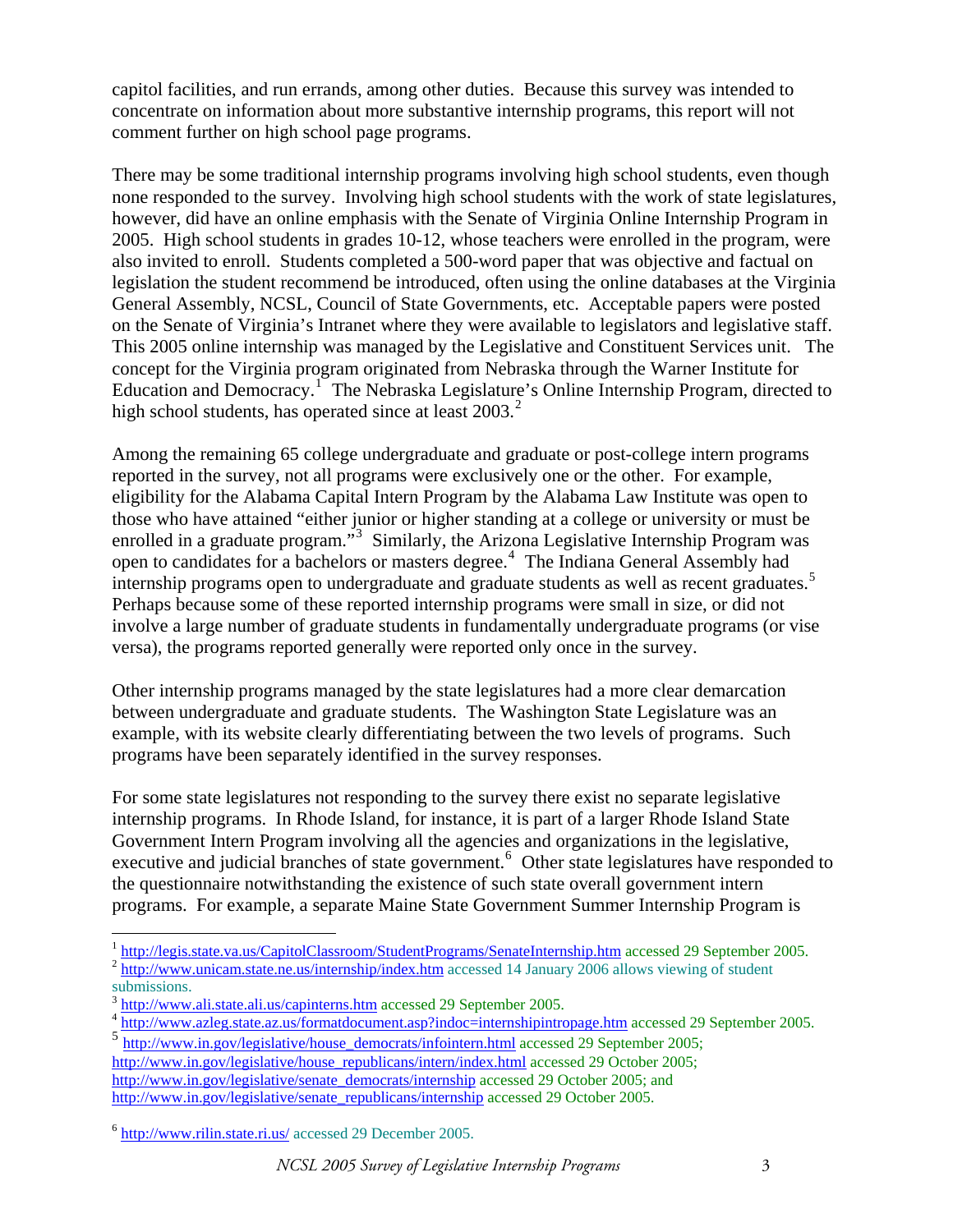capitol facilities, and run errands, among other duties. Because this survey was intended to concentrate on information about more substantive internship programs, this report will not comment further on high school page programs.

There may be some traditional internship programs involving high school students, even though none responded to the survey. Involving high school students with the work of state legislatures, however, did have an online emphasis with the Senate of Virginia Online Internship Program in 2005. High school students in grades 10-12, whose teachers were enrolled in the program, were also invited to enroll. Students completed a 500-word paper that was objective and factual on legislation the student recommend be introduced, often using the online databases at the Virginia General Assembly, NCSL, Council of State Governments, etc. Acceptable papers were posted on the Senate of Virginia's Intranet where they were available to legislators and legislative staff. This 2005 online internship was managed by the Legislative and Constituent Services unit. The concept for the Virginia program originated from Nebraska through the Warner Institute for Education and Democracy.[1] The Nebraska Legislature's Online Internship Program, directed to high school students, has operated since at least 2003.[2]

Among the remaining 65 college undergraduate and graduate or post-college intern programs reported in the survey, not all programs were exclusively one or the other. For example, eligibility for the Alabama Capital Intern Program by the Alabama Law Institute was open to those who have attained "either junior or higher standing at a college or university or must be enrolled in a graduate program."[3] Similarly, the Arizona Legislative Internship Program was open to candidates for a bachelors or masters degree.[4] The Indiana General Assembly had internship programs open to undergraduate and graduate students as well as recent graduates.[5] Perhaps because some of these reported internship programs were small in size, or did not involve a large number of graduate students in fundamentally undergraduate programs (or vise versa), the programs reported generally were reported only once in the survey.

Other internship programs managed by the state legislatures had a more clear demarcation between undergraduate and graduate students. The Washington State Legislature was an example, with its website clearly differentiating between the two levels of programs. Such programs have been separately identified in the survey responses.

For some state legislatures not responding to the survey there exist no separate legislative internship programs. In Rhode Island, for instance, it is part of a larger Rhode Island State Government Intern Program involving all the agencies and organizations in the legislative, executive and judicial branches of state government.[6] Other state legislatures have responded to the questionnaire notwithstanding the existence of such state overall government intern programs. For example, a separate Maine State Government Summer Internship Program is

---

[1] http://legis.state.va.us/CapitolClassroom/StudentPrograms/SenateInternship.htm accessed 29 September 2005.

[2] http://www.unicam.state.ne.us/internship/index.htm accessed 14 January 2006 allows viewing of student submissions.

[3] http://www.ali.state.ali.us/capinterns.htm accessed 29 September 2005.

[4] http://www.azleg.state.az.us/formatdocument.asp?indoc=internshipintropage.htm accessed 29 September 2005.

[5] http://www.in.gov/legislative/house_democrats/infointern.html accessed 29 September 2005; http://www.in.gov/legislative/house_republicans/intern/index.html accessed 29 October 2005; http://www.in.gov/legislative/senate_democrats/internship accessed 29 October 2005; and http://www.in.gov/legislative/senate_republicans/internship accessed 29 October 2005.

[6] http://www.rilin.state.ri.us/ accessed 29 December 2005.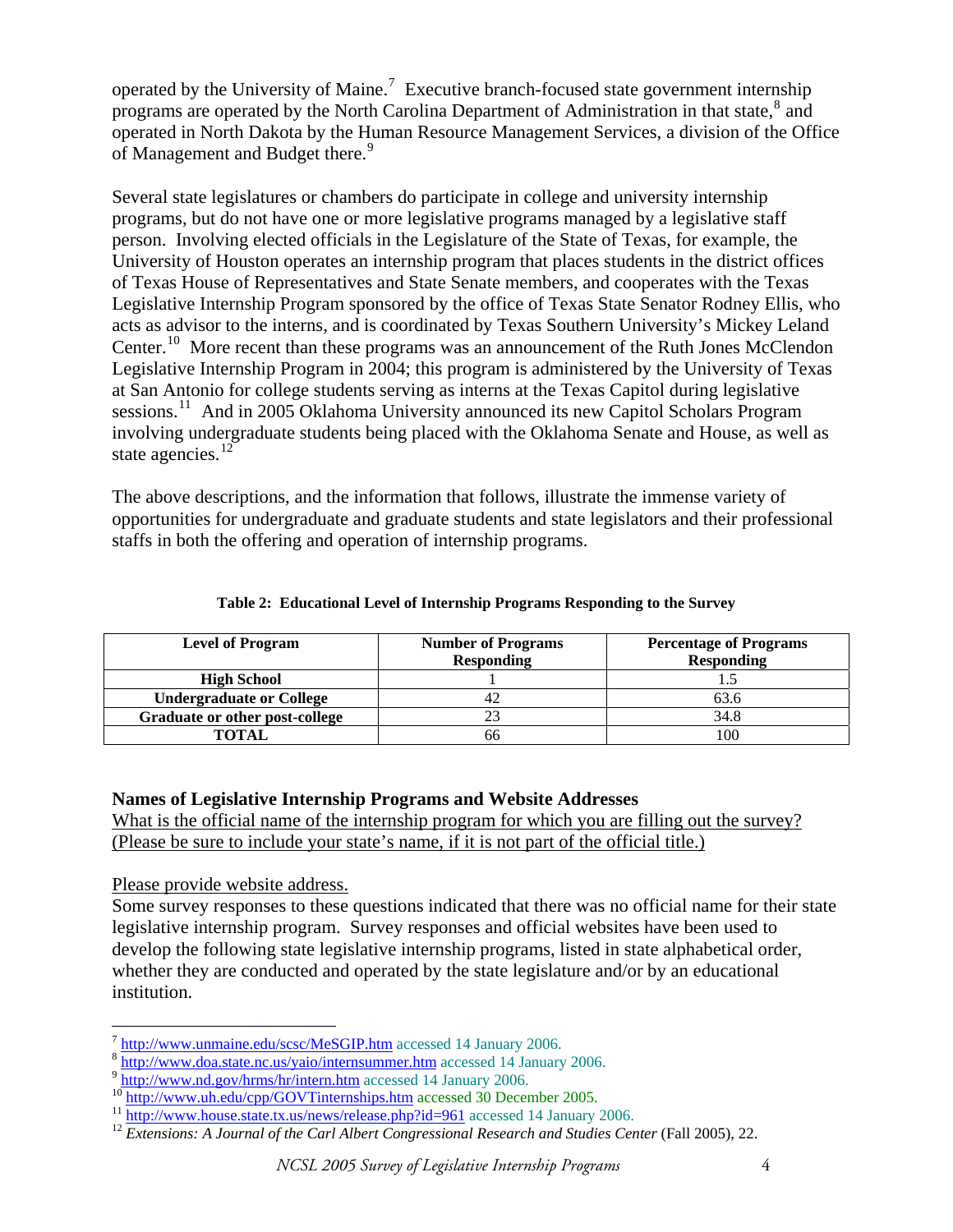operated by the University of Maine.[7] Executive branch-focused state government internship programs are operated by the North Carolina Department of Administration in that state,[8] and operated in North Dakota by the Human Resource Management Services, a division of the Office of Management and Budget there.[9]

Several state legislatures or chambers do participate in college and university internship programs, but do not have one or more legislative programs managed by a legislative staff person. Involving elected officials in the Legislature of the State of Texas, for example, the University of Houston operates an internship program that places students in the district offices of Texas House of Representatives and State Senate members, and cooperates with the Texas Legislative Internship Program sponsored by the office of Texas State Senator Rodney Ellis, who acts as advisor to the interns, and is coordinated by Texas Southern University's Mickey Leland Center.[10] More recent than these programs was an announcement of the Ruth Jones McClendon Legislative Internship Program in 2004; this program is administered by the University of Texas at San Antonio for college students serving as interns at the Texas Capitol during legislative sessions.[11] And in 2005 Oklahoma University announced its new Capitol Scholars Program involving undergraduate students being placed with the Oklahoma Senate and House, as well as state agencies.[12]

The above descriptions, and the information that follows, illustrate the immense variety of opportunities for undergraduate and graduate students and state legislators and their professional staffs in both the offering and operation of internship programs.

**Table 2: Educational Level of Internship Programs Responding to the Survey**

| Level of Program | Number of Programs Responding | Percentage of Programs Responding |
|---|---|---|
| **High School** | 1 | 1.5 |
| **Undergraduate or College** | 42 | 63.6 |
| **Graduate or other post-college** | 23 | 34.8 |
| **TOTAL** | 66 | 100 |

### Names of Legislative Internship Programs and Website Addresses

<u>What is the official name of the internship program for which you are filling out the survey? (Please be sure to include your state's name, if it is not part of the official title.)</u>

<u>Please provide website address.</u>

Some survey responses to these questions indicated that there was no official name for their state legislative internship program. Survey responses and official websites have been used to develop the following state legislative internship programs, listed in state alphabetical order, whether they are conducted and operated by the state legislature and/or by an educational institution.

---

[7] http://www.unmaine.edu/scsc/MeSGIP.htm accessed 14 January 2006.

[8] http://www.doa.state.nc.us/yaio/internsummer.htm accessed 14 January 2006.

[9] http://www.nd.gov/hrms/hr/intern.htm accessed 14 January 2006.

[10] http://www.uh.edu/cpp/GOVTinternships.htm accessed 30 December 2005.

[11] http://www.house.state.tx.us/news/release.php?id=961 accessed 14 January 2006.

[12] *Extensions: A Journal of the Carl Albert Congressional Research and Studies Center* (Fall 2005), 22.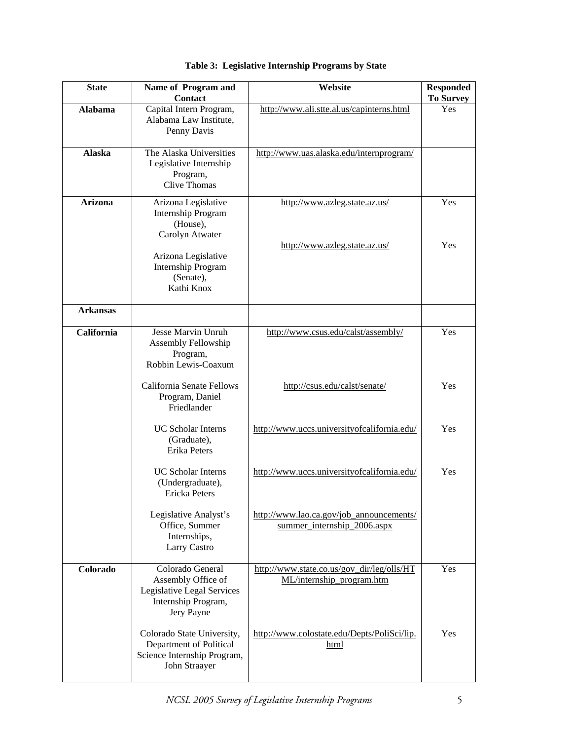**Table 3: Legislative Internship Programs by State**

| State | Name of Program and Contact | Website | Responded To Survey |
|---|---|---|---|
| **Alabama** | Capital Intern Program, Alabama Law Institute, Penny Davis | http://www.ali.stte.al.us/capinterns.html | Yes |
| **Alaska** | The Alaska Universities Legislative Internship Program, Clive Thomas | http://www.uas.alaska.edu/internprogram/ | |
| **Arizona** | Arizona Legislative Internship Program (House), Carolyn Atwater | http://www.azleg.state.az.us/ | Yes |
| | Arizona Legislative Internship Program (Senate), Kathi Knox | http://www.azleg.state.az.us/ | Yes |
| **Arkansas** | | | |
| **California** | Jesse Marvin Unruh Assembly Fellowship Program, Robbin Lewis-Coaxum | http://www.csus.edu/calst/assembly/ | Yes |
| | California Senate Fellows Program, Daniel Friedlander | http://csus.edu/calst/senate/ | Yes |
| | UC Scholar Interns (Graduate), Erika Peters | http://www.uccs.universityofcalifornia.edu/ | Yes |
| | UC Scholar Interns (Undergraduate), Ericka Peters | http://www.uccs.universityofcalifornia.edu/ | Yes |
| | Legislative Analyst's Office, Summer Internships, Larry Castro | http://www.lao.ca.gov/job_announcements/summer_internship_2006.aspx | |
| **Colorado** | Colorado General Assembly Office of Legislative Legal Services Internship Program, Jery Payne | http://www.state.co.us/gov_dir/leg/olls/HTML/internship_program.htm | Yes |
| | Colorado State University, Department of Political Science Internship Program, John Straayer | http://www.colostate.edu/Depts/PoliSci/lip.html | Yes |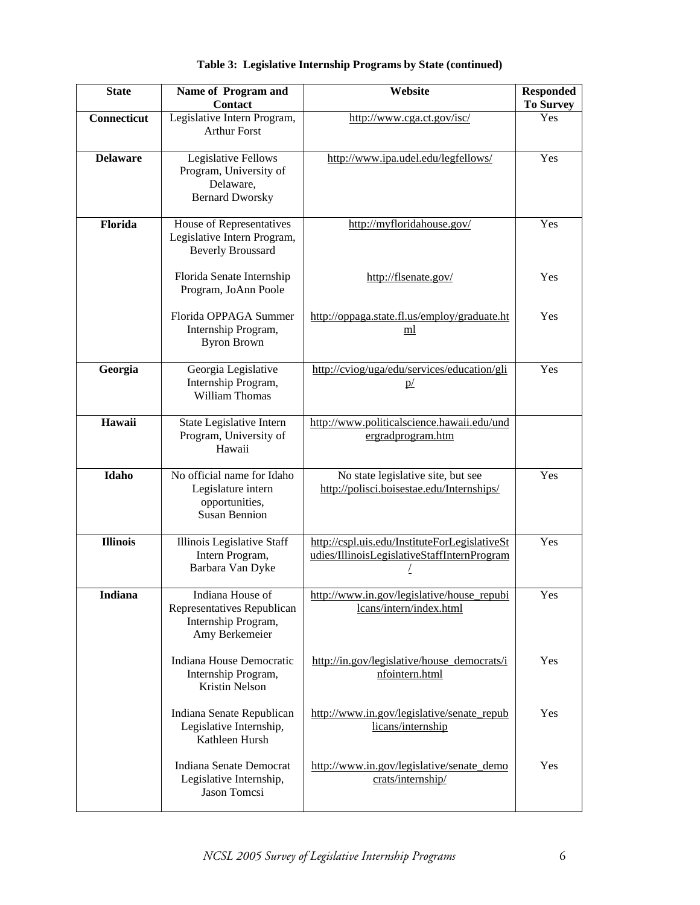**Table 3: Legislative Internship Programs by State (continued)**

| State | Name of Program and Contact | Website | Responded To Survey |
|---|---|---|---|
| **Connecticut** | Legislative Intern Program, Arthur Forst | http://www.cga.ct.gov/isc/ | Yes |
| **Delaware** | Legislative Fellows Program, University of Delaware, Bernard Dworsky | http://www.ipa.udel.edu/legfellows/ | Yes |
| **Florida** | House of Representatives Legislative Intern Program, Beverly Broussard | http://myfloridahouse.gov/ | Yes |
| | Florida Senate Internship Program, JoAnn Poole | http://flsenate.gov/ | Yes |
| | Florida OPPAGA Summer Internship Program, Byron Brown | http://oppaga.state.fl.us/employ/graduate.html | Yes |
| **Georgia** | Georgia Legislative Internship Program, William Thomas | http://cviog/uga/edu/services/education/glip/ | Yes |
| **Hawaii** | State Legislative Intern Program, University of Hawaii | http://www.politicalscience.hawaii.edu/undergradprogram.htm | |
| **Idaho** | No official name for Idaho Legislature intern opportunities, Susan Bennion | No state legislative site, but see http://polisci.boisestae.edu/Internships/ | Yes |
| **Illinois** | Illinois Legislative Staff Intern Program, Barbara Van Dyke | http://cspl.uis.edu/InstituteForLegislativeStudies/IllinoisLegislativeStaffInternProgram/ | Yes |
| **Indiana** | Indiana House of Representatives Republican Internship Program, Amy Berkemeier | http://www.in.gov/legislative/house_republicans/intern/index.html | Yes |
| | Indiana House Democratic Internship Program, Kristin Nelson | http://in.gov/legislative/house_democrats/infointern.html | Yes |
| | Indiana Senate Republican Legislative Internship, Kathleen Hursh | http://www.in.gov/legislative/senate_republicans/internship | Yes |
| | Indiana Senate Democrat Legislative Internship, Jason Tomcsi | http://www.in.gov/legislative/senate_democrats/internship/ | Yes |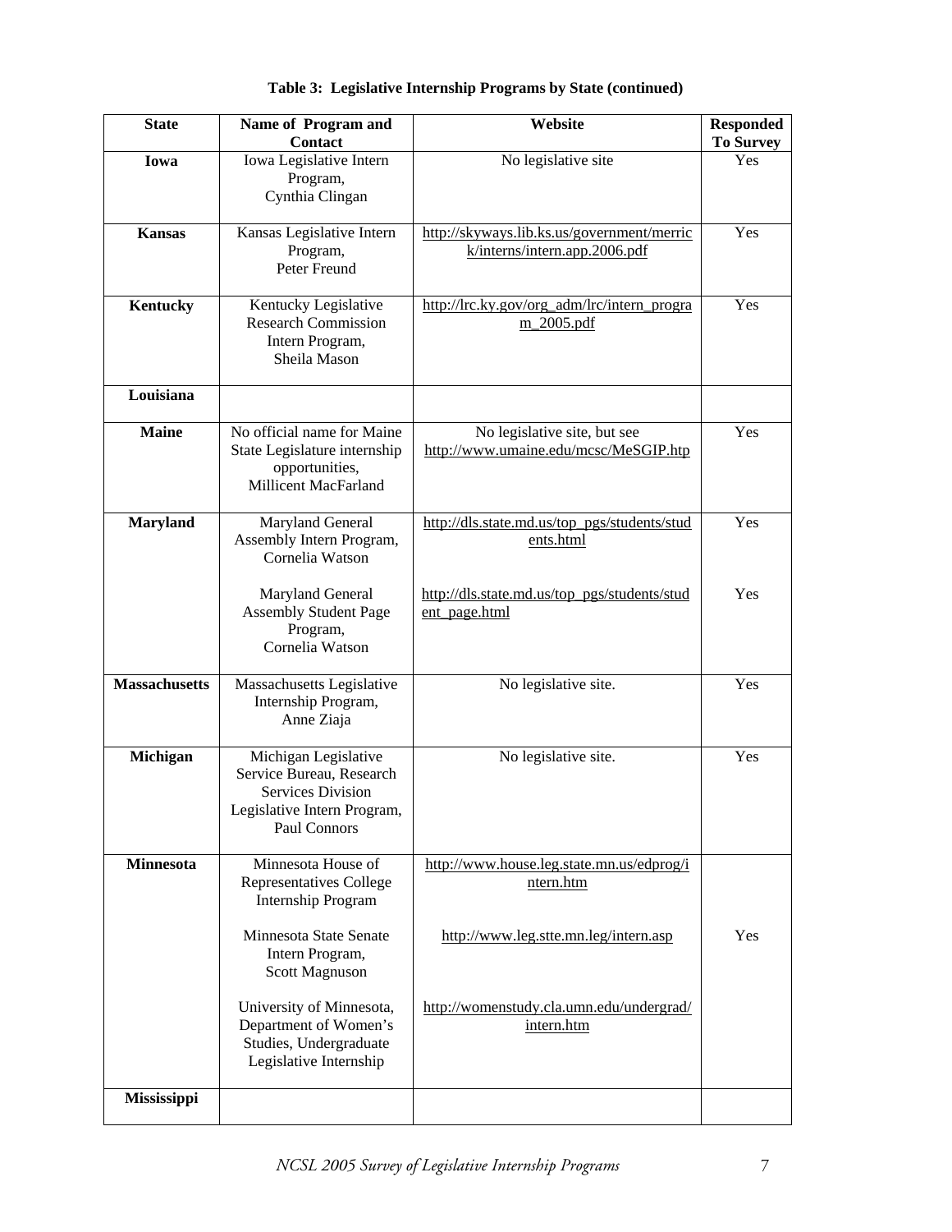**Table 3: Legislative Internship Programs by State (continued)**

| State | Name of Program and Contact | Website | Responded To Survey |
|---|---|---|---|
| **Iowa** | Iowa Legislative Intern Program, Cynthia Clingan | No legislative site | Yes |
| **Kansas** | Kansas Legislative Intern Program, Peter Freund | http://skyways.lib.ks.us/government/merrick/interns/intern.app.2006.pdf | Yes |
| **Kentucky** | Kentucky Legislative Research Commission Intern Program, Sheila Mason | http://lrc.ky.gov/org_adm/lrc/intern_program_2005.pdf | Yes |
| **Louisiana** | | | |
| **Maine** | No official name for Maine State Legislature internship opportunities, Millicent MacFarland | No legislative site, but see http://www.umaine.edu/mcsc/MeSGIP.htp | Yes |
| **Maryland** | Maryland General Assembly Intern Program, Cornelia Watson | http://dls.state.md.us/top_pgs/students/students.html | Yes |
| | Maryland General Assembly Student Page Program, Cornelia Watson | http://dls.state.md.us/top_pgs/students/student_page.html | Yes |
| **Massachusetts** | Massachusetts Legislative Internship Program, Anne Ziaja | No legislative site. | Yes |
| **Michigan** | Michigan Legislative Service Bureau, Research Services Division Legislative Intern Program, Paul Connors | No legislative site. | Yes |
| **Minnesota** | Minnesota House of Representatives College Internship Program | http://www.house.leg.state.mn.us/edprog/intern.htm | |
| | Minnesota State Senate Intern Program, Scott Magnuson | http://www.leg.stte.mn.leg/intern.asp | Yes |
| | University of Minnesota, Department of Women's Studies, Undergraduate Legislative Internship | http://womenstudy.cla.umn.edu/undergrad/intern.htm | |
| **Mississippi** | | | |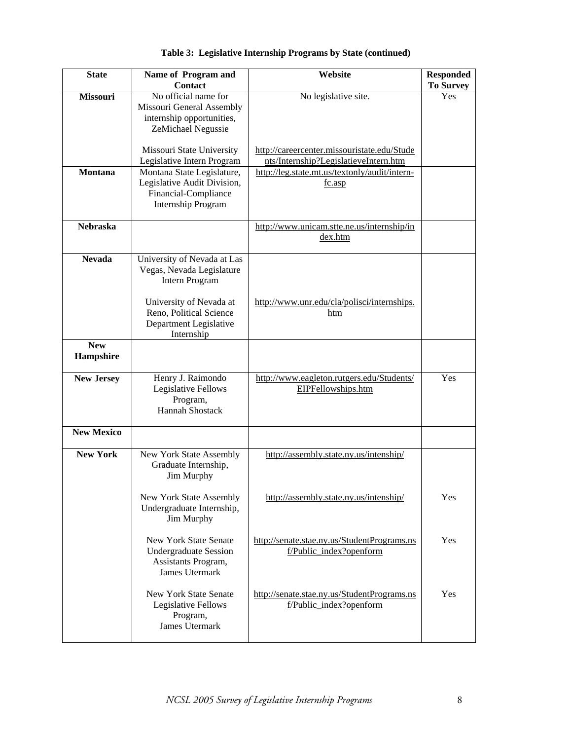**Table 3: Legislative Internship Programs by State (continued)**

| State | Name of Program and Contact | Website | Responded To Survey |
|---|---|---|---|
| **Missouri** | No official name for Missouri General Assembly internship opportunities, ZeMichael Negussie | No legislative site. | Yes |
| | Missouri State University Legislative Intern Program | http://careercenter.missouristate.edu/Students/Internship?LegislatieveIntern.htm | |
| **Montana** | Montana State Legislature, Legislative Audit Division, Financial-Compliance Internship Program | http://leg.state.mt.us/textonly/audit/intern-fc.asp | |
| **Nebraska** | | http://www.unicam.stte.ne.us/internship/index.htm | |
| **Nevada** | University of Nevada at Las Vegas, Nevada Legislature Intern Program | | |
| | University of Nevada at Reno, Political Science Department Legislative Internship | http://www.unr.edu/cla/polisci/internships.htm | |
| **New Hampshire** | | | |
| **New Jersey** | Henry J. Raimondo Legislative Fellows Program, Hannah Shostack | http://www.eagleton.rutgers.edu/Students/EIPFellowships.htm | Yes |
| **New Mexico** | | | |
| **New York** | New York State Assembly Graduate Internship, Jim Murphy | http://assembly.state.ny.us/intenship/ | |
| | New York State Assembly Undergraduate Internship, Jim Murphy | http://assembly.state.ny.us/intenship/ | Yes |
| | New York State Senate Undergraduate Session Assistants Program, James Utermark | http://senate.stae.ny.us/StudentPrograms.nsf/Public_index?openform | Yes |
| | New York State Senate Legislative Fellows Program, James Utermark | http://senate.stae.ny.us/StudentPrograms.nsf/Public_index?openform | Yes |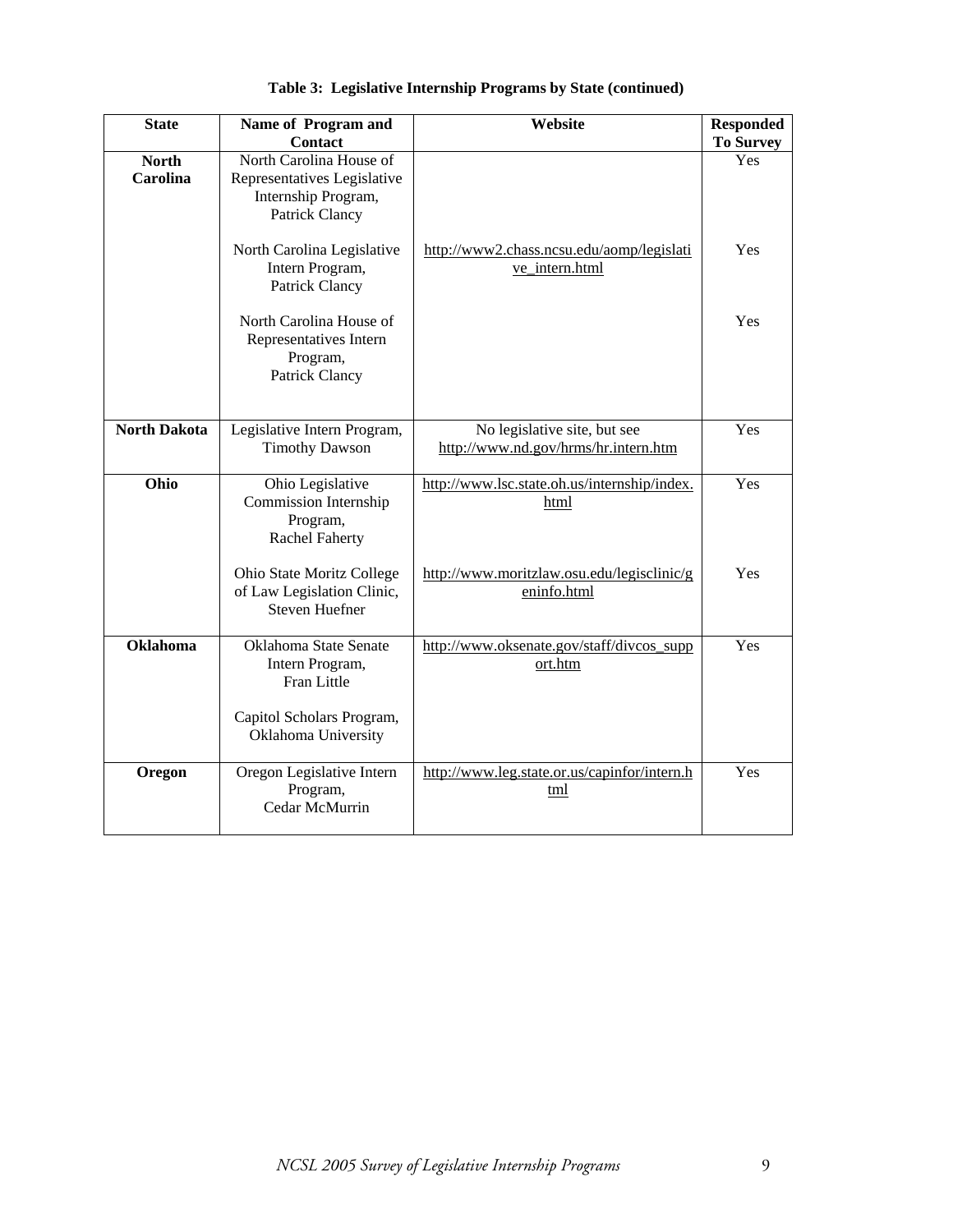**Table 3: Legislative Internship Programs by State (continued)**

| State | Name of Program and Contact | Website | Responded To Survey |
|---|---|---|---|
| **North Carolina** | North Carolina House of Representatives Legislative Internship Program, Patrick Clancy | | Yes |
| | North Carolina Legislative Intern Program, Patrick Clancy | http://www2.chass.ncsu.edu/aomp/legislative_intern.html | Yes |
| | North Carolina House of Representatives Intern Program, Patrick Clancy | | Yes |
| **North Dakota** | Legislative Intern Program, Timothy Dawson | No legislative site, but see http://www.nd.gov/hrms/hr.intern.htm | Yes |
| **Ohio** | Ohio Legislative Commission Internship Program, Rachel Faherty | http://www.lsc.state.oh.us/internship/index.html | Yes |
| | Ohio State Moritz College of Law Legislation Clinic, Steven Huefner | http://www.moritzlaw.osu.edu/legisclinic/geninfo.html | Yes |
| **Oklahoma** | Oklahoma State Senate Intern Program, Fran Little | http://www.oksenate.gov/staff/divcos_support.htm | Yes |
| | Capitol Scholars Program, Oklahoma University | | |
| **Oregon** | Oregon Legislative Intern Program, Cedar McMurrin | http://www.leg.state.or.us/capinfor/intern.html | Yes |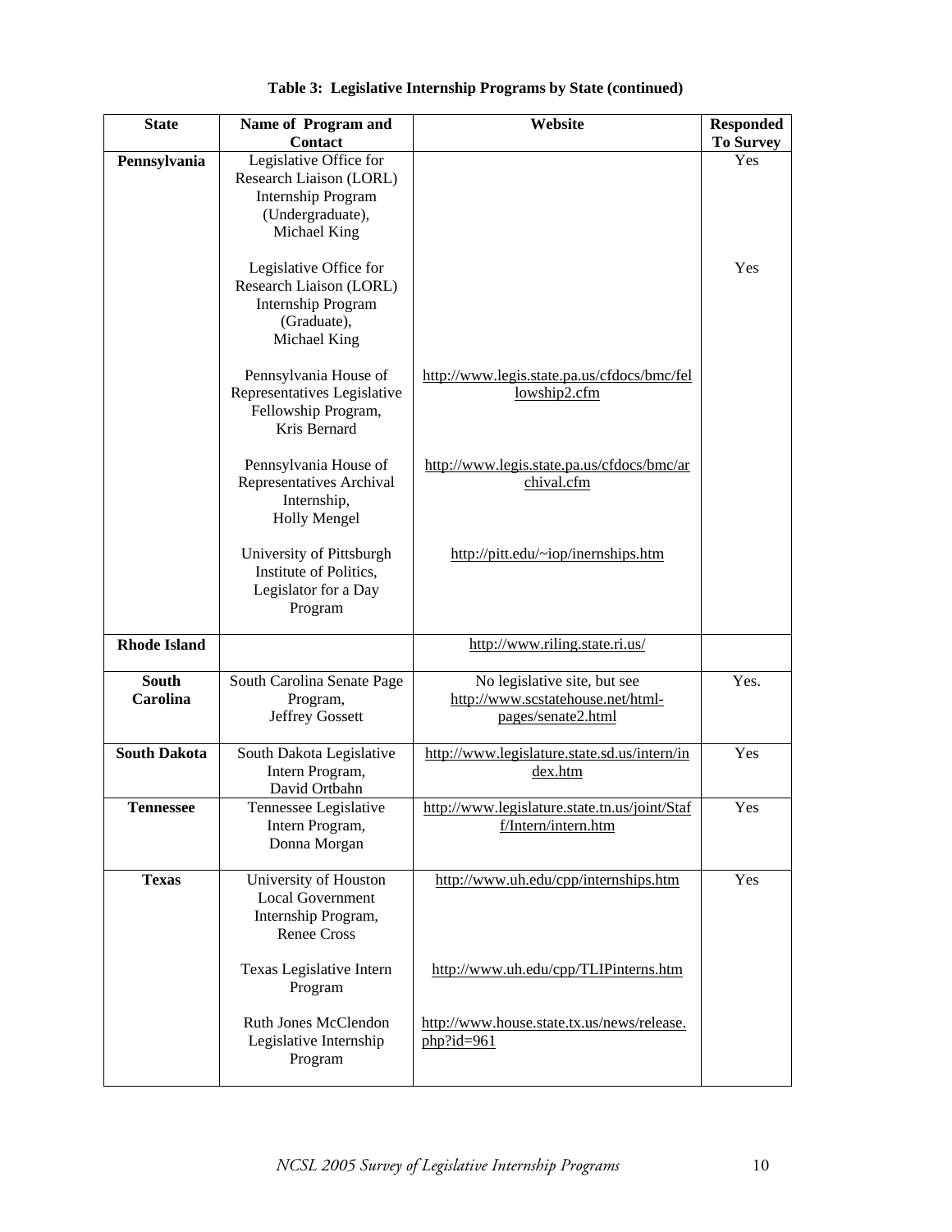**Table 3: Legislative Internship Programs by State (continued)**

| State | Name of Program and Contact | Website | Responded To Survey |
|---|---|---|---|
| **Pennsylvania** | Legislative Office for Research Liaison (LORL) Internship Program (Undergraduate), Michael King | | Yes |
| | Legislative Office for Research Liaison (LORL) Internship Program (Graduate), Michael King | | Yes |
| | Pennsylvania House of Representatives Legislative Fellowship Program, Kris Bernard | http://www.legis.state.pa.us/cfdocs/bmc/fellowship2.cfm | |
| | Pennsylvania House of Representatives Archival Internship, Holly Mengel | http://www.legis.state.pa.us/cfdocs/bmc/archival.cfm | |
| | University of Pittsburgh Institute of Politics, Legislator for a Day Program | http://pitt.edu/~iop/inernships.htm | |
| **Rhode Island** | | http://www.riling.state.ri.us/ | |
| **South Carolina** | South Carolina Senate Page Program, Jeffrey Gossett | No legislative site, but see http://www.scstatehouse.net/html-pages/senate2.html | Yes. |
| **South Dakota** | South Dakota Legislative Intern Program, David Ortbahn | http://www.legislature.state.sd.us/intern/index.htm | Yes |
| **Tennessee** | Tennessee Legislative Intern Program, Donna Morgan | http://www.legislature.state.tn.us/joint/Staff/Intern/intern.htm | Yes |
| **Texas** | University of Houston Local Government Internship Program, Renee Cross | http://www.uh.edu/cpp/internships.htm | Yes |
| | Texas Legislative Intern Program | http://www.uh.edu/cpp/TLIPinterns.htm | |
| | Ruth Jones McClendon Legislative Internship Program | http://www.house.state.tx.us/news/release.php?id=961 | |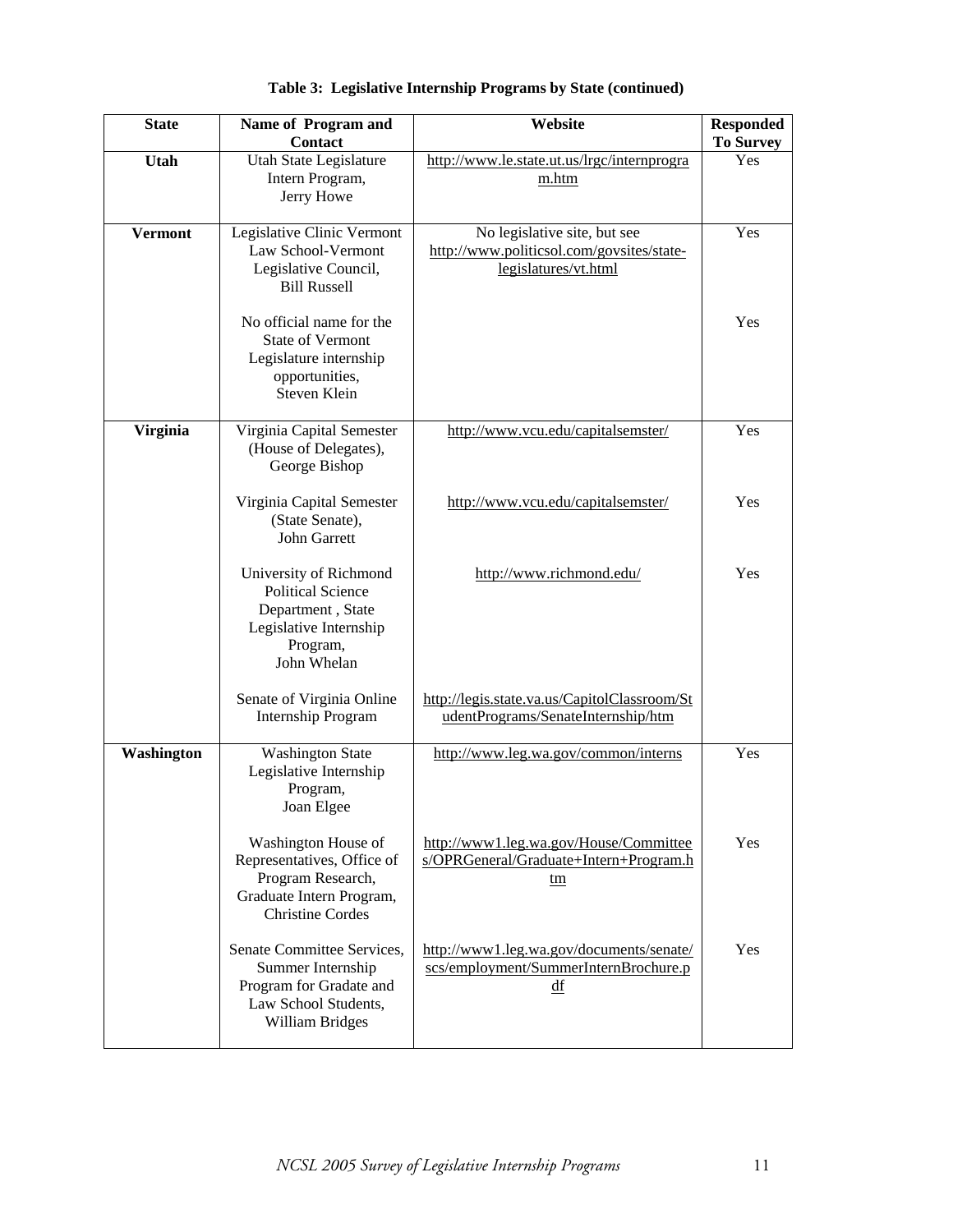**Table 3: Legislative Internship Programs by State (continued)**

| State | Name of Program and Contact | Website | Responded To Survey |
|---|---|---|---|
| **Utah** | Utah State Legislature Intern Program, Jerry Howe | http://www.le.state.ut.us/lrgc/internprogram.htm | Yes |
| **Vermont** | Legislative Clinic Vermont Law School-Vermont Legislative Council, Bill Russell | No legislative site, but see http://www.politicsol.com/govsites/state-legislatures/vt.html | Yes |
| | No official name for the State of Vermont Legislature internship opportunities, Steven Klein | | Yes |
| **Virginia** | Virginia Capital Semester (House of Delegates), George Bishop | http://www.vcu.edu/capitalsemster/ | Yes |
| | Virginia Capital Semester (State Senate), John Garrett | http://www.vcu.edu/capitalsemster/ | Yes |
| | University of Richmond Political Science Department , State Legislative Internship Program, John Whelan | http://www.richmond.edu/ | Yes |
| | Senate of Virginia Online Internship Program | http://legis.state.va.us/CapitolClassroom/StudentPrograms/SenateInternship/htm | |
| **Washington** | Washington State Legislative Internship Program, Joan Elgee | http://www.leg.wa.gov/common/interns | Yes |
| | Washington House of Representatives, Office of Program Research, Graduate Intern Program, Christine Cordes | http://www1.leg.wa.gov/House/Committees/OPRGeneral/Graduate+Intern+Program.htm | Yes |
| | Senate Committee Services, Summer Internship Program for Gradate and Law School Students, William Bridges | http://www1.leg.wa.gov/documents/senate/scs/employment/SummerInternBrochure.pdf | Yes |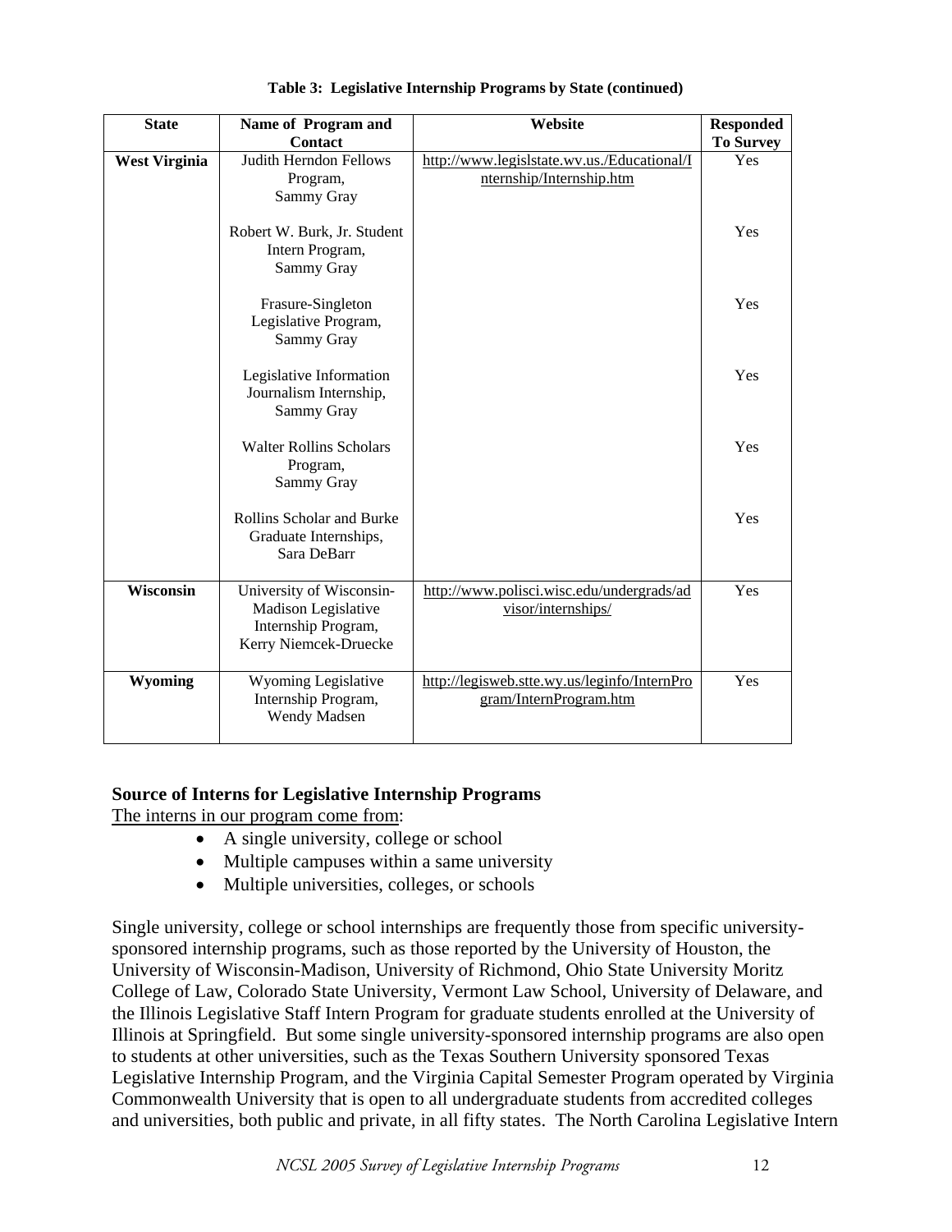**Table 3: Legislative Internship Programs by State (continued)**

| State | Name of Program and Contact | Website | Responded To Survey |
|---|---|---|---|
| **West Virginia** | Judith Herndon Fellows Program, Sammy Gray | http://www.legislstate.wv.us./Educational/Internship/Internship.htm | Yes |
| | Robert W. Burk, Jr. Student Intern Program, Sammy Gray | | Yes |
| | Frasure-Singleton Legislative Program, Sammy Gray | | Yes |
| | Legislative Information Journalism Internship, Sammy Gray | | Yes |
| | Walter Rollins Scholars Program, Sammy Gray | | Yes |
| | Rollins Scholar and Burke Graduate Internships, Sara DeBarr | | Yes |
| **Wisconsin** | University of Wisconsin-Madison Legislative Internship Program, Kerry Niemcek-Druecke | http://www.polisci.wisc.edu/undergrads/advisor/internships/ | Yes |
| **Wyoming** | Wyoming Legislative Internship Program, Wendy Madsen | http://legisweb.stte.wy.us/leginfo/InternProgram/InternProgram.htm | Yes |

**Source of Interns for Legislative Internship Programs**

The interns in our program come from:

- A single university, college or school
- Multiple campuses within a same university
- Multiple universities, colleges, or schools

Single university, college or school internships are frequently those from specific university-sponsored internship programs, such as those reported by the University of Houston, the University of Wisconsin-Madison, University of Richmond, Ohio State University Moritz College of Law, Colorado State University, Vermont Law School, University of Delaware, and the Illinois Legislative Staff Intern Program for graduate students enrolled at the University of Illinois at Springfield. But some single university-sponsored internship programs are also open to students at other universities, such as the Texas Southern University sponsored Texas Legislative Internship Program, and the Virginia Capital Semester Program operated by Virginia Commonwealth University that is open to all undergraduate students from accredited colleges and universities, both public and private, in all fifty states. The North Carolina Legislative Intern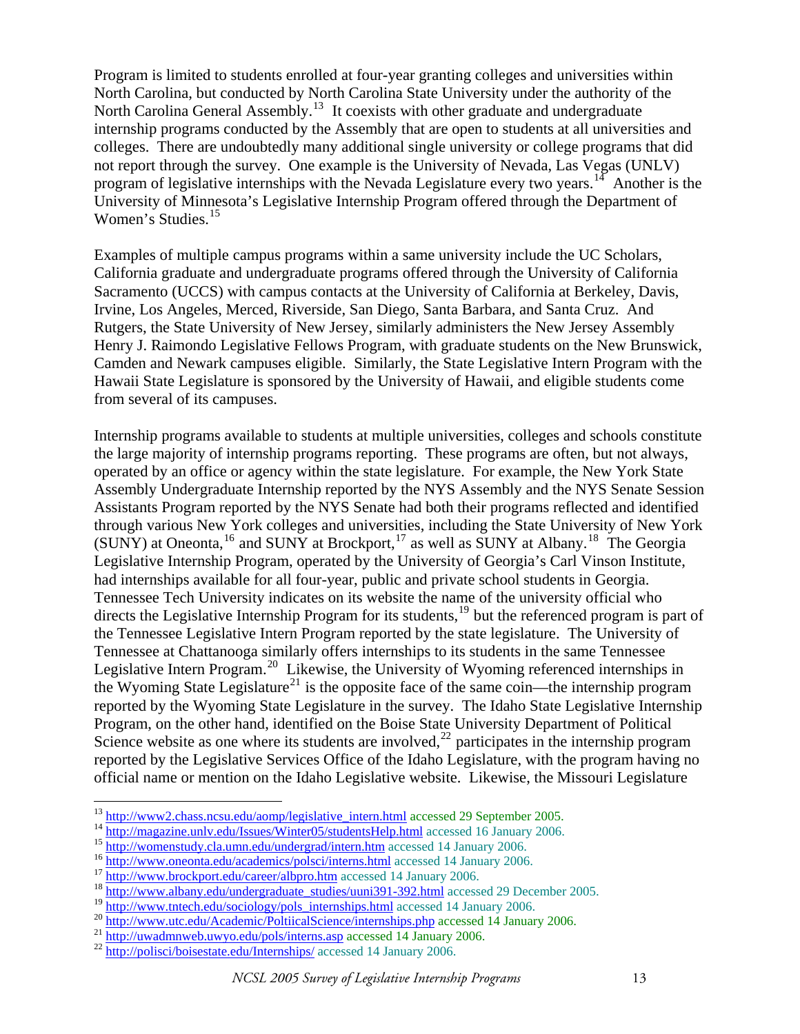Program is limited to students enrolled at four-year granting colleges and universities within North Carolina, but conducted by North Carolina State University under the authority of the North Carolina General Assembly.[13] It coexists with other graduate and undergraduate internship programs conducted by the Assembly that are open to students at all universities and colleges. There are undoubtedly many additional single university or college programs that did not report through the survey. One example is the University of Nevada, Las Vegas (UNLV) program of legislative internships with the Nevada Legislature every two years.[14] Another is the University of Minnesota's Legislative Internship Program offered through the Department of Women's Studies.[15]

Examples of multiple campus programs within a same university include the UC Scholars, California graduate and undergraduate programs offered through the University of California Sacramento (UCCS) with campus contacts at the University of California at Berkeley, Davis, Irvine, Los Angeles, Merced, Riverside, San Diego, Santa Barbara, and Santa Cruz. And Rutgers, the State University of New Jersey, similarly administers the New Jersey Assembly Henry J. Raimondo Legislative Fellows Program, with graduate students on the New Brunswick, Camden and Newark campuses eligible. Similarly, the State Legislative Intern Program with the Hawaii State Legislature is sponsored by the University of Hawaii, and eligible students come from several of its campuses.

Internship programs available to students at multiple universities, colleges and schools constitute the large majority of internship programs reporting. These programs are often, but not always, operated by an office or agency within the state legislature. For example, the New York State Assembly Undergraduate Internship reported by the NYS Assembly and the NYS Senate Session Assistants Program reported by the NYS Senate had both their programs reflected and identified through various New York colleges and universities, including the State University of New York (SUNY) at Oneonta,[16] and SUNY at Brockport,[17] as well as SUNY at Albany.[18] The Georgia Legislative Internship Program, operated by the University of Georgia's Carl Vinson Institute, had internships available for all four-year, public and private school students in Georgia. Tennessee Tech University indicates on its website the name of the university official who directs the Legislative Internship Program for its students,[19] but the referenced program is part of the Tennessee Legislative Intern Program reported by the state legislature. The University of Tennessee at Chattanooga similarly offers internships to its students in the same Tennessee Legislative Intern Program.[20] Likewise, the University of Wyoming referenced internships in the Wyoming State Legislature[21] is the opposite face of the same coin—the internship program reported by the Wyoming State Legislature in the survey. The Idaho State Legislative Internship Program, on the other hand, identified on the Boise State University Department of Political Science website as one where its students are involved,[22] participates in the internship program reported by the Legislative Services Office of the Idaho Legislature, with the program having no official name or mention on the Idaho Legislative website. Likewise, the Missouri Legislature

---

[13] http://www2.chass.ncsu.edu/aomp/legislative_intern.html accessed 29 September 2005.
[14] http://magazine.unlv.edu/Issues/Winter05/studentsHelp.html accessed 16 January 2006.
[15] http://womenstudy.cla.umn.edu/undergrad/intern.htm accessed 14 January 2006.
[16] http://www.oneonta.edu/academics/polsci/interns.html accessed 14 January 2006.
[17] http://www.brockport.edu/career/albpro.htm accessed 14 January 2006.
[18] http://www.albany.edu/undergraduate_studies/uuni391-392.html accessed 29 December 2005.
[19] http://www.tntech.edu/sociology/pols_internships.html accessed 14 January 2006.
[20] http://www.utc.edu/Academic/PoltiicalScience/internships.php accessed 14 January 2006.
[21] http://uwadmnweb.uwyo.edu/pols/interns.asp accessed 14 January 2006.
[22] http://polisci/boisestate.edu/Internships/ accessed 14 January 2006.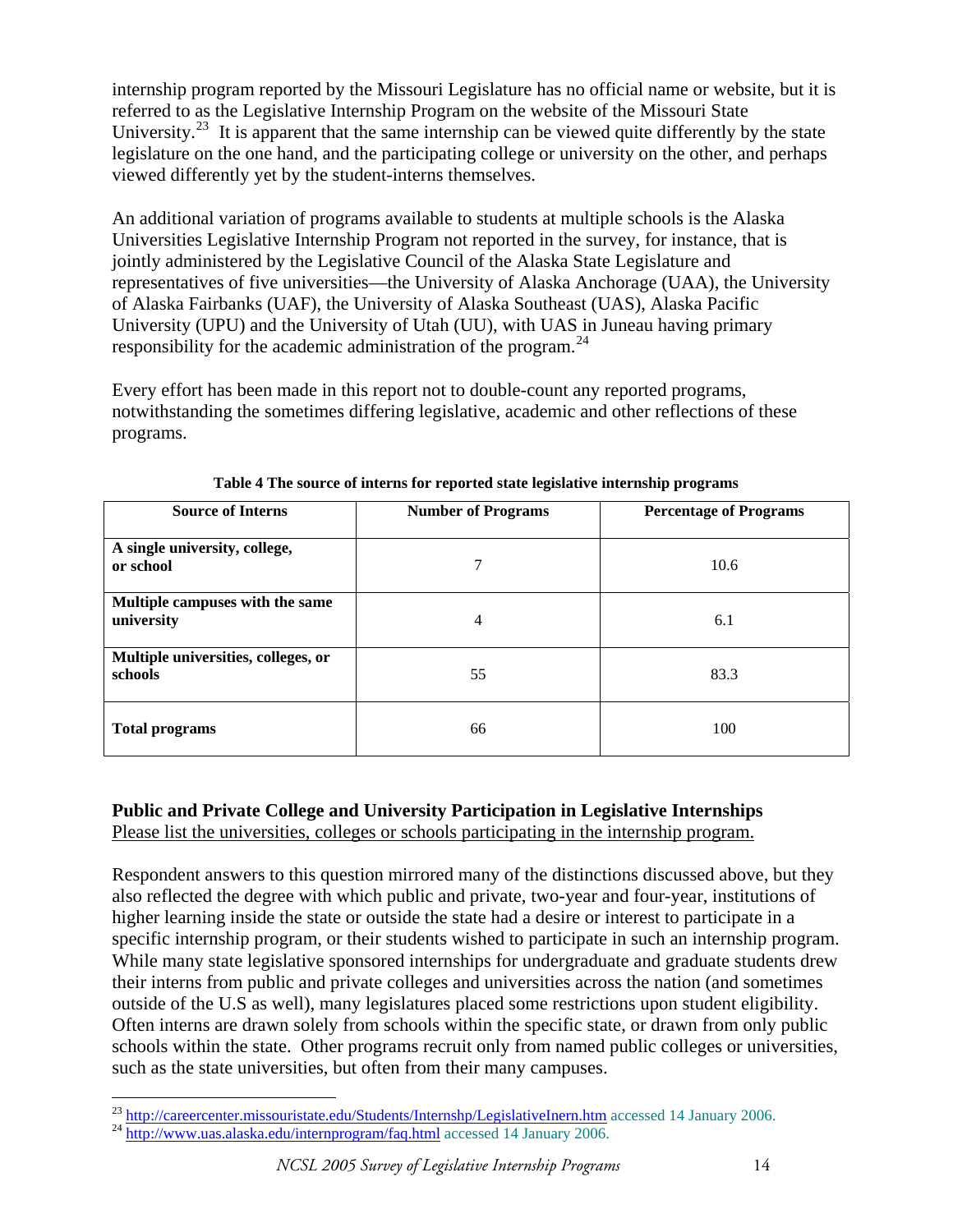internship program reported by the Missouri Legislature has no official name or website, but it is referred to as the Legislative Internship Program on the website of the Missouri State University.[23] It is apparent that the same internship can be viewed quite differently by the state legislature on the one hand, and the participating college or university on the other, and perhaps viewed differently yet by the student-interns themselves.

An additional variation of programs available to students at multiple schools is the Alaska Universities Legislative Internship Program not reported in the survey, for instance, that is jointly administered by the Legislative Council of the Alaska State Legislature and representatives of five universities—the University of Alaska Anchorage (UAA), the University of Alaska Fairbanks (UAF), the University of Alaska Southeast (UAS), Alaska Pacific University (UPU) and the University of Utah (UU), with UAS in Juneau having primary responsibility for the academic administration of the program.[24]

Every effort has been made in this report not to double-count any reported programs, notwithstanding the sometimes differing legislative, academic and other reflections of these programs.

**Table 4 The source of interns for reported state legislative internship programs**

| Source of Interns | Number of Programs | Percentage of Programs |
|---|---|---|
| **A single university, college, or school** | 7 | 10.6 |
| **Multiple campuses with the same university** | 4 | 6.1 |
| **Multiple universities, colleges, or schools** | 55 | 83.3 |
| **Total programs** | 66 | 100 |

## Public and Private College and University Participation in Legislative Internships

<u>Please list the universities, colleges or schools participating in the internship program.</u>

Respondent answers to this question mirrored many of the distinctions discussed above, but they also reflected the degree with which public and private, two-year and four-year, institutions of higher learning inside the state or outside the state had a desire or interest to participate in a specific internship program, or their students wished to participate in such an internship program. While many state legislative sponsored internships for undergraduate and graduate students drew their interns from public and private colleges and universities across the nation (and sometimes outside of the U.S as well), many legislatures placed some restrictions upon student eligibility. Often interns are drawn solely from schools within the specific state, or drawn from only public schools within the state. Other programs recruit only from named public colleges or universities, such as the state universities, but often from their many campuses.

---

[23] http://careercenter.missouristate.edu/Students/Internshp/LegislativeInern.htm accessed 14 January 2006.

[24] http://www.uas.alaska.edu/internprogram/faq.html accessed 14 January 2006.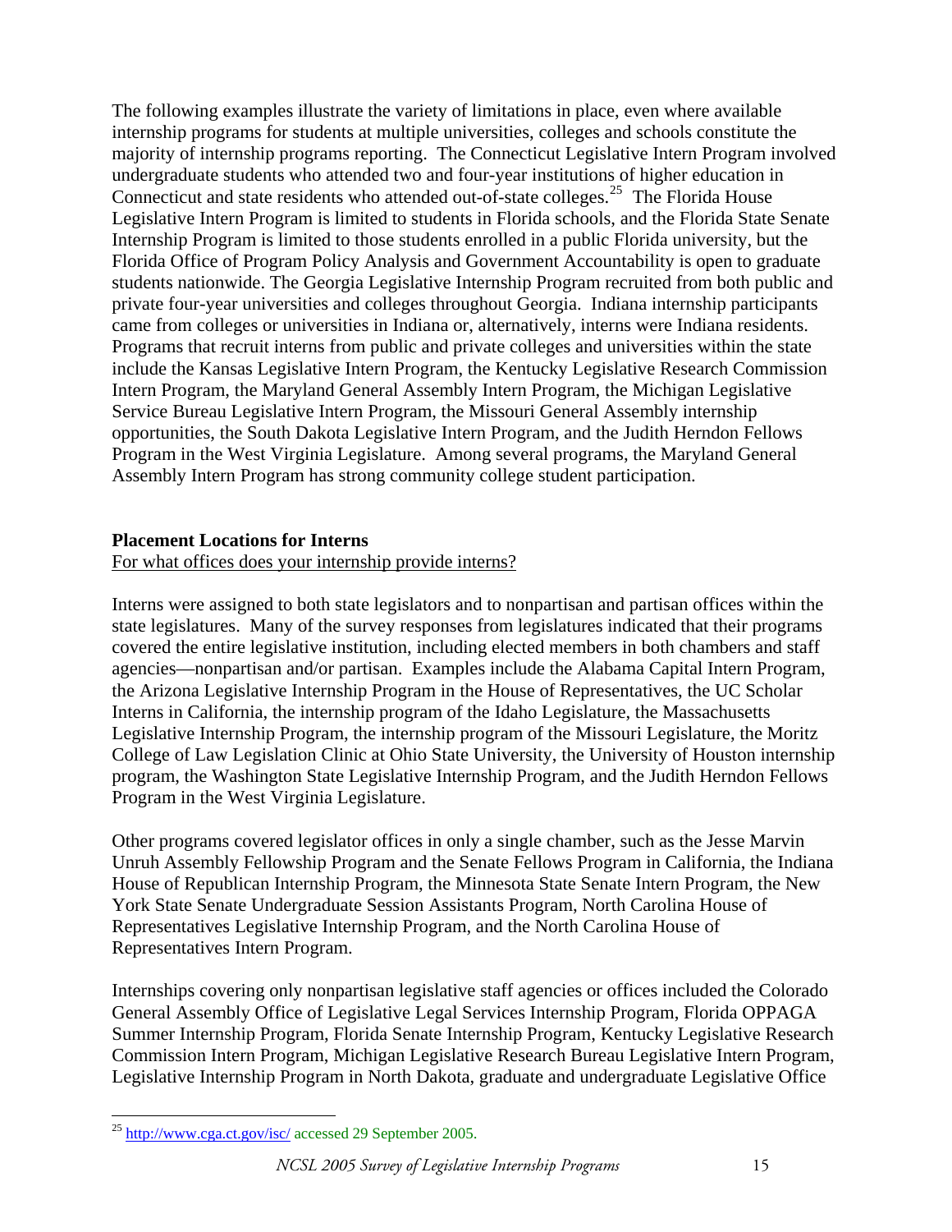The following examples illustrate the variety of limitations in place, even where available internship programs for students at multiple universities, colleges and schools constitute the majority of internship programs reporting. The Connecticut Legislative Intern Program involved undergraduate students who attended two and four-year institutions of higher education in Connecticut and state residents who attended out-of-state colleges.[25] The Florida House Legislative Intern Program is limited to students in Florida schools, and the Florida State Senate Internship Program is limited to those students enrolled in a public Florida university, but the Florida Office of Program Policy Analysis and Government Accountability is open to graduate students nationwide. The Georgia Legislative Internship Program recruited from both public and private four-year universities and colleges throughout Georgia. Indiana internship participants came from colleges or universities in Indiana or, alternatively, interns were Indiana residents. Programs that recruit interns from public and private colleges and universities within the state include the Kansas Legislative Intern Program, the Kentucky Legislative Research Commission Intern Program, the Maryland General Assembly Intern Program, the Michigan Legislative Service Bureau Legislative Intern Program, the Missouri General Assembly internship opportunities, the South Dakota Legislative Intern Program, and the Judith Herndon Fellows Program in the West Virginia Legislature. Among several programs, the Maryland General Assembly Intern Program has strong community college student participation.

**Placement Locations for Interns**

For what offices does your internship provide interns?

Interns were assigned to both state legislators and to nonpartisan and partisan offices within the state legislatures. Many of the survey responses from legislatures indicated that their programs covered the entire legislative institution, including elected members in both chambers and staff agencies—nonpartisan and/or partisan. Examples include the Alabama Capital Intern Program, the Arizona Legislative Internship Program in the House of Representatives, the UC Scholar Interns in California, the internship program of the Idaho Legislature, the Massachusetts Legislative Internship Program, the internship program of the Missouri Legislature, the Moritz College of Law Legislation Clinic at Ohio State University, the University of Houston internship program, the Washington State Legislative Internship Program, and the Judith Herndon Fellows Program in the West Virginia Legislature.

Other programs covered legislator offices in only a single chamber, such as the Jesse Marvin Unruh Assembly Fellowship Program and the Senate Fellows Program in California, the Indiana House of Republican Internship Program, the Minnesota State Senate Intern Program, the New York State Senate Undergraduate Session Assistants Program, North Carolina House of Representatives Legislative Internship Program, and the North Carolina House of Representatives Intern Program.

Internships covering only nonpartisan legislative staff agencies or offices included the Colorado General Assembly Office of Legislative Legal Services Internship Program, Florida OPPAGA Summer Internship Program, Florida Senate Internship Program, Kentucky Legislative Research Commission Intern Program, Michigan Legislative Research Bureau Legislative Intern Program, Legislative Internship Program in North Dakota, graduate and undergraduate Legislative Office

[25] http://www.cga.ct.gov/isc/ accessed 29 September 2005.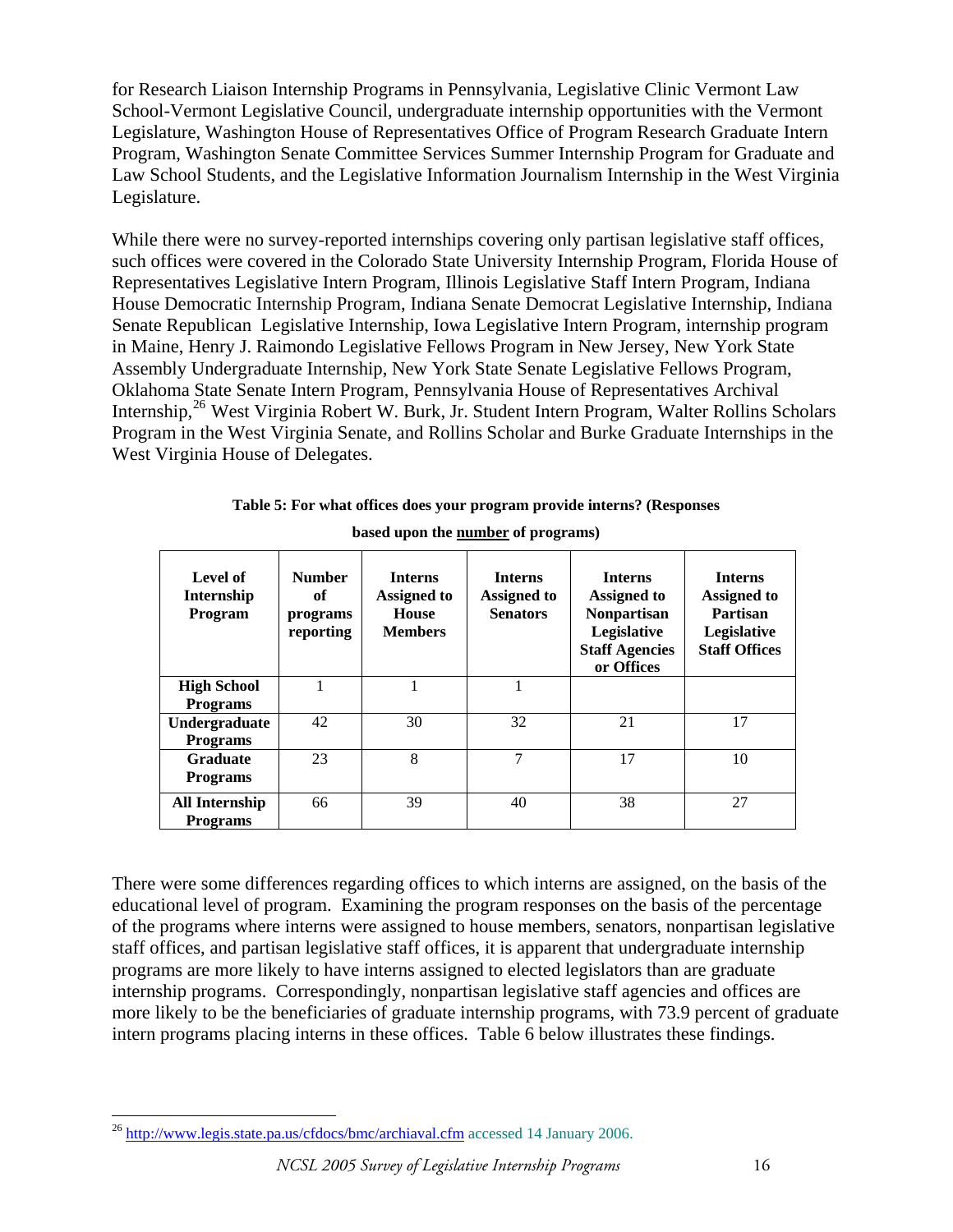for Research Liaison Internship Programs in Pennsylvania, Legislative Clinic Vermont Law School-Vermont Legislative Council, undergraduate internship opportunities with the Vermont Legislature, Washington House of Representatives Office of Program Research Graduate Intern Program, Washington Senate Committee Services Summer Internship Program for Graduate and Law School Students, and the Legislative Information Journalism Internship in the West Virginia Legislature.

While there were no survey-reported internships covering only partisan legislative staff offices, such offices were covered in the Colorado State University Internship Program, Florida House of Representatives Legislative Intern Program, Illinois Legislative Staff Intern Program, Indiana House Democratic Internship Program, Indiana Senate Democrat Legislative Internship, Indiana Senate Republican Legislative Internship, Iowa Legislative Intern Program, internship program in Maine, Henry J. Raimondo Legislative Fellows Program in New Jersey, New York State Assembly Undergraduate Internship, New York State Senate Legislative Fellows Program, Oklahoma State Senate Intern Program, Pennsylvania House of Representatives Archival Internship,[26] West Virginia Robert W. Burk, Jr. Student Intern Program, Walter Rollins Scholars Program in the West Virginia Senate, and Rollins Scholar and Burke Graduate Internships in the West Virginia House of Delegates.

**Table 5: For what offices does your program provide interns? (Responses based upon the number of programs)**

| Level of Internship Program | Number of programs reporting | Interns Assigned to House Members | Interns Assigned to Senators | Interns Assigned to Nonpartisan Legislative Staff Agencies or Offices | Interns Assigned to Partisan Legislative Staff Offices |
|---|---|---|---|---|---|
| **High School Programs** | 1 | 1 | 1 | | |
| **Undergraduate Programs** | 42 | 30 | 32 | 21 | 17 |
| **Graduate Programs** | 23 | 8 | 7 | 17 | 10 |
| **All Internship Programs** | 66 | 39 | 40 | 38 | 27 |

There were some differences regarding offices to which interns are assigned, on the basis of the educational level of program. Examining the program responses on the basis of the percentage of the programs where interns were assigned to house members, senators, nonpartisan legislative staff offices, and partisan legislative staff offices, it is apparent that undergraduate internship programs are more likely to have interns assigned to elected legislators than are graduate internship programs. Correspondingly, nonpartisan legislative staff agencies and offices are more likely to be the beneficiaries of graduate internship programs, with 73.9 percent of graduate intern programs placing interns in these offices. Table 6 below illustrates these findings.

[26] http://www.legis.state.pa.us/cfdocs/bmc/archiaval.cfm accessed 14 January 2006.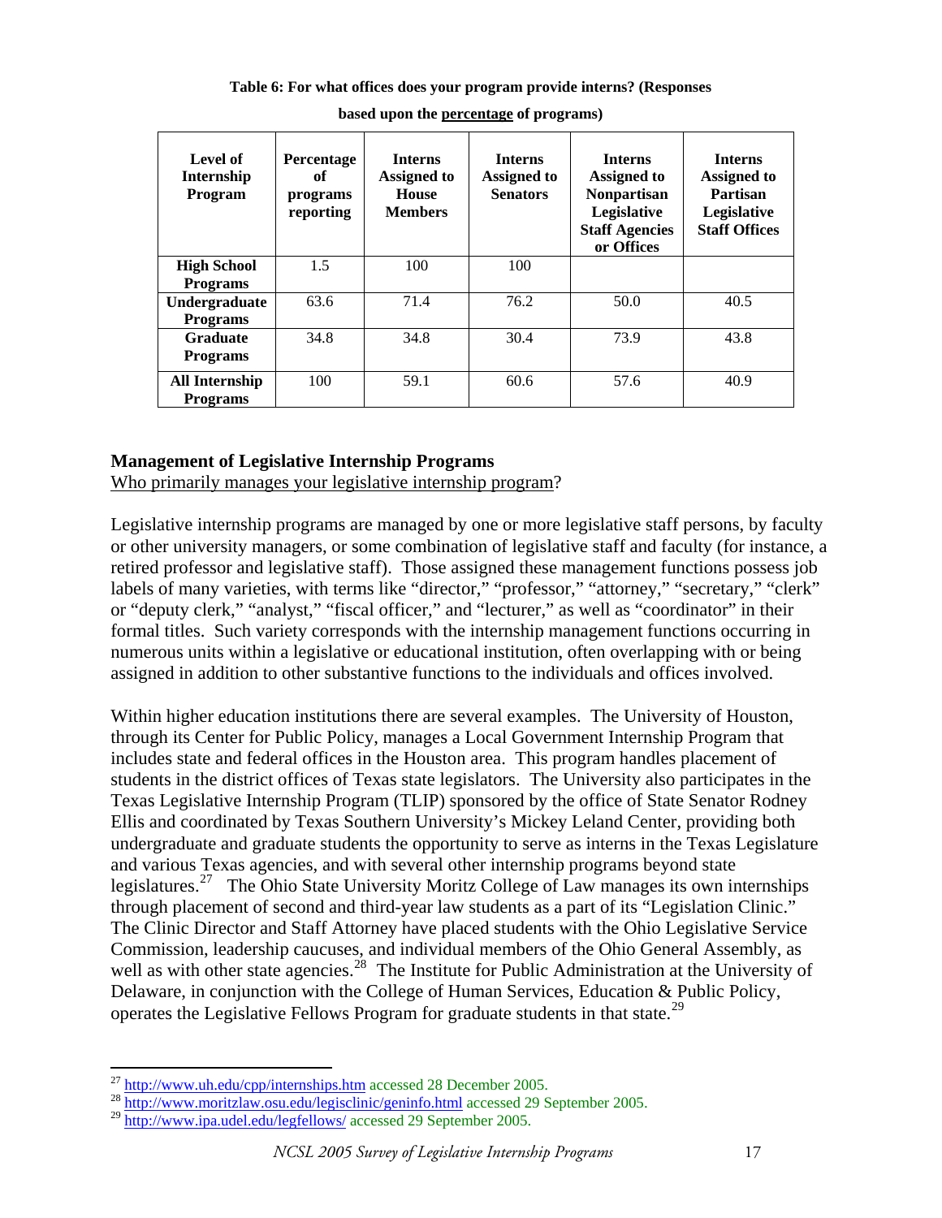**Table 6: For what offices does your program provide interns? (Responses based upon the percentage of programs)**

| Level of Internship Program | Percentage of programs reporting | Interns Assigned to House Members | Interns Assigned to Senators | Interns Assigned to Nonpartisan Legislative Staff Agencies or Offices | Interns Assigned to Partisan Legislative Staff Offices |
|---|---|---|---|---|---|
| **High School Programs** | 1.5 | 100 | 100 | | |
| **Undergraduate Programs** | 63.6 | 71.4 | 76.2 | 50.0 | 40.5 |
| **Graduate Programs** | 34.8 | 34.8 | 30.4 | 73.9 | 43.8 |
| **All Internship Programs** | 100 | 59.1 | 60.6 | 57.6 | 40.9 |

### Management of Legislative Internship Programs

Who primarily manages your legislative internship program?

Legislative internship programs are managed by one or more legislative staff persons, by faculty or other university managers, or some combination of legislative staff and faculty (for instance, a retired professor and legislative staff). Those assigned these management functions possess job labels of many varieties, with terms like "director," "professor," "attorney," "secretary," "clerk" or "deputy clerk," "analyst," "fiscal officer," and "lecturer," as well as "coordinator" in their formal titles. Such variety corresponds with the internship management functions occurring in numerous units within a legislative or educational institution, often overlapping with or being assigned in addition to other substantive functions to the individuals and offices involved.

Within higher education institutions there are several examples. The University of Houston, through its Center for Public Policy, manages a Local Government Internship Program that includes state and federal offices in the Houston area. This program handles placement of students in the district offices of Texas state legislators. The University also participates in the Texas Legislative Internship Program (TLIP) sponsored by the office of State Senator Rodney Ellis and coordinated by Texas Southern University's Mickey Leland Center, providing both undergraduate and graduate students the opportunity to serve as interns in the Texas Legislature and various Texas agencies, and with several other internship programs beyond state legislatures.[27] The Ohio State University Moritz College of Law manages its own internships through placement of second and third-year law students as a part of its "Legislation Clinic." The Clinic Director and Staff Attorney have placed students with the Ohio Legislative Service Commission, leadership caucuses, and individual members of the Ohio General Assembly, as well as with other state agencies.[28] The Institute for Public Administration at the University of Delaware, in conjunction with the College of Human Services, Education & Public Policy, operates the Legislative Fellows Program for graduate students in that state.[29]

---

[27] http://www.uh.edu/cpp/internships.htm accessed 28 December 2005.

[28] http://www.moritzlaw.osu.edu/legisclinic/geninfo.html accessed 29 September 2005.

[29] http://www.ipa.udel.edu/legfellows/ accessed 29 September 2005.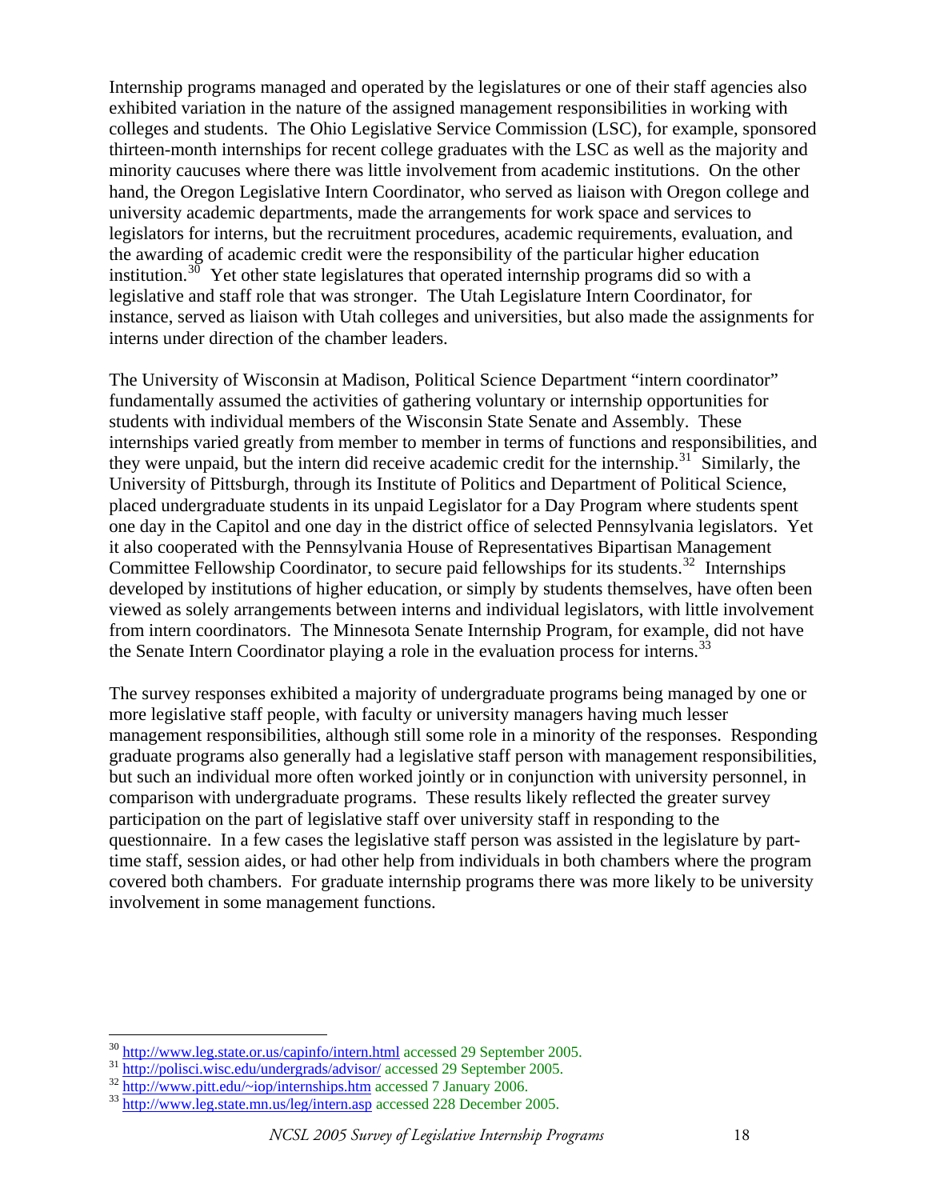Internship programs managed and operated by the legislatures or one of their staff agencies also exhibited variation in the nature of the assigned management responsibilities in working with colleges and students. The Ohio Legislative Service Commission (LSC), for example, sponsored thirteen-month internships for recent college graduates with the LSC as well as the majority and minority caucuses where there was little involvement from academic institutions. On the other hand, the Oregon Legislative Intern Coordinator, who served as liaison with Oregon college and university academic departments, made the arrangements for work space and services to legislators for interns, but the recruitment procedures, academic requirements, evaluation, and the awarding of academic credit were the responsibility of the particular higher education institution.[30] Yet other state legislatures that operated internship programs did so with a legislative and staff role that was stronger. The Utah Legislature Intern Coordinator, for instance, served as liaison with Utah colleges and universities, but also made the assignments for interns under direction of the chamber leaders.

The University of Wisconsin at Madison, Political Science Department "intern coordinator" fundamentally assumed the activities of gathering voluntary or internship opportunities for students with individual members of the Wisconsin State Senate and Assembly. These internships varied greatly from member to member in terms of functions and responsibilities, and they were unpaid, but the intern did receive academic credit for the internship.[31] Similarly, the University of Pittsburgh, through its Institute of Politics and Department of Political Science, placed undergraduate students in its unpaid Legislator for a Day Program where students spent one day in the Capitol and one day in the district office of selected Pennsylvania legislators. Yet it also cooperated with the Pennsylvania House of Representatives Bipartisan Management Committee Fellowship Coordinator, to secure paid fellowships for its students.[32] Internships developed by institutions of higher education, or simply by students themselves, have often been viewed as solely arrangements between interns and individual legislators, with little involvement from intern coordinators. The Minnesota Senate Internship Program, for example, did not have the Senate Intern Coordinator playing a role in the evaluation process for interns.[33]

The survey responses exhibited a majority of undergraduate programs being managed by one or more legislative staff people, with faculty or university managers having much lesser management responsibilities, although still some role in a minority of the responses. Responding graduate programs also generally had a legislative staff person with management responsibilities, but such an individual more often worked jointly or in conjunction with university personnel, in comparison with undergraduate programs. These results likely reflected the greater survey participation on the part of legislative staff over university staff in responding to the questionnaire. In a few cases the legislative staff person was assisted in the legislature by part-time staff, session aides, or had other help from individuals in both chambers where the program covered both chambers. For graduate internship programs there was more likely to be university involvement in some management functions.

---

[30] http://www.leg.state.or.us/capinfo/intern.html accessed 29 September 2005.

[31] http://polisci.wisc.edu/undergrads/advisor/ accessed 29 September 2005.

[32] http://www.pitt.edu/~iop/internships.htm accessed 7 January 2006.

[33] http://www.leg.state.mn.us/leg/intern.asp accessed 228 December 2005.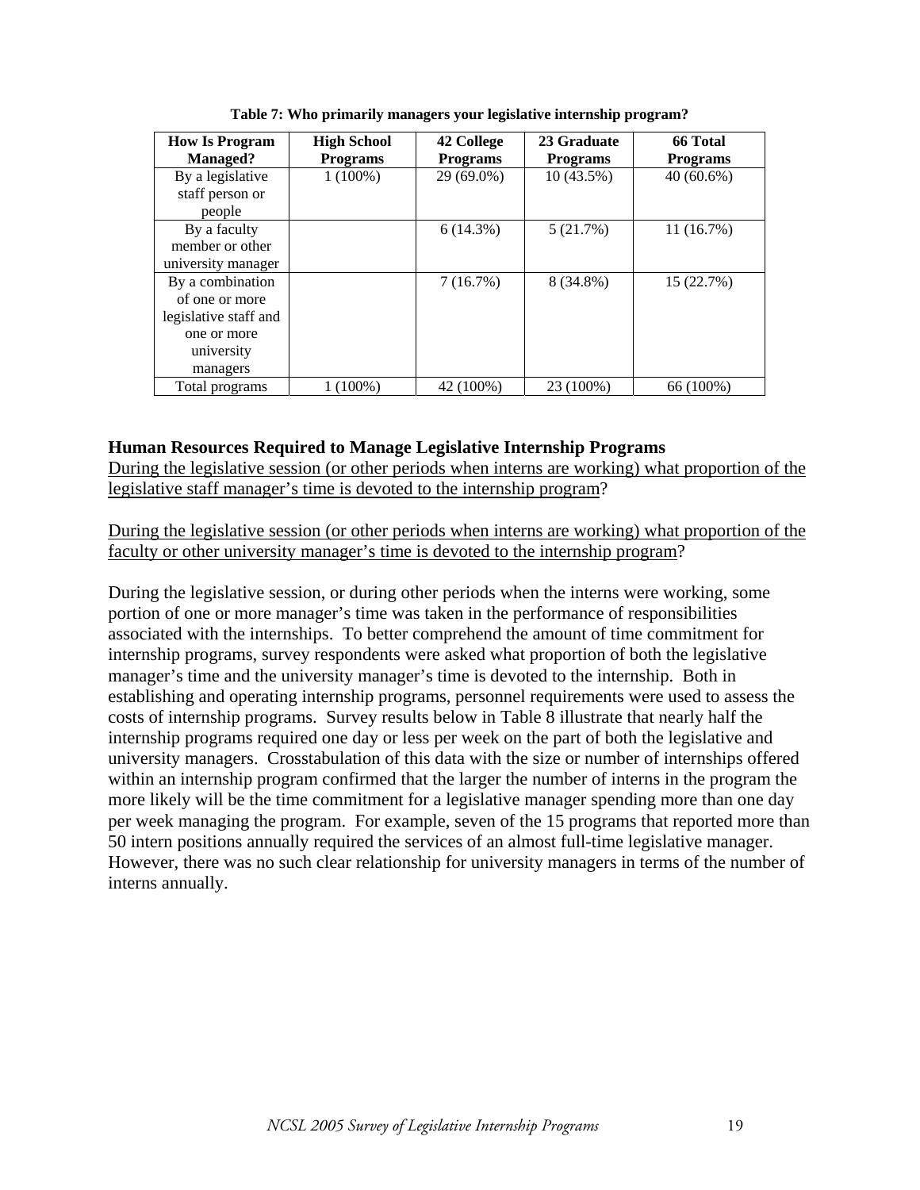**Table 7: Who primarily managers your legislative internship program?**

| How Is Program Managed? | High School Programs | 42 College Programs | 23 Graduate Programs | 66 Total Programs |
|---|---|---|---|---|
| By a legislative staff person or people | 1 (100%) | 29 (69.0%) | 10 (43.5%) | 40 (60.6%) |
| By a faculty member or other university manager | | 6 (14.3%) | 5 (21.7%) | 11 (16.7%) |
| By a combination of one or more legislative staff and one or more university managers | | 7 (16.7%) | 8 (34.8%) | 15 (22.7%) |
| Total programs | 1 (100%) | 42 (100%) | 23 (100%) | 66 (100%) |

## Human Resources Required to Manage Legislative Internship Programs

<u>During the legislative session (or other periods when interns are working) what proportion of the legislative staff manager's time is devoted to the internship program</u>?

<u>During the legislative session (or other periods when interns are working) what proportion of the faculty or other university manager's time is devoted to the internship program</u>?

During the legislative session, or during other periods when the interns were working, some portion of one or more manager's time was taken in the performance of responsibilities associated with the internships. To better comprehend the amount of time commitment for internship programs, survey respondents were asked what proportion of both the legislative manager's time and the university manager's time is devoted to the internship. Both in establishing and operating internship programs, personnel requirements were used to assess the costs of internship programs. Survey results below in Table 8 illustrate that nearly half the internship programs required one day or less per week on the part of both the legislative and university managers. Crosstabulation of this data with the size or number of internships offered within an internship program confirmed that the larger the number of interns in the program the more likely will be the time commitment for a legislative manager spending more than one day per week managing the program. For example, seven of the 15 programs that reported more than 50 intern positions annually required the services of an almost full-time legislative manager. However, there was no such clear relationship for university managers in terms of the number of interns annually.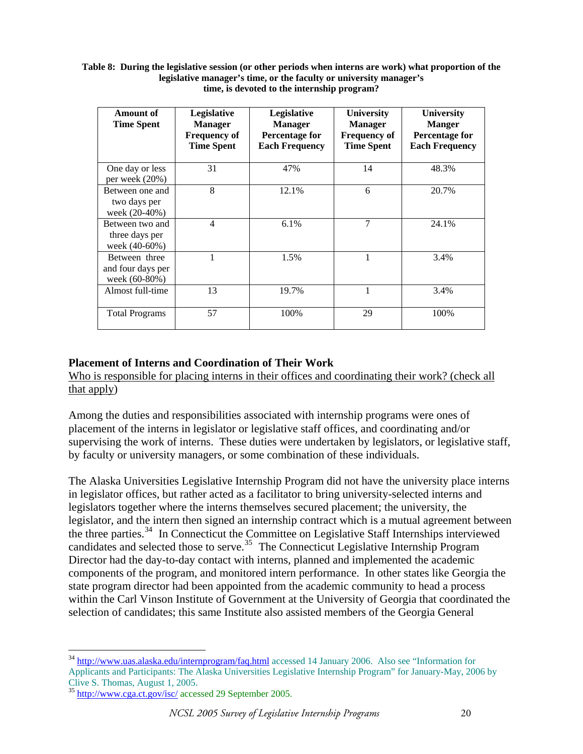**Table 8: During the legislative session (or other periods when interns are work) what proportion of the legislative manager's time, or the faculty or university manager's time, is devoted to the internship program?**

| Amount of Time Spent | Legislative Manager Frequency of Time Spent | Legislative Manager Percentage for Each Frequency | University Manager Frequency of Time Spent | University Manger Percentage for Each Frequency |
|---|---|---|---|---|
| One day or less per week (20%) | 31 | 47% | 14 | 48.3% |
| Between one and two days per week (20-40%) | 8 | 12.1% | 6 | 20.7% |
| Between two and three days per week (40-60%) | 4 | 6.1% | 7 | 24.1% |
| Between three and four days per week (60-80%) | 1 | 1.5% | 1 | 3.4% |
| Almost full-time | 13 | 19.7% | 1 | 3.4% |
| Total Programs | 57 | 100% | 29 | 100% |

## Placement of Interns and Coordination of Their Work

Who is responsible for placing interns in their offices and coordinating their work? (check all that apply)

Among the duties and responsibilities associated with internship programs were ones of placement of the interns in legislator or legislative staff offices, and coordinating and/or supervising the work of interns. These duties were undertaken by legislators, or legislative staff, by faculty or university managers, or some combination of these individuals.

The Alaska Universities Legislative Internship Program did not have the university place interns in legislator offices, but rather acted as a facilitator to bring university-selected interns and legislators together where the interns themselves secured placement; the university, the legislator, and the intern then signed an internship contract which is a mutual agreement between the three parties.[34] In Connecticut the Committee on Legislative Staff Internships interviewed candidates and selected those to serve.[35] The Connecticut Legislative Internship Program Director had the day-to-day contact with interns, planned and implemented the academic components of the program, and monitored intern performance. In other states like Georgia the state program director had been appointed from the academic community to head a process within the Carl Vinson Institute of Government at the University of Georgia that coordinated the selection of candidates; this same Institute also assisted members of the Georgia General

---

[34] http://www.uas.alaska.edu/internprogram/faq.html accessed 14 January 2006. Also see "Information for Applicants and Participants: The Alaska Universities Legislative Internship Program" for January-May, 2006 by Clive S. Thomas, August 1, 2005.

[35] http://www.cga.ct.gov/isc/ accessed 29 September 2005.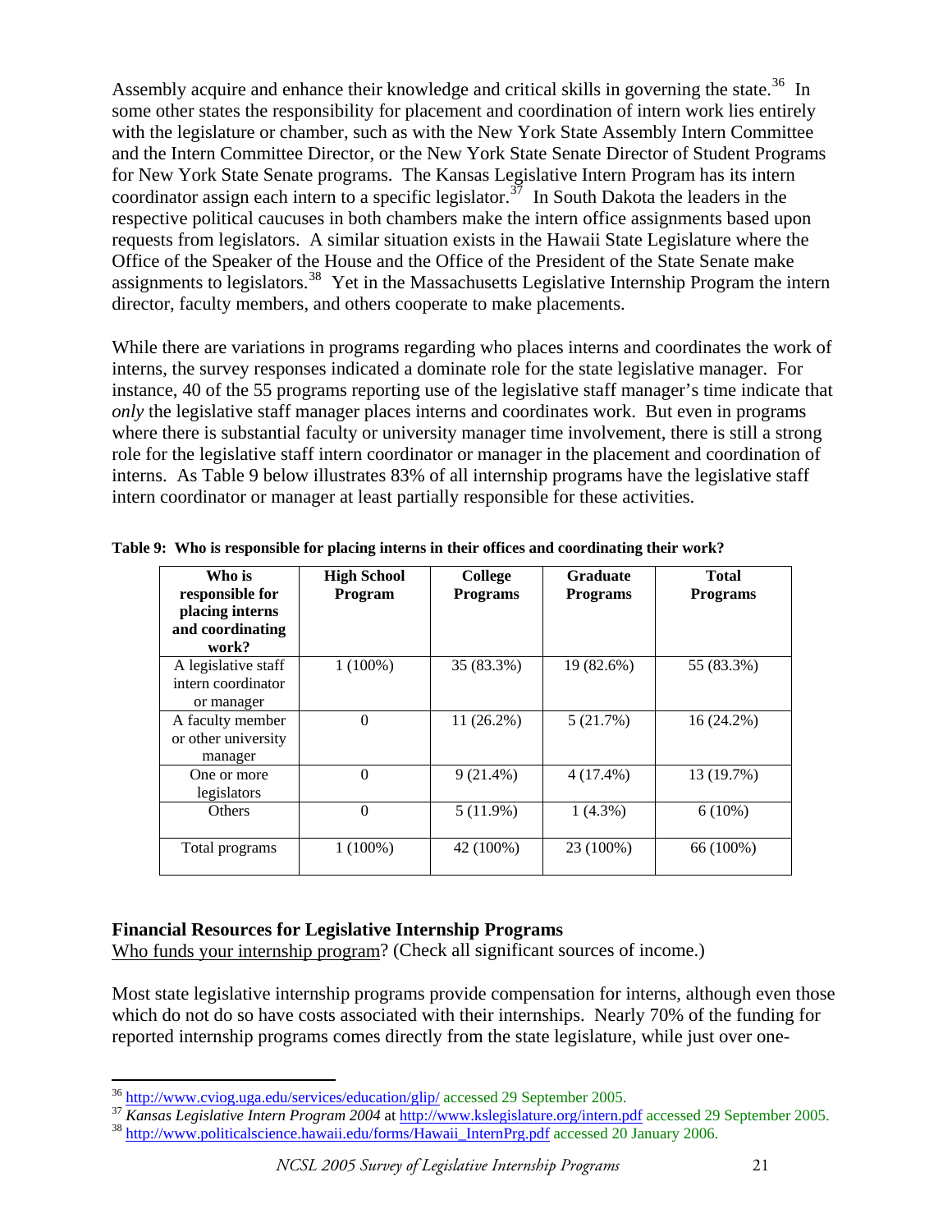Assembly acquire and enhance their knowledge and critical skills in governing the state.[36] In some other states the responsibility for placement and coordination of intern work lies entirely with the legislature or chamber, such as with the New York State Assembly Intern Committee and the Intern Committee Director, or the New York State Senate Director of Student Programs for New York State Senate programs. The Kansas Legislative Intern Program has its intern coordinator assign each intern to a specific legislator.[37] In South Dakota the leaders in the respective political caucuses in both chambers make the intern office assignments based upon requests from legislators. A similar situation exists in the Hawaii State Legislature where the Office of the Speaker of the House and the Office of the President of the State Senate make assignments to legislators.[38] Yet in the Massachusetts Legislative Internship Program the intern director, faculty members, and others cooperate to make placements.

While there are variations in programs regarding who places interns and coordinates the work of interns, the survey responses indicated a dominate role for the state legislative manager. For instance, 40 of the 55 programs reporting use of the legislative staff manager's time indicate that *only* the legislative staff manager places interns and coordinates work. But even in programs where there is substantial faculty or university manager time involvement, there is still a strong role for the legislative staff intern coordinator or manager in the placement and coordination of interns. As Table 9 below illustrates 83% of all internship programs have the legislative staff intern coordinator or manager at least partially responsible for these activities.

**Table 9: Who is responsible for placing interns in their offices and coordinating their work?**

| Who is responsible for placing interns and coordinating work? | High School Program | College Programs | Graduate Programs | Total Programs |
|---|---|---|---|---|
| A legislative staff intern coordinator or manager | 1 (100%) | 35 (83.3%) | 19 (82.6%) | 55 (83.3%) |
| A faculty member or other university manager | 0 | 11 (26.2%) | 5 (21.7%) | 16 (24.2%) |
| One or more legislators | 0 | 9 (21.4%) | 4 (17.4%) | 13 (19.7%) |
| Others | 0 | 5 (11.9%) | 1 (4.3%) | 6 (10%) |
| Total programs | 1 (100%) | 42 (100%) | 23 (100%) | 66 (100%) |

## Financial Resources for Legislative Internship Programs

Who funds your internship program? (Check all significant sources of income.)

Most state legislative internship programs provide compensation for interns, although even those which do not do so have costs associated with their internships. Nearly 70% of the funding for reported internship programs comes directly from the state legislature, while just over one-

---

[36] http://www.cviog.uga.edu/services/education/glip/ accessed 29 September 2005.

[37] *Kansas Legislative Intern Program 2004* at http://www.kslegislature.org/intern.pdf accessed 29 September 2005.

[38] http://www.politicalscience.hawaii.edu/forms/Hawaii_InternPrg.pdf accessed 20 January 2006.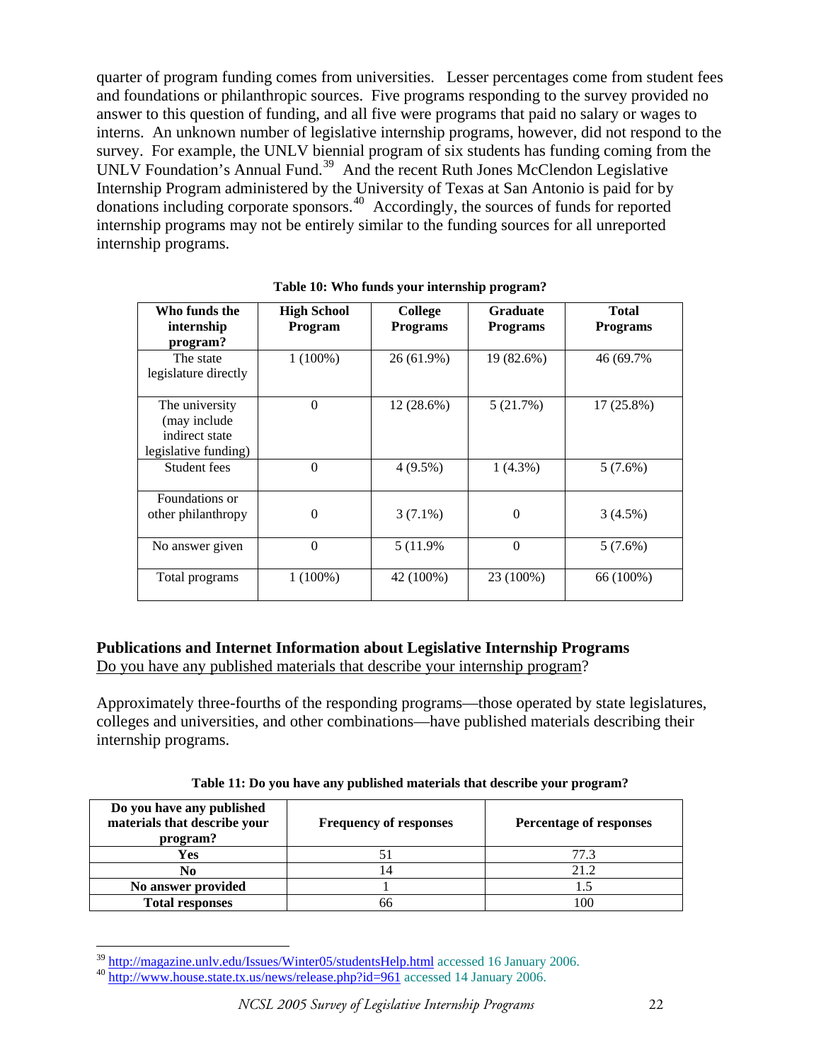quarter of program funding comes from universities. Lesser percentages come from student fees and foundations or philanthropic sources. Five programs responding to the survey provided no answer to this question of funding, and all five were programs that paid no salary or wages to interns. An unknown number of legislative internship programs, however, did not respond to the survey. For example, the UNLV biennial program of six students has funding coming from the UNLV Foundation's Annual Fund.[39] And the recent Ruth Jones McClendon Legislative Internship Program administered by the University of Texas at San Antonio is paid for by donations including corporate sponsors.[40] Accordingly, the sources of funds for reported internship programs may not be entirely similar to the funding sources for all unreported internship programs.

**Table 10: Who funds your internship program?**

| Who funds the internship program? | High School Program | College Programs | Graduate Programs | Total Programs |
|---|---|---|---|---|
| The state legislature directly | 1 (100%) | 26 (61.9%) | 19 (82.6%) | 46 (69.7% |
| The university (may include indirect state legislative funding) | 0 | 12 (28.6%) | 5 (21.7%) | 17 (25.8%) |
| Student fees | 0 | 4 (9.5%) | 1 (4.3%) | 5 (7.6%) |
| Foundations or other philanthropy | 0 | 3 (7.1%) | 0 | 3 (4.5%) |
| No answer given | 0 | 5 (11.9% | 0 | 5 (7.6%) |
| Total programs | 1 (100%) | 42 (100%) | 23 (100%) | 66 (100%) |

## Publications and Internet Information about Legislative Internship Programs

Do you have any published materials that describe your internship program?

Approximately three-fourths of the responding programs—those operated by state legislatures, colleges and universities, and other combinations—have published materials describing their internship programs.

**Table 11: Do you have any published materials that describe your program?**

| Do you have any published materials that describe your program? | Frequency of responses | Percentage of responses |
|---|---|---|
| **Yes** | 51 | 77.3 |
| **No** | 14 | 21.2 |
| **No answer provided** | 1 | 1.5 |
| **Total responses** | 66 | 100 |

---

[39] http://magazine.unlv.edu/Issues/Winter05/studentsHelp.html accessed 16 January 2006.

[40] http://www.house.state.tx.us/news/release.php?id=961 accessed 14 January 2006.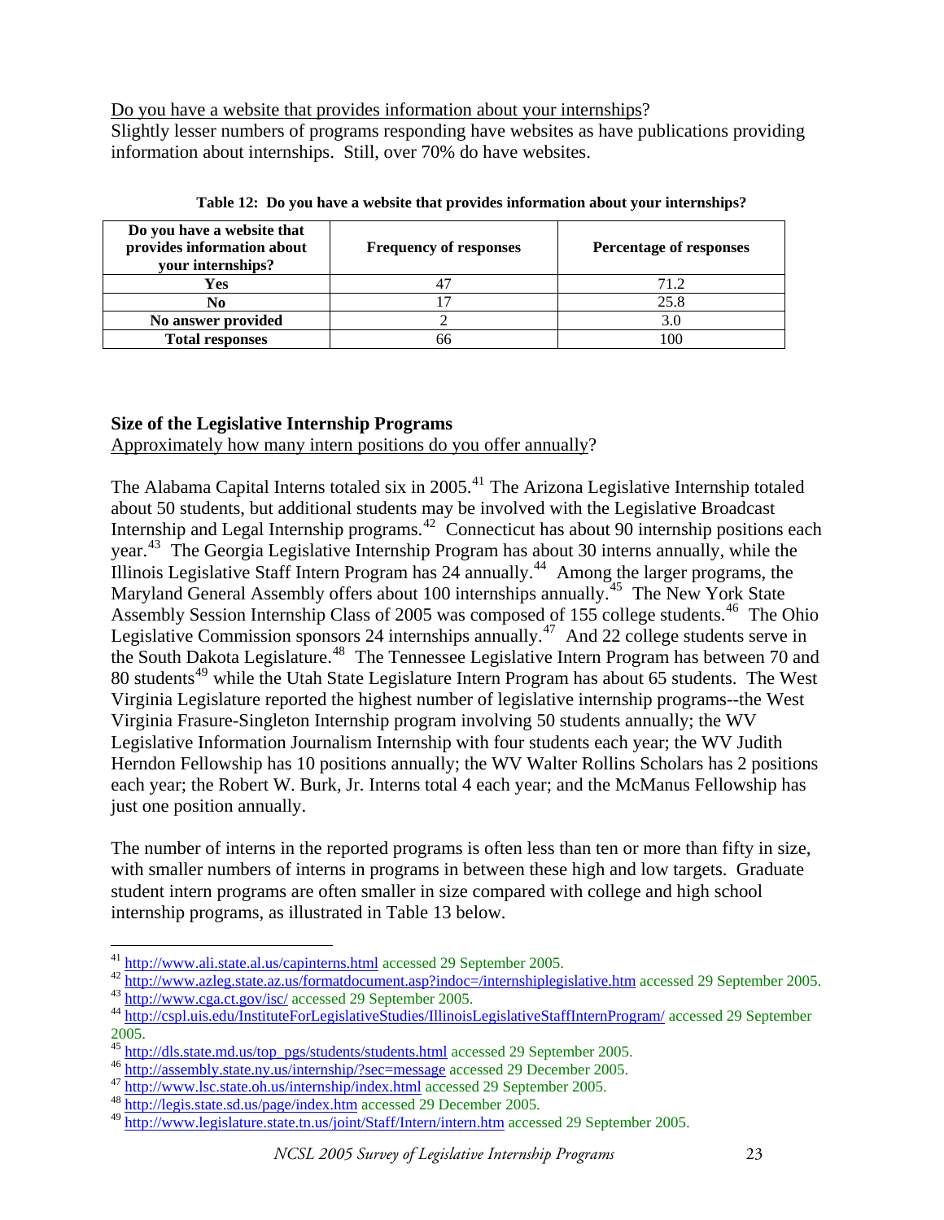Do you have a website that provides information about your internships?

Slightly lesser numbers of programs responding have websites as have publications providing information about internships. Still, over 70% do have websites.

**Table 12: Do you have a website that provides information about your internships?**

| Do you have a website that provides information about your internships? | Frequency of responses | Percentage of responses |
|---|---|---|
| **Yes** | 47 | 71.2 |
| **No** | 17 | 25.8 |
| **No answer provided** | 2 | 3.0 |
| **Total responses** | 66 | 100 |

## Size of the Legislative Internship Programs

Approximately how many intern positions do you offer annually?

The Alabama Capital Interns totaled six in 2005.[41] The Arizona Legislative Internship totaled about 50 students, but additional students may be involved with the Legislative Broadcast Internship and Legal Internship programs.[42] Connecticut has about 90 internship positions each year.[43] The Georgia Legislative Internship Program has about 30 interns annually, while the Illinois Legislative Staff Intern Program has 24 annually.[44] Among the larger programs, the Maryland General Assembly offers about 100 internships annually.[45] The New York State Assembly Session Internship Class of 2005 was composed of 155 college students.[46] The Ohio Legislative Commission sponsors 24 internships annually.[47] And 22 college students serve in the South Dakota Legislature.[48] The Tennessee Legislative Intern Program has between 70 and 80 students[49] while the Utah State Legislature Intern Program has about 65 students. The West Virginia Legislature reported the highest number of legislative internship programs--the West Virginia Frasure-Singleton Internship program involving 50 students annually; the WV Legislative Information Journalism Internship with four students each year; the WV Judith Herndon Fellowship has 10 positions annually; the WV Walter Rollins Scholars has 2 positions each year; the Robert W. Burk, Jr. Interns total 4 each year; and the McManus Fellowship has just one position annually.

The number of interns in the reported programs is often less than ten or more than fifty in size, with smaller numbers of interns in programs in between these high and low targets. Graduate student intern programs are often smaller in size compared with college and high school internship programs, as illustrated in Table 13 below.

---

[41] http://www.ali.state.al.us/capinterns.html accessed 29 September 2005.

[42] http://www.azleg.state.az.us/formatdocument.asp?indoc=/internshiplegislative.htm accessed 29 September 2005.

[43] http://www.cga.ct.gov/isc/ accessed 29 September 2005.

[44] http://cspl.uis.edu/InstituteForLegislativeStudies/IllinoisLegislativeStaffInternProgram/ accessed 29 September 2005.

[45] http://dls.state.md.us/top_pgs/students/students.html accessed 29 September 2005.

[46] http://assembly.state.ny.us/internship/?sec=message accessed 29 December 2005.

[47] http://www.lsc.state.oh.us/internship/index.html accessed 29 September 2005.

[48] http://legis.state.sd.us/page/index.htm accessed 29 December 2005.

[49] http://www.legislature.state.tn.us/joint/Staff/Intern/intern.htm accessed 29 September 2005.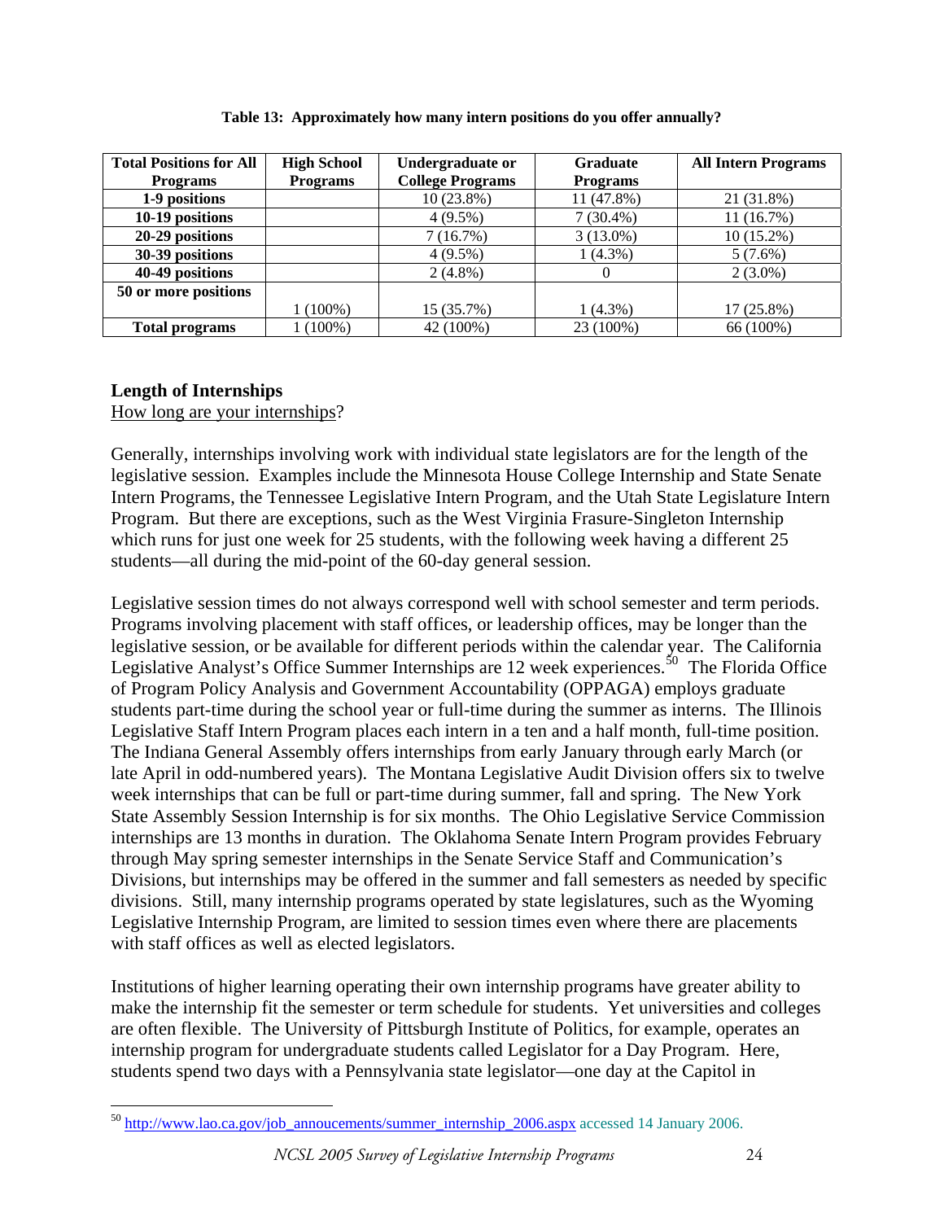**Table 13: Approximately how many intern positions do you offer annually?**

| Total Positions for All Programs | High School Programs | Undergraduate or College Programs | Graduate Programs | All Intern Programs |
|---|---|---|---|---|
| 1-9 positions | | 10 (23.8%) | 11 (47.8%) | 21 (31.8%) |
| 10-19 positions | | 4 (9.5%) | 7 (30.4%) | 11 (16.7%) |
| 20-29 positions | | 7 (16.7%) | 3 (13.0%) | 10 (15.2%) |
| 30-39 positions | | 4 (9.5%) | 1 (4.3%) | 5 (7.6%) |
| 40-49 positions | | 2 (4.8%) | 0 | 2 (3.0%) |
| 50 or more positions | 1 (100%) | 15 (35.7%) | 1 (4.3%) | 17 (25.8%) |
| Total programs | 1 (100%) | 42 (100%) | 23 (100%) | 66 (100%) |

## Length of Internships

How long are your internships?

Generally, internships involving work with individual state legislators are for the length of the legislative session. Examples include the Minnesota House College Internship and State Senate Intern Programs, the Tennessee Legislative Intern Program, and the Utah State Legislature Intern Program. But there are exceptions, such as the West Virginia Frasure-Singleton Internship which runs for just one week for 25 students, with the following week having a different 25 students—all during the mid-point of the 60-day general session.

Legislative session times do not always correspond well with school semester and term periods. Programs involving placement with staff offices, or leadership offices, may be longer than the legislative session, or be available for different periods within the calendar year. The California Legislative Analyst's Office Summer Internships are 12 week experiences.[50] The Florida Office of Program Policy Analysis and Government Accountability (OPPAGA) employs graduate students part-time during the school year or full-time during the summer as interns. The Illinois Legislative Staff Intern Program places each intern in a ten and a half month, full-time position. The Indiana General Assembly offers internships from early January through early March (or late April in odd-numbered years). The Montana Legislative Audit Division offers six to twelve week internships that can be full or part-time during summer, fall and spring. The New York State Assembly Session Internship is for six months. The Ohio Legislative Service Commission internships are 13 months in duration. The Oklahoma Senate Intern Program provides February through May spring semester internships in the Senate Service Staff and Communication's Divisions, but internships may be offered in the summer and fall semesters as needed by specific divisions. Still, many internship programs operated by state legislatures, such as the Wyoming Legislative Internship Program, are limited to session times even where there are placements with staff offices as well as elected legislators.

Institutions of higher learning operating their own internship programs have greater ability to make the internship fit the semester or term schedule for students. Yet universities and colleges are often flexible. The University of Pittsburgh Institute of Politics, for example, operates an internship program for undergraduate students called Legislator for a Day Program. Here, students spend two days with a Pennsylvania state legislator—one day at the Capitol in

[50] http://www.lao.ca.gov/job_annoucements/summer_internship_2006.aspx accessed 14 January 2006.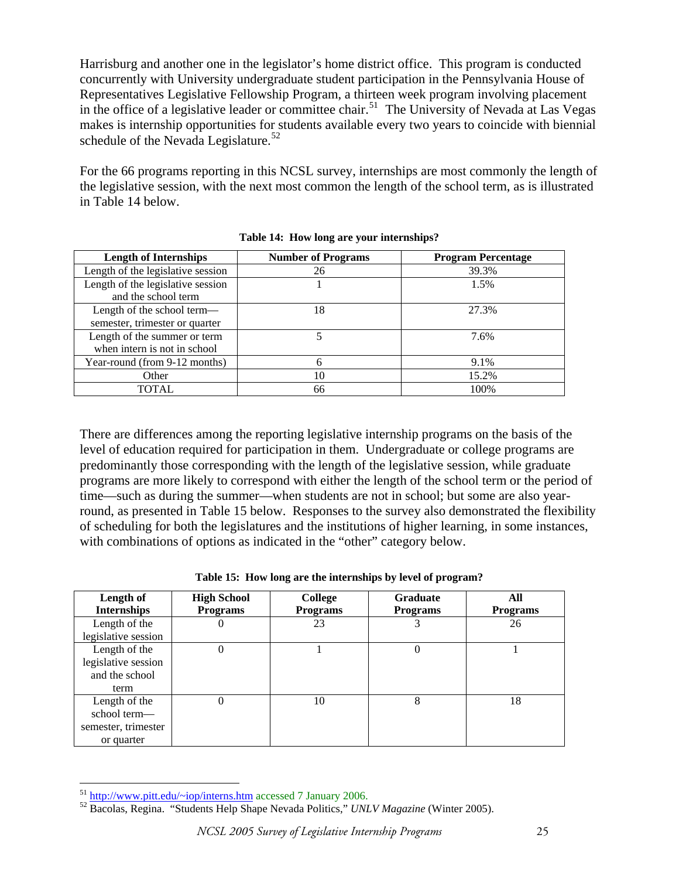Harrisburg and another one in the legislator's home district office. This program is conducted concurrently with University undergraduate student participation in the Pennsylvania House of Representatives Legislative Fellowship Program, a thirteen week program involving placement in the office of a legislative leader or committee chair.[51] The University of Nevada at Las Vegas makes is internship opportunities for students available every two years to coincide with biennial schedule of the Nevada Legislature.[52]

For the 66 programs reporting in this NCSL survey, internships are most commonly the length of the legislative session, with the next most common the length of the school term, as is illustrated in Table 14 below.

**Table 14: How long are your internships?**

| Length of Internships | Number of Programs | Program Percentage |
|---|---|---|
| Length of the legislative session | 26 | 39.3% |
| Length of the legislative session and the school term | 1 | 1.5% |
| Length of the school term—semester, trimester or quarter | 18 | 27.3% |
| Length of the summer or term when intern is not in school | 5 | 7.6% |
| Year-round (from 9-12 months) | 6 | 9.1% |
| Other | 10 | 15.2% |
| TOTAL | 66 | 100% |

There are differences among the reporting legislative internship programs on the basis of the level of education required for participation in them. Undergraduate or college programs are predominantly those corresponding with the length of the legislative session, while graduate programs are more likely to correspond with either the length of the school term or the period of time—such as during the summer—when students are not in school; but some are also year-round, as presented in Table 15 below. Responses to the survey also demonstrated the flexibility of scheduling for both the legislatures and the institutions of higher learning, in some instances, with combinations of options as indicated in the "other" category below.

**Table 15: How long are the internships by level of program?**

| Length of Internships | High School Programs | College Programs | Graduate Programs | All Programs |
|---|---|---|---|---|
| Length of the legislative session | 0 | 23 | 3 | 26 |
| Length of the legislative session and the school term | 0 | 1 | 0 | 1 |
| Length of the school term—semester, trimester or quarter | 0 | 10 | 8 | 18 |

[51] http://www.pitt.edu/~iop/interns.htm accessed 7 January 2006.

[52] Bacolas, Regina. "Students Help Shape Nevada Politics," *UNLV Magazine* (Winter 2005).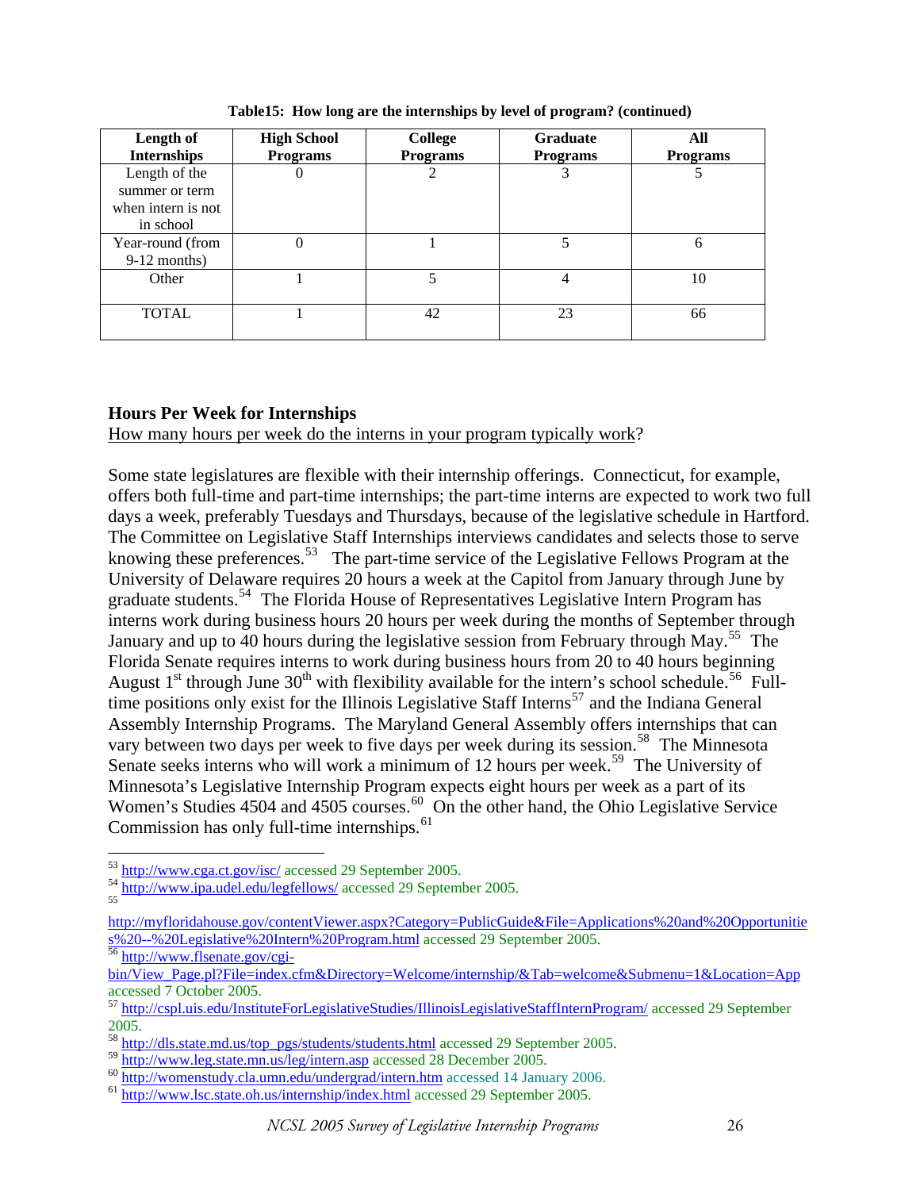**Table15: How long are the internships by level of program? (continued)**

| Length of Internships | High School Programs | College Programs | Graduate Programs | All Programs |
|---|---|---|---|---|
| Length of the summer or term when intern is not in school | 0 | 2 | 3 | 5 |
| Year-round (from 9-12 months) | 0 | 1 | 5 | 6 |
| Other | 1 | 5 | 4 | 10 |
| TOTAL | 1 | 42 | 23 | 66 |

### Hours Per Week for Internships

<u>How many hours per week do the interns in your program typically work</u>?

Some state legislatures are flexible with their internship offerings. Connecticut, for example, offers both full-time and part-time internships; the part-time interns are expected to work two full days a week, preferably Tuesdays and Thursdays, because of the legislative schedule in Hartford. The Committee on Legislative Staff Internships interviews candidates and selects those to serve knowing these preferences.[53] The part-time service of the Legislative Fellows Program at the University of Delaware requires 20 hours a week at the Capitol from January through June by graduate students.[54] The Florida House of Representatives Legislative Intern Program has interns work during business hours 20 hours per week during the months of September through January and up to 40 hours during the legislative session from February through May.[55] The Florida Senate requires interns to work during business hours from 20 to 40 hours beginning August 1st through June 30th with flexibility available for the intern's school schedule.[56] Full-time positions only exist for the Illinois Legislative Staff Interns[57] and the Indiana General Assembly Internship Programs. The Maryland General Assembly offers internships that can vary between two days per week to five days per week during its session.[58] The Minnesota Senate seeks interns who will work a minimum of 12 hours per week.[59] The University of Minnesota's Legislative Internship Program expects eight hours per week as a part of its Women's Studies 4504 and 4505 courses.[60] On the other hand, the Ohio Legislative Service Commission has only full-time internships.[61]

---

[53] http://www.cga.ct.gov/isc/ accessed 29 September 2005.

[54] http://www.ipa.udel.edu/legfellows/ accessed 29 September 2005.

[55] http://myfloridahouse.gov/contentViewer.aspx?Category=PublicGuide&File=Applications%20and%20Opportunities%20--%20Legislative%20Intern%20Program.html accessed 29 September 2005.

[56] http://www.flsenate.gov/cgi-bin/View_Page.pl?File=index.cfm&Directory=Welcome/internship/&Tab=welcome&Submenu=1&Location=App accessed 7 October 2005.

[57] http://cspl.uis.edu/InstituteForLegislativeStudies/IllinoisLegislativeStaffInternProgram/ accessed 29 September 2005.

[58] http://dls.state.md.us/top_pgs/students/students.html accessed 29 September 2005.

[59] http://www.leg.state.mn.us/leg/intern.asp accessed 28 December 2005.

[60] http://womenstudy.cla.umn.edu/undergrad/intern.htm accessed 14 January 2006.

[61] http://www.lsc.state.oh.us/internship/index.html accessed 29 September 2005.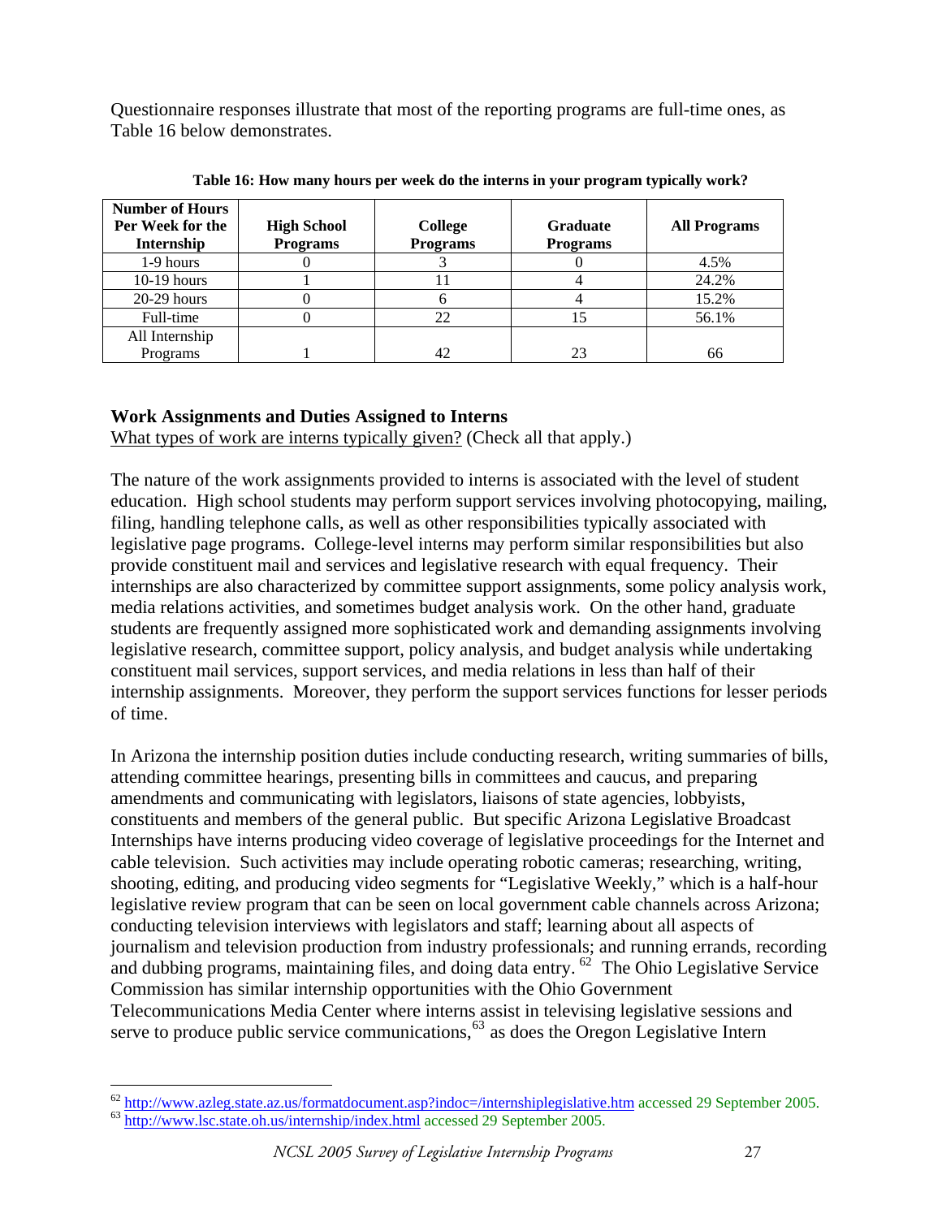Questionnaire responses illustrate that most of the reporting programs are full-time ones, as Table 16 below demonstrates.

**Table 16: How many hours per week do the interns in your program typically work?**

| Number of Hours Per Week for the Internship | High School Programs | College Programs | Graduate Programs | All Programs |
|---|---|---|---|---|
| 1-9 hours | 0 | 3 | 0 | 4.5% |
| 10-19 hours | 1 | 11 | 4 | 24.2% |
| 20-29 hours | 0 | 6 | 4 | 15.2% |
| Full-time | 0 | 22 | 15 | 56.1% |
| All Internship Programs | 1 | 42 | 23 | 66 |

### Work Assignments and Duties Assigned to Interns

What types of work are interns typically given? (Check all that apply.)

The nature of the work assignments provided to interns is associated with the level of student education. High school students may perform support services involving photocopying, mailing, filing, handling telephone calls, as well as other responsibilities typically associated with legislative page programs. College-level interns may perform similar responsibilities but also provide constituent mail and services and legislative research with equal frequency. Their internships are also characterized by committee support assignments, some policy analysis work, media relations activities, and sometimes budget analysis work. On the other hand, graduate students are frequently assigned more sophisticated work and demanding assignments involving legislative research, committee support, policy analysis, and budget analysis while undertaking constituent mail services, support services, and media relations in less than half of their internship assignments. Moreover, they perform the support services functions for lesser periods of time.

In Arizona the internship position duties include conducting research, writing summaries of bills, attending committee hearings, presenting bills in committees and caucus, and preparing amendments and communicating with legislators, liaisons of state agencies, lobbyists, constituents and members of the general public. But specific Arizona Legislative Broadcast Internships have interns producing video coverage of legislative proceedings for the Internet and cable television. Such activities may include operating robotic cameras; researching, writing, shooting, editing, and producing video segments for "Legislative Weekly," which is a half-hour legislative review program that can be seen on local government cable channels across Arizona; conducting television interviews with legislators and staff; learning about all aspects of journalism and television production from industry professionals; and running errands, recording and dubbing programs, maintaining files, and doing data entry.[62] The Ohio Legislative Service Commission has similar internship opportunities with the Ohio Government Telecommunications Media Center where interns assist in televising legislative sessions and serve to produce public service communications,[63] as does the Oregon Legislative Intern

[62] http://www.azleg.state.az.us/formatdocument.asp?indoc=/internshiplegislative.htm accessed 29 September 2005.
[63] http://www.lsc.state.oh.us/internship/index.html accessed 29 September 2005.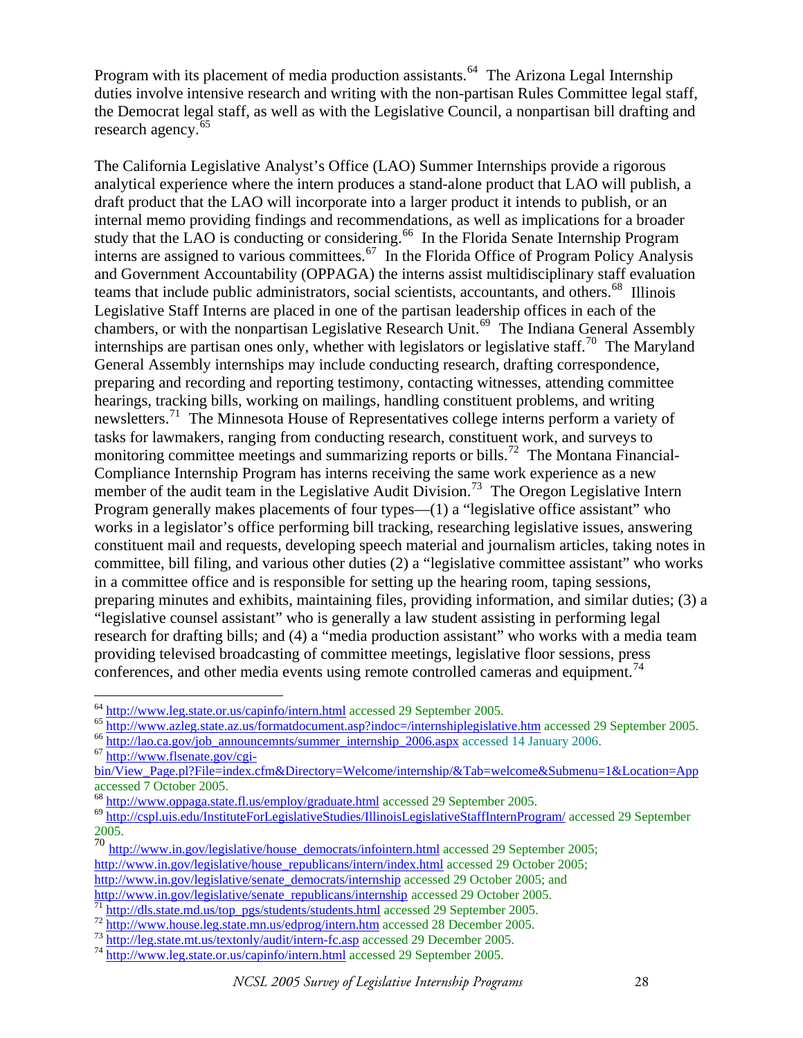Program with its placement of media production assistants.[64] The Arizona Legal Internship duties involve intensive research and writing with the non-partisan Rules Committee legal staff, the Democrat legal staff, as well as with the Legislative Council, a nonpartisan bill drafting and research agency.[65]

The California Legislative Analyst's Office (LAO) Summer Internships provide a rigorous analytical experience where the intern produces a stand-alone product that LAO will publish, a draft product that the LAO will incorporate into a larger product it intends to publish, or an internal memo providing findings and recommendations, as well as implications for a broader study that the LAO is conducting or considering.[66] In the Florida Senate Internship Program interns are assigned to various committees.[67] In the Florida Office of Program Policy Analysis and Government Accountability (OPPAGA) the interns assist multidisciplinary staff evaluation teams that include public administrators, social scientists, accountants, and others.[68] Illinois Legislative Staff Interns are placed in one of the partisan leadership offices in each of the chambers, or with the nonpartisan Legislative Research Unit.[69] The Indiana General Assembly internships are partisan ones only, whether with legislators or legislative staff.[70] The Maryland General Assembly internships may include conducting research, drafting correspondence, preparing and recording and reporting testimony, contacting witnesses, attending committee hearings, tracking bills, working on mailings, handling constituent problems, and writing newsletters.[71] The Minnesota House of Representatives college interns perform a variety of tasks for lawmakers, ranging from conducting research, constituent work, and surveys to monitoring committee meetings and summarizing reports or bills.[72] The Montana Financial-Compliance Internship Program has interns receiving the same work experience as a new member of the audit team in the Legislative Audit Division.[73] The Oregon Legislative Intern Program generally makes placements of four types—(1) a "legislative office assistant" who works in a legislator's office performing bill tracking, researching legislative issues, answering constituent mail and requests, developing speech material and journalism articles, taking notes in committee, bill filing, and various other duties (2) a "legislative committee assistant" who works in a committee office and is responsible for setting up the hearing room, taping sessions, preparing minutes and exhibits, maintaining files, providing information, and similar duties; (3) a "legislative counsel assistant" who is generally a law student assisting in performing legal research for drafting bills; and (4) a "media production assistant" who works with a media team providing televised broadcasting of committee meetings, legislative floor sessions, press conferences, and other media events using remote controlled cameras and equipment.[74]

---

[64] http://www.leg.state.or.us/capinfo/intern.html accessed 29 September 2005.

[65] http://www.azleg.state.az.us/formatdocument.asp?indoc=/internshiplegislative.htm accessed 29 September 2005.

[66] http://lao.ca.gov/job_announcemnts/summer_internship_2006.aspx accessed 14 January 2006.

[67] http://www.flsenate.gov/cgi-bin/View_Page.pl?File=index.cfm&Directory=Welcome/internship/&Tab=welcome&Submenu=1&Location=App accessed 7 October 2005.

[68] http://www.oppaga.state.fl.us/employ/graduate.html accessed 29 September 2005.

[69] http://cspl.uis.edu/InstituteForLegislativeStudies/IllinoisLegislativeStaffInternProgram/ accessed 29 September 2005.

[70] http://www.in.gov/legislative/house_democrats/infointern.html accessed 29 September 2005; http://www.in.gov/legislative/house_republicans/intern/index.html accessed 29 October 2005; http://www.in.gov/legislative/senate_democrats/internship accessed 29 October 2005; and http://www.in.gov/legislative/senate_republicans/internship accessed 29 October 2005.

[71] http://dls.state.md.us/top_pgs/students/students.html accessed 29 September 2005.

[72] http://www.house.leg.state.mn.us/edprog/intern.htm accessed 28 December 2005.

[73] http://leg.state.mt.us/textonly/audit/intern-fc.asp accessed 29 December 2005.

[74] http://www.leg.state.or.us/capinfo/intern.html accessed 29 September 2005.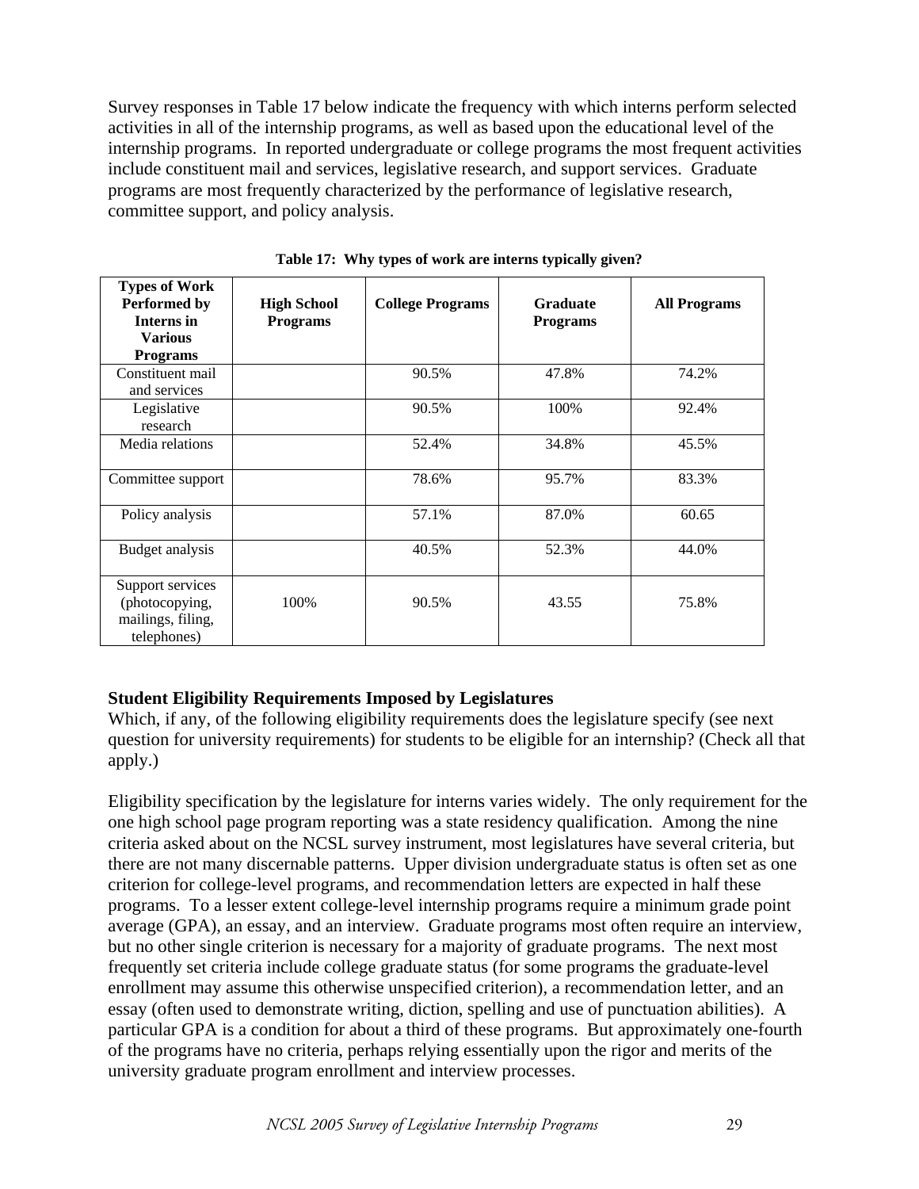Survey responses in Table 17 below indicate the frequency with which interns perform selected activities in all of the internship programs, as well as based upon the educational level of the internship programs. In reported undergraduate or college programs the most frequent activities include constituent mail and services, legislative research, and support services. Graduate programs are most frequently characterized by the performance of legislative research, committee support, and policy analysis.

**Table 17: Why types of work are interns typically given?**

| Types of Work Performed by Interns in Various Programs | High School Programs | College Programs | Graduate Programs | All Programs |
|---|---|---|---|---|
| Constituent mail and services | | 90.5% | 47.8% | 74.2% |
| Legislative research | | 90.5% | 100% | 92.4% |
| Media relations | | 52.4% | 34.8% | 45.5% |
| Committee support | | 78.6% | 95.7% | 83.3% |
| Policy analysis | | 57.1% | 87.0% | 60.65 |
| Budget analysis | | 40.5% | 52.3% | 44.0% |
| Support services (photocopying, mailings, filing, telephones) | 100% | 90.5% | 43.55 | 75.8% |

### Student Eligibility Requirements Imposed by Legislatures

Which, if any, of the following eligibility requirements does the legislature specify (see next question for university requirements) for students to be eligible for an internship? (Check all that apply.)

Eligibility specification by the legislature for interns varies widely. The only requirement for the one high school page program reporting was a state residency qualification. Among the nine criteria asked about on the NCSL survey instrument, most legislatures have several criteria, but there are not many discernable patterns. Upper division undergraduate status is often set as one criterion for college-level programs, and recommendation letters are expected in half these programs. To a lesser extent college-level internship programs require a minimum grade point average (GPA), an essay, and an interview. Graduate programs most often require an interview, but no other single criterion is necessary for a majority of graduate programs. The next most frequently set criteria include college graduate status (for some programs the graduate-level enrollment may assume this otherwise unspecified criterion), a recommendation letter, and an essay (often used to demonstrate writing, diction, spelling and use of punctuation abilities). A particular GPA is a condition for about a third of these programs. But approximately one-fourth of the programs have no criteria, perhaps relying essentially upon the rigor and merits of the university graduate program enrollment and interview processes.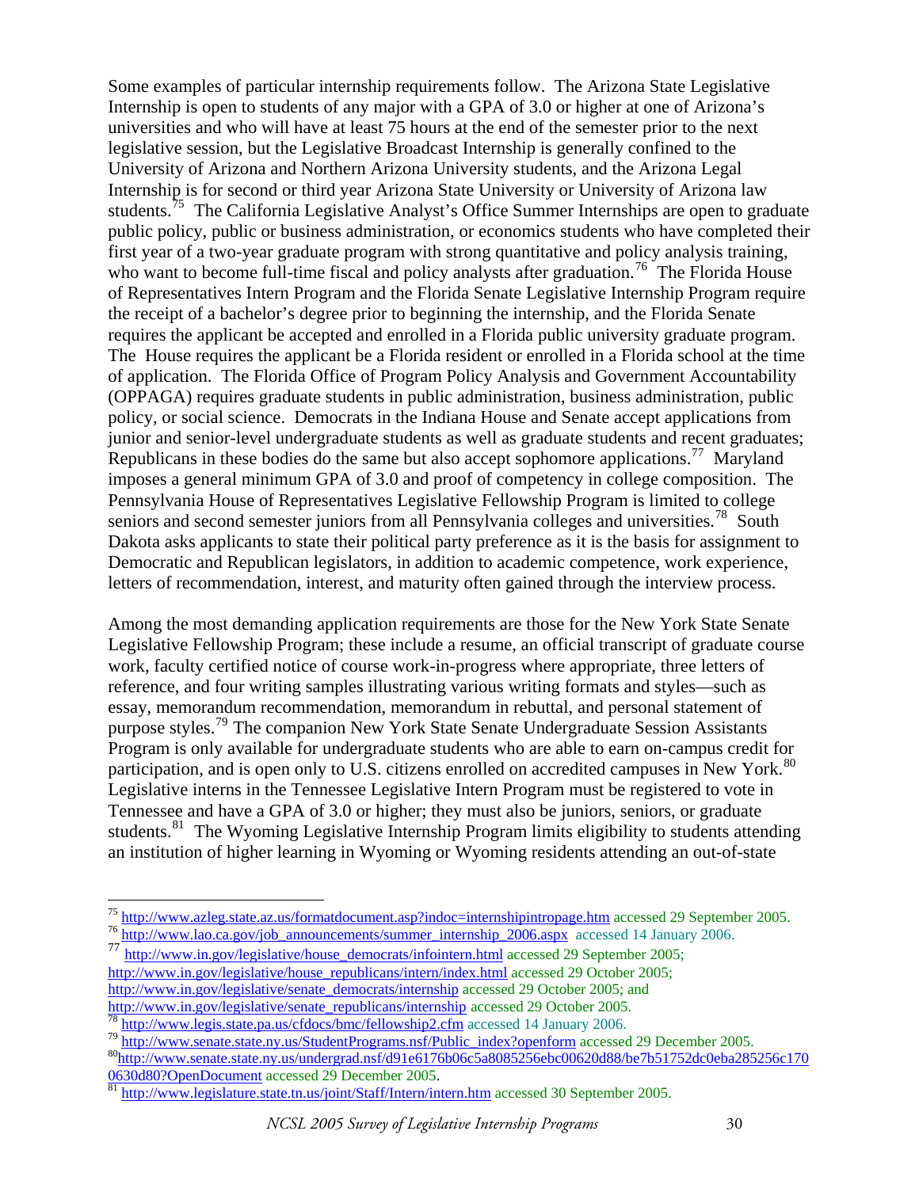Some examples of particular internship requirements follow. The Arizona State Legislative Internship is open to students of any major with a GPA of 3.0 or higher at one of Arizona's universities and who will have at least 75 hours at the end of the semester prior to the next legislative session, but the Legislative Broadcast Internship is generally confined to the University of Arizona and Northern Arizona University students, and the Arizona Legal Internship is for second or third year Arizona State University or University of Arizona law students.[75] The California Legislative Analyst's Office Summer Internships are open to graduate public policy, public or business administration, or economics students who have completed their first year of a two-year graduate program with strong quantitative and policy analysis training, who want to become full-time fiscal and policy analysts after graduation.[76] The Florida House of Representatives Intern Program and the Florida Senate Legislative Internship Program require the receipt of a bachelor's degree prior to beginning the internship, and the Florida Senate requires the applicant be accepted and enrolled in a Florida public university graduate program. The House requires the applicant be a Florida resident or enrolled in a Florida school at the time of application. The Florida Office of Program Policy Analysis and Government Accountability (OPPAGA) requires graduate students in public administration, business administration, public policy, or social science. Democrats in the Indiana House and Senate accept applications from junior and senior-level undergraduate students as well as graduate students and recent graduates; Republicans in these bodies do the same but also accept sophomore applications.[77] Maryland imposes a general minimum GPA of 3.0 and proof of competency in college composition. The Pennsylvania House of Representatives Legislative Fellowship Program is limited to college seniors and second semester juniors from all Pennsylvania colleges and universities.[78] South Dakota asks applicants to state their political party preference as it is the basis for assignment to Democratic and Republican legislators, in addition to academic competence, work experience, letters of recommendation, interest, and maturity often gained through the interview process.

Among the most demanding application requirements are those for the New York State Senate Legislative Fellowship Program; these include a resume, an official transcript of graduate course work, faculty certified notice of course work-in-progress where appropriate, three letters of reference, and four writing samples illustrating various writing formats and styles—such as essay, memorandum recommendation, memorandum in rebuttal, and personal statement of purpose styles.[79] The companion New York State Senate Undergraduate Session Assistants Program is only available for undergraduate students who are able to earn on-campus credit for participation, and is open only to U.S. citizens enrolled on accredited campuses in New York.[80] Legislative interns in the Tennessee Legislative Intern Program must be registered to vote in Tennessee and have a GPA of 3.0 or higher; they must also be juniors, seniors, or graduate students.[81] The Wyoming Legislative Internship Program limits eligibility to students attending an institution of higher learning in Wyoming or Wyoming residents attending an out-of-state

---

[75] http://www.azleg.state.az.us/formatdocument.asp?indoc=internshipintropage.htm accessed 29 September 2005.

[76] http://www.lao.ca.gov/job_announcements/summer_internship_2006.aspx accessed 14 January 2006.

[77] http://www.in.gov/legislative/house_democrats/infointern.html accessed 29 September 2005; http://www.in.gov/legislative/house_republicans/intern/index.html accessed 29 October 2005; http://www.in.gov/legislative/senate_democrats/internship accessed 29 October 2005; and http://www.in.gov/legislative/senate_republicans/internship accessed 29 October 2005.

[78] http://www.legis.state.pa.us/cfdocs/bmc/fellowship2.cfm accessed 14 January 2006.

[79] http://www.senate.state.ny.us/StudentPrograms.nsf/Public_index?openform accessed 29 December 2005.

[80] http://www.senate.state.ny.us/undergrad.nsf/d91e6176b06c5a8085256ebc00620d88/be7b51752dc0eba285256c1700630d80?OpenDocument accessed 29 December 2005.

[81] http://www.legislature.state.tn.us/joint/Staff/Intern/intern.htm accessed 30 September 2005.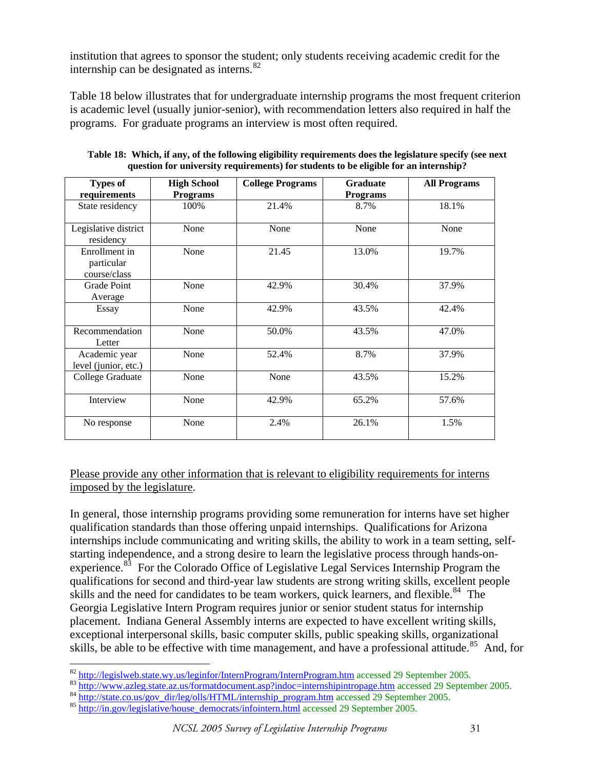institution that agrees to sponsor the student; only students receiving academic credit for the internship can be designated as interns.[82]

Table 18 below illustrates that for undergraduate internship programs the most frequent criterion is academic level (usually junior-senior), with recommendation letters also required in half the programs. For graduate programs an interview is most often required.

**Table 18: Which, if any, of the following eligibility requirements does the legislature specify (see next question for university requirements) for students to be eligible for an internship?**

| Types of requirements | High School Programs | College Programs | Graduate Programs | All Programs |
|---|---|---|---|---|
| State residency | 100% | 21.4% | 8.7% | 18.1% |
| Legislative district residency | None | None | None | None |
| Enrollment in particular course/class | None | 21.45 | 13.0% | 19.7% |
| Grade Point Average | None | 42.9% | 30.4% | 37.9% |
| Essay | None | 42.9% | 43.5% | 42.4% |
| Recommendation Letter | None | 50.0% | 43.5% | 47.0% |
| Academic year level (junior, etc.) | None | 52.4% | 8.7% | 37.9% |
| College Graduate | None | None | 43.5% | 15.2% |
| Interview | None | 42.9% | 65.2% | 57.6% |
| No response | None | 2.4% | 26.1% | 1.5% |

<u>Please provide any other information that is relevant to eligibility requirements for interns imposed by the legislature</u>.

In general, those internship programs providing some remuneration for interns have set higher qualification standards than those offering unpaid internships. Qualifications for Arizona internships include communicating and writing skills, the ability to work in a team setting, self-starting independence, and a strong desire to learn the legislative process through hands-on-experience.[83] For the Colorado Office of Legislative Legal Services Internship Program the qualifications for second and third-year law students are strong writing skills, excellent people skills and the need for candidates to be team workers, quick learners, and flexible.[84] The Georgia Legislative Intern Program requires junior or senior student status for internship placement. Indiana General Assembly interns are expected to have excellent writing skills, exceptional interpersonal skills, basic computer skills, public speaking skills, organizational skills, be able to be effective with time management, and have a professional attitude.[85] And, for

---

[82] http://legislweb.state.wy.us/leginfor/InternProgram/InternProgram.htm accessed 29 September 2005.

[83] http://www.azleg.state.az.us/formatdocument.asp?indoc=internshipintropage.htm accessed 29 September 2005.

[84] http://state.co.us/gov_dir/leg/olls/HTML/internship_program.htm accessed 29 September 2005.

[85] http://in.gov/legislative/house_democrats/infointern.html accessed 29 September 2005.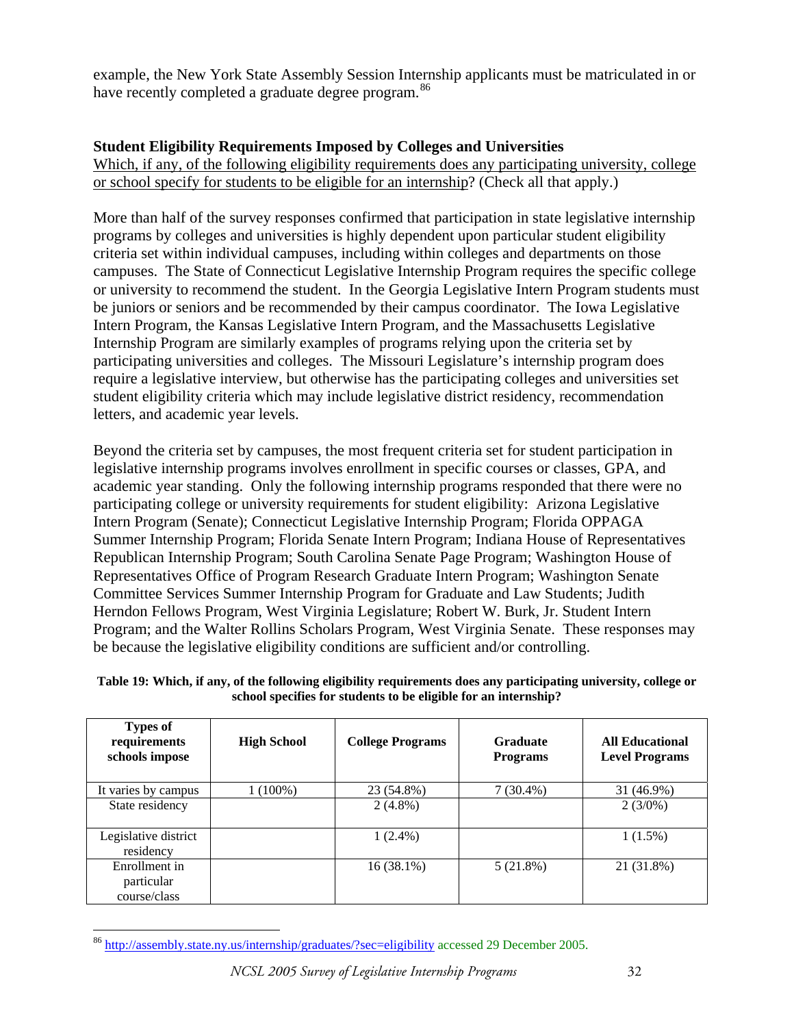example, the New York State Assembly Session Internship applicants must be matriculated in or have recently completed a graduate degree program.[86]

### Student Eligibility Requirements Imposed by Colleges and Universities

Which, if any, of the following eligibility requirements does any participating university, college or school specify for students to be eligible for an internship? (Check all that apply.)

More than half of the survey responses confirmed that participation in state legislative internship programs by colleges and universities is highly dependent upon particular student eligibility criteria set within individual campuses, including within colleges and departments on those campuses. The State of Connecticut Legislative Internship Program requires the specific college or university to recommend the student. In the Georgia Legislative Intern Program students must be juniors or seniors and be recommended by their campus coordinator. The Iowa Legislative Intern Program, the Kansas Legislative Intern Program, and the Massachusetts Legislative Internship Program are similarly examples of programs relying upon the criteria set by participating universities and colleges. The Missouri Legislature's internship program does require a legislative interview, but otherwise has the participating colleges and universities set student eligibility criteria which may include legislative district residency, recommendation letters, and academic year levels.

Beyond the criteria set by campuses, the most frequent criteria set for student participation in legislative internship programs involves enrollment in specific courses or classes, GPA, and academic year standing. Only the following internship programs responded that there were no participating college or university requirements for student eligibility: Arizona Legislative Intern Program (Senate); Connecticut Legislative Internship Program; Florida OPPAGA Summer Internship Program; Florida Senate Intern Program; Indiana House of Representatives Republican Internship Program; South Carolina Senate Page Program; Washington House of Representatives Office of Program Research Graduate Intern Program; Washington Senate Committee Services Summer Internship Program for Graduate and Law Students; Judith Herndon Fellows Program, West Virginia Legislature; Robert W. Burk, Jr. Student Intern Program; and the Walter Rollins Scholars Program, West Virginia Senate. These responses may be because the legislative eligibility conditions are sufficient and/or controlling.

**Table 19: Which, if any, of the following eligibility requirements does any participating university, college or school specifies for students to be eligible for an internship?**

| Types of requirements schools impose | High School | College Programs | Graduate Programs | All Educational Level Programs |
|---|---|---|---|---|
| It varies by campus | 1 (100%) | 23 (54.8%) | 7 (30.4%) | 31 (46.9%) |
| State residency | | 2 (4.8%) | | 2 (3/0%) |
| Legislative district residency | | 1 (2.4%) | | 1 (1.5%) |
| Enrollment in particular course/class | | 16 (38.1%) | 5 (21.8%) | 21 (31.8%) |

[86] http://assembly.state.ny.us/internship/graduates/?sec=eligibility accessed 29 December 2005.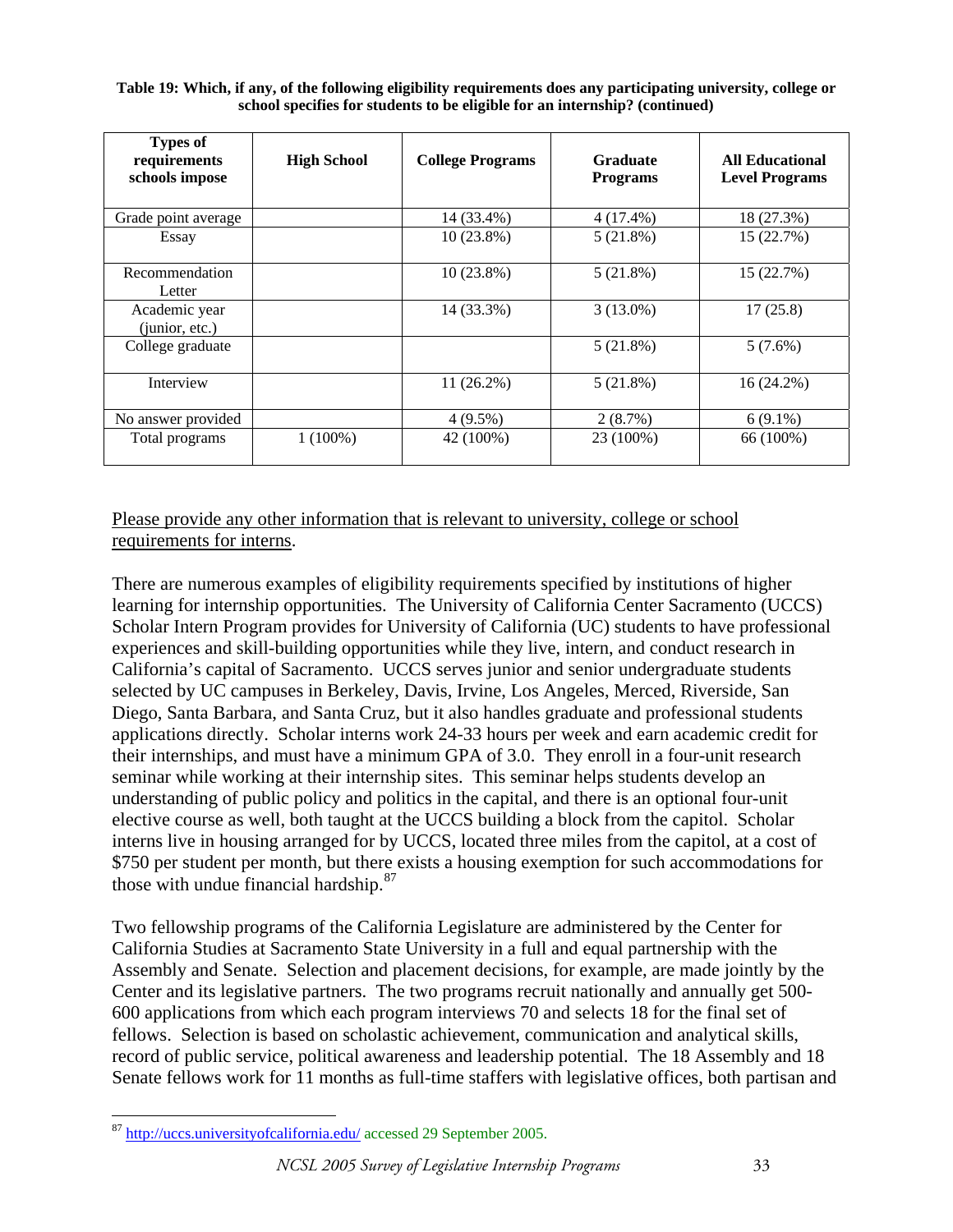**Table 19: Which, if any, of the following eligibility requirements does any participating university, college or school specifies for students to be eligible for an internship? (continued)**

| Types of requirements schools impose | High School | College Programs | Graduate Programs | All Educational Level Programs |
|---|---|---|---|---|
| Grade point average | | 14 (33.4%) | 4 (17.4%) | 18 (27.3%) |
| Essay | | 10 (23.8%) | 5 (21.8%) | 15 (22.7%) |
| Recommendation Letter | | 10 (23.8%) | 5 (21.8%) | 15 (22.7%) |
| Academic year (junior, etc.) | | 14 (33.3%) | 3 (13.0%) | 17 (25.8) |
| College graduate | | | 5 (21.8%) | 5 (7.6%) |
| Interview | | 11 (26.2%) | 5 (21.8%) | 16 (24.2%) |
| No answer provided | | 4 (9.5%) | 2 (8.7%) | 6 (9.1%) |
| Total programs | 1 (100%) | 42 (100%) | 23 (100%) | 66 (100%) |

Please provide any other information that is relevant to university, college or school requirements for interns.

There are numerous examples of eligibility requirements specified by institutions of higher learning for internship opportunities. The University of California Center Sacramento (UCCS) Scholar Intern Program provides for University of California (UC) students to have professional experiences and skill-building opportunities while they live, intern, and conduct research in California's capital of Sacramento. UCCS serves junior and senior undergraduate students selected by UC campuses in Berkeley, Davis, Irvine, Los Angeles, Merced, Riverside, San Diego, Santa Barbara, and Santa Cruz, but it also handles graduate and professional students applications directly. Scholar interns work 24-33 hours per week and earn academic credit for their internships, and must have a minimum GPA of 3.0. They enroll in a four-unit research seminar while working at their internship sites. This seminar helps students develop an understanding of public policy and politics in the capital, and there is an optional four-unit elective course as well, both taught at the UCCS building a block from the capitol. Scholar interns live in housing arranged for by UCCS, located three miles from the capitol, at a cost of $750 per student per month, but there exists a housing exemption for such accommodations for those with undue financial hardship.[87]

Two fellowship programs of the California Legislature are administered by the Center for California Studies at Sacramento State University in a full and equal partnership with the Assembly and Senate. Selection and placement decisions, for example, are made jointly by the Center and its legislative partners. The two programs recruit nationally and annually get 500-600 applications from which each program interviews 70 and selects 18 for the final set of fellows. Selection is based on scholastic achievement, communication and analytical skills, record of public service, political awareness and leadership potential. The 18 Assembly and 18 Senate fellows work for 11 months as full-time staffers with legislative offices, both partisan and

[87] http://uccs.universityofcalifornia.edu/ accessed 29 September 2005.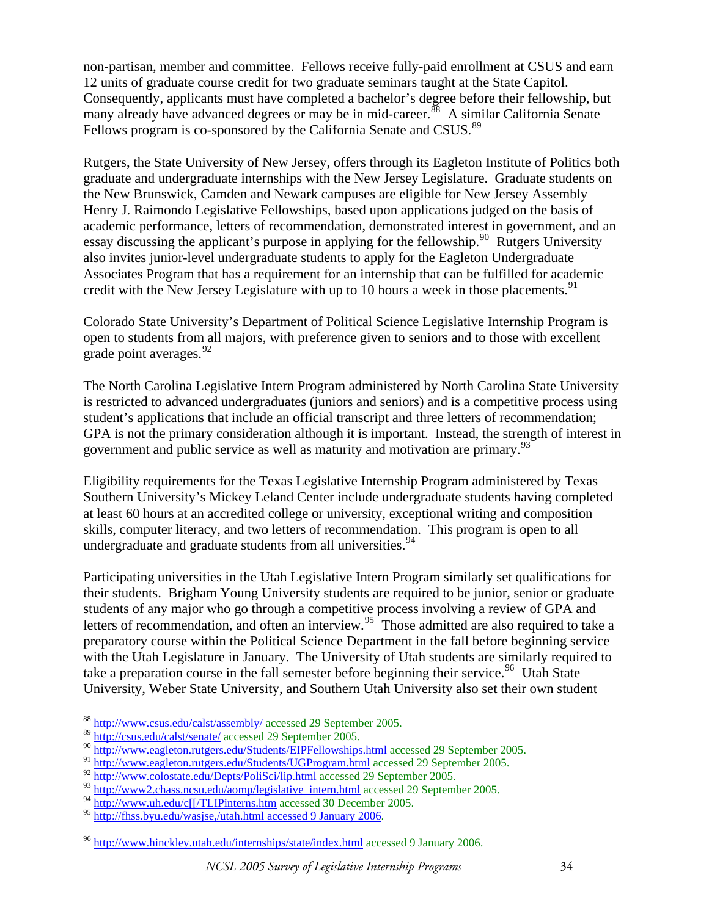non-partisan, member and committee. Fellows receive fully-paid enrollment at CSUS and earn 12 units of graduate course credit for two graduate seminars taught at the State Capitol. Consequently, applicants must have completed a bachelor's degree before their fellowship, but many already have advanced degrees or may be in mid-career.[88] A similar California Senate Fellows program is co-sponsored by the California Senate and CSUS.[89]

Rutgers, the State University of New Jersey, offers through its Eagleton Institute of Politics both graduate and undergraduate internships with the New Jersey Legislature. Graduate students on the New Brunswick, Camden and Newark campuses are eligible for New Jersey Assembly Henry J. Raimondo Legislative Fellowships, based upon applications judged on the basis of academic performance, letters of recommendation, demonstrated interest in government, and an essay discussing the applicant's purpose in applying for the fellowship.[90] Rutgers University also invites junior-level undergraduate students to apply for the Eagleton Undergraduate Associates Program that has a requirement for an internship that can be fulfilled for academic credit with the New Jersey Legislature with up to 10 hours a week in those placements.[91]

Colorado State University's Department of Political Science Legislative Internship Program is open to students from all majors, with preference given to seniors and to those with excellent grade point averages.[92]

The North Carolina Legislative Intern Program administered by North Carolina State University is restricted to advanced undergraduates (juniors and seniors) and is a competitive process using student's applications that include an official transcript and three letters of recommendation; GPA is not the primary consideration although it is important. Instead, the strength of interest in government and public service as well as maturity and motivation are primary.[93]

Eligibility requirements for the Texas Legislative Internship Program administered by Texas Southern University's Mickey Leland Center include undergraduate students having completed at least 60 hours at an accredited college or university, exceptional writing and composition skills, computer literacy, and two letters of recommendation. This program is open to all undergraduate and graduate students from all universities.[94]

Participating universities in the Utah Legislative Intern Program similarly set qualifications for their students. Brigham Young University students are required to be junior, senior or graduate students of any major who go through a competitive process involving a review of GPA and letters of recommendation, and often an interview.[95] Those admitted are also required to take a preparatory course within the Political Science Department in the fall before beginning service with the Utah Legislature in January. The University of Utah students are similarly required to take a preparation course in the fall semester before beginning their service.[96] Utah State University, Weber State University, and Southern Utah University also set their own student

---

[88] http://www.csus.edu/calst/assembly/ accessed 29 September 2005.

[89] http://csus.edu/calst/senate/ accessed 29 September 2005.

[90] http://www.eagleton.rutgers.edu/Students/EIPFellowships.html accessed 29 September 2005.

[91] http://www.eagleton.rutgers.edu/Students/UGProgram.html accessed 29 September 2005.

[92] http://www.colostate.edu/Depts/PoliSci/lip.html accessed 29 September 2005.

[93] http://www2.chass.ncsu.edu/aomp/legislative_intern.html accessed 29 September 2005.

[94] http://www.uh.edu/c[[/TLIPinterns.htm accessed 30 December 2005.

[95] http://fhss.byu.edu/wasjse,/utah.html accessed 9 January 2006.

[96] http://www.hinckley.utah.edu/internships/state/index.html accessed 9 January 2006.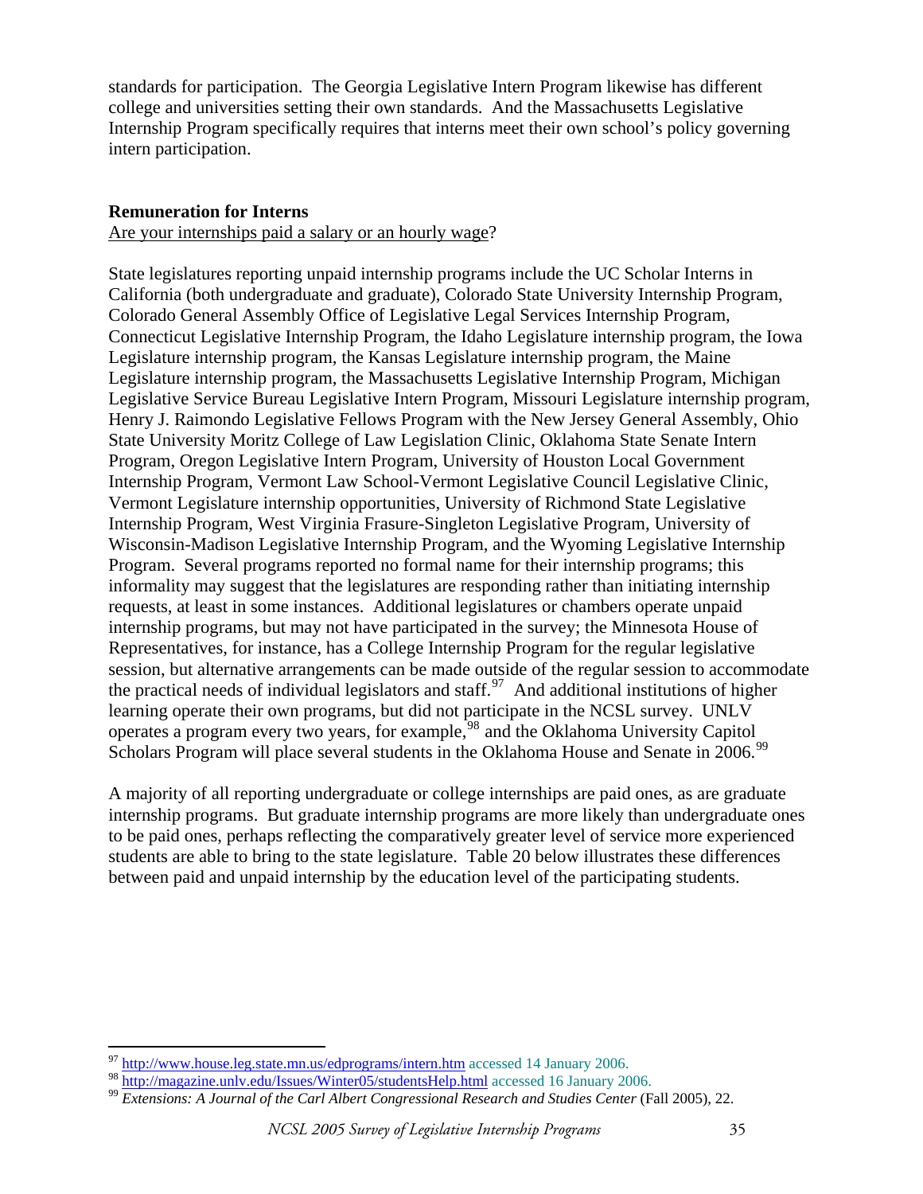standards for participation. The Georgia Legislative Intern Program likewise has different college and universities setting their own standards. And the Massachusetts Legislative Internship Program specifically requires that interns meet their own school's policy governing intern participation.

**Remuneration for Interns**

Are your internships paid a salary or an hourly wage?

State legislatures reporting unpaid internship programs include the UC Scholar Interns in California (both undergraduate and graduate), Colorado State University Internship Program, Colorado General Assembly Office of Legislative Legal Services Internship Program, Connecticut Legislative Internship Program, the Idaho Legislature internship program, the Iowa Legislature internship program, the Kansas Legislature internship program, the Maine Legislature internship program, the Massachusetts Legislative Internship Program, Michigan Legislative Service Bureau Legislative Intern Program, Missouri Legislature internship program, Henry J. Raimondo Legislative Fellows Program with the New Jersey General Assembly, Ohio State University Moritz College of Law Legislation Clinic, Oklahoma State Senate Intern Program, Oregon Legislative Intern Program, University of Houston Local Government Internship Program, Vermont Law School-Vermont Legislative Council Legislative Clinic, Vermont Legislature internship opportunities, University of Richmond State Legislative Internship Program, West Virginia Frasure-Singleton Legislative Program, University of Wisconsin-Madison Legislative Internship Program, and the Wyoming Legislative Internship Program. Several programs reported no formal name for their internship programs; this informality may suggest that the legislatures are responding rather than initiating internship requests, at least in some instances. Additional legislatures or chambers operate unpaid internship programs, but may not have participated in the survey; the Minnesota House of Representatives, for instance, has a College Internship Program for the regular legislative session, but alternative arrangements can be made outside of the regular session to accommodate the practical needs of individual legislators and staff.[97] And additional institutions of higher learning operate their own programs, but did not participate in the NCSL survey. UNLV operates a program every two years, for example,[98] and the Oklahoma University Capitol Scholars Program will place several students in the Oklahoma House and Senate in 2006.[99]

A majority of all reporting undergraduate or college internships are paid ones, as are graduate internship programs. But graduate internship programs are more likely than undergraduate ones to be paid ones, perhaps reflecting the comparatively greater level of service more experienced students are able to bring to the state legislature. Table 20 below illustrates these differences between paid and unpaid internship by the education level of the participating students.

---

[97] http://www.house.leg.state.mn.us/edprograms/intern.htm accessed 14 January 2006.

[98] http://magazine.unlv.edu/Issues/Winter05/studentsHelp.html accessed 16 January 2006.

[99] *Extensions: A Journal of the Carl Albert Congressional Research and Studies Center* (Fall 2005), 22.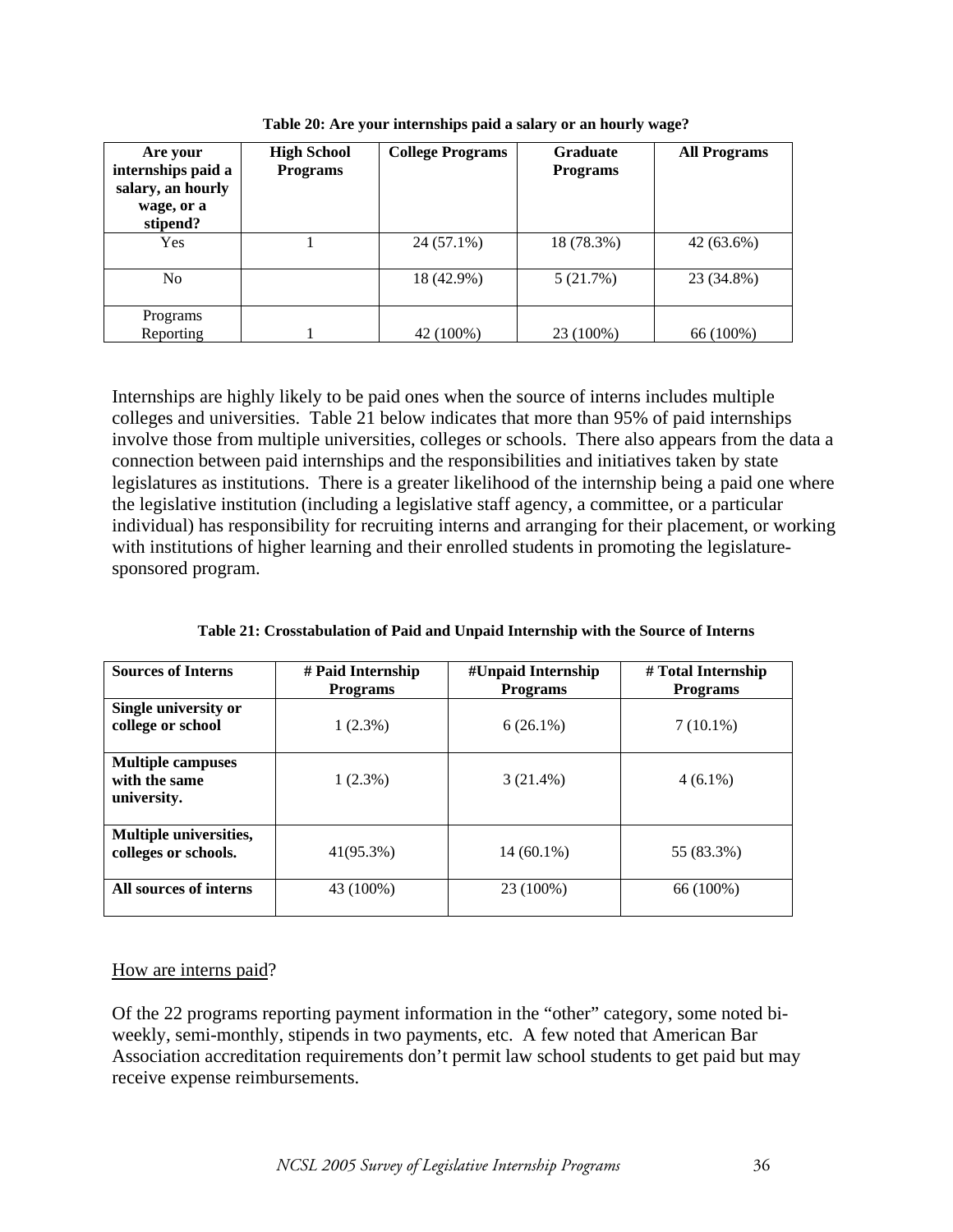**Table 20: Are your internships paid a salary or an hourly wage?**

| Are your internships paid a salary, an hourly wage, or a stipend? | High School Programs | College Programs | Graduate Programs | All Programs |
|---|---|---|---|---|
| Yes | 1 | 24 (57.1%) | 18 (78.3%) | 42 (63.6%) |
| No | | 18 (42.9%) | 5 (21.7%) | 23 (34.8%) |
| Programs Reporting | 1 | 42 (100%) | 23 (100%) | 66 (100%) |

Internships are highly likely to be paid ones when the source of interns includes multiple colleges and universities. Table 21 below indicates that more than 95% of paid internships involve those from multiple universities, colleges or schools. There also appears from the data a connection between paid internships and the responsibilities and initiatives taken by state legislatures as institutions. There is a greater likelihood of the internship being a paid one where the legislative institution (including a legislative staff agency, a committee, or a particular individual) has responsibility for recruiting interns and arranging for their placement, or working with institutions of higher learning and their enrolled students in promoting the legislature-sponsored program.

**Table 21: Crosstabulation of Paid and Unpaid Internship with the Source of Interns**

| Sources of Interns | # Paid Internship Programs | #Unpaid Internship Programs | # Total Internship Programs |
|---|---|---|---|
| **Single university or college or school** | 1 (2.3%) | 6 (26.1%) | 7 (10.1%) |
| **Multiple campuses with the same university.** | 1 (2.3%) | 3 (21.4%) | 4 (6.1%) |
| **Multiple universities, colleges or schools.** | 41(95.3%) | 14 (60.1%) | 55 (83.3%) |
| **All sources of interns** | 43 (100%) | 23 (100%) | 66 (100%) |

<u>How are interns paid</u>?

Of the 22 programs reporting payment information in the "other" category, some noted bi-weekly, semi-monthly, stipends in two payments, etc. A few noted that American Bar Association accreditation requirements don't permit law school students to get paid but may receive expense reimbursements.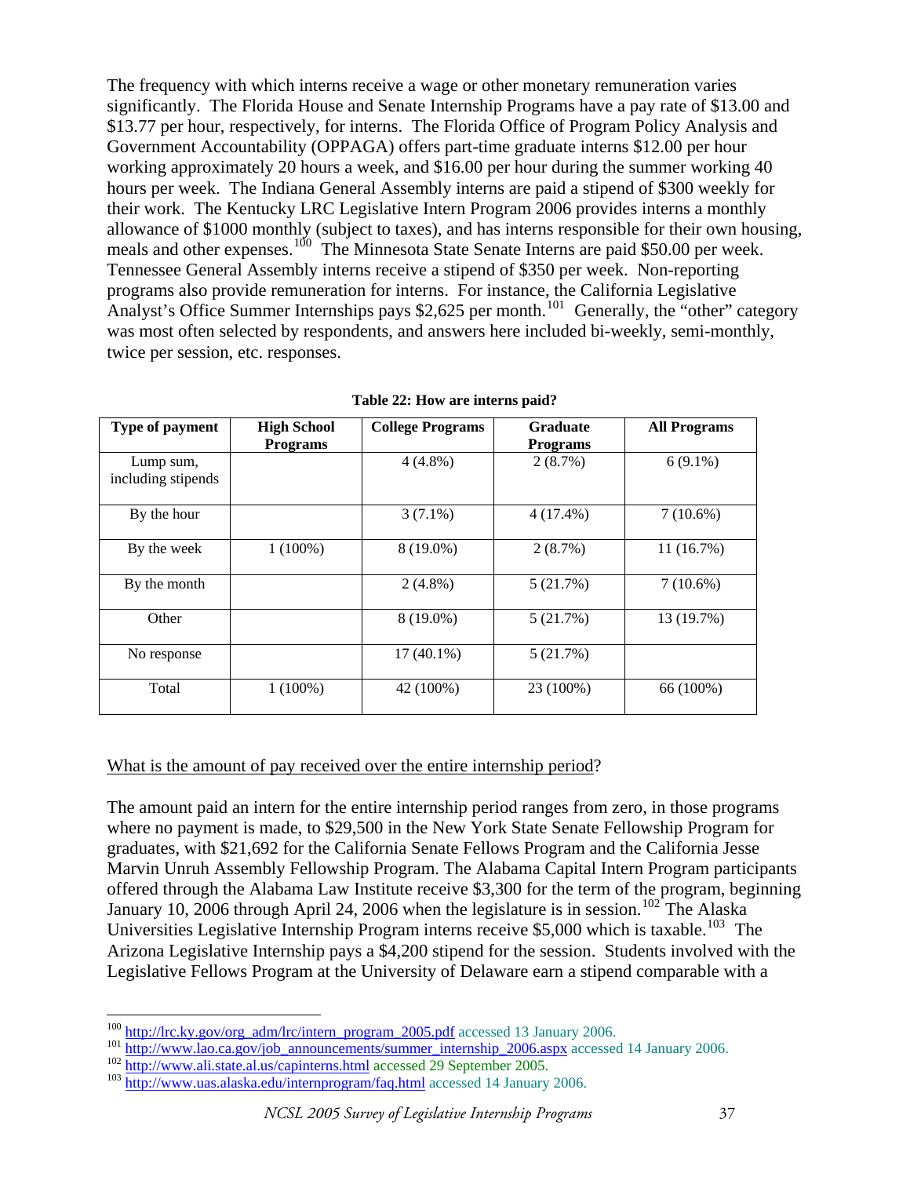The frequency with which interns receive a wage or other monetary remuneration varies significantly. The Florida House and Senate Internship Programs have a pay rate of $13.00 and $13.77 per hour, respectively, for interns. The Florida Office of Program Policy Analysis and Government Accountability (OPPAGA) offers part-time graduate interns $12.00 per hour working approximately 20 hours a week, and $16.00 per hour during the summer working 40 hours per week. The Indiana General Assembly interns are paid a stipend of $300 weekly for their work. The Kentucky LRC Legislative Intern Program 2006 provides interns a monthly allowance of $1000 monthly (subject to taxes), and has interns responsible for their own housing, meals and other expenses.[100] The Minnesota State Senate Interns are paid $50.00 per week. Tennessee General Assembly interns receive a stipend of $350 per week. Non-reporting programs also provide remuneration for interns. For instance, the California Legislative Analyst's Office Summer Internships pays $2,625 per month.[101] Generally, the "other" category was most often selected by respondents, and answers here included bi-weekly, semi-monthly, twice per session, etc. responses.

**Table 22: How are interns paid?**

| Type of payment | High School Programs | College Programs | Graduate Programs | All Programs |
|---|---|---|---|---|
| Lump sum, including stipends | | 4 (4.8%) | 2 (8.7%) | 6 (9.1%) |
| By the hour | | 3 (7.1%) | 4 (17.4%) | 7 (10.6%) |
| By the week | 1 (100%) | 8 (19.0%) | 2 (8.7%) | 11 (16.7%) |
| By the month | | 2 (4.8%) | 5 (21.7%) | 7 (10.6%) |
| Other | | 8 (19.0%) | 5 (21.7%) | 13 (19.7%) |
| No response | | 17 (40.1%) | 5 (21.7%) | |
| Total | 1 (100%) | 42 (100%) | 23 (100%) | 66 (100%) |

<u>What is the amount of pay received over the entire internship period</u>?

The amount paid an intern for the entire internship period ranges from zero, in those programs where no payment is made, to $29,500 in the New York State Senate Fellowship Program for graduates, with $21,692 for the California Senate Fellows Program and the California Jesse Marvin Unruh Assembly Fellowship Program. The Alabama Capital Intern Program participants offered through the Alabama Law Institute receive $3,300 for the term of the program, beginning January 10, 2006 through April 24, 2006 when the legislature is in session.[102] The Alaska Universities Legislative Internship Program interns receive $5,000 which is taxable.[103] The Arizona Legislative Internship pays a $4,200 stipend for the session. Students involved with the Legislative Fellows Program at the University of Delaware earn a stipend comparable with a

---

[100] http://lrc.ky.gov/org_adm/lrc/intern_program_2005.pdf accessed 13 January 2006.

[101] http://www.lao.ca.gov/job_announcements/summer_internship_2006.aspx accessed 14 January 2006.

[102] http://www.ali.state.al.us/capinterns.html accessed 29 September 2005.

[103] http://www.uas.alaska.edu/internprogram/faq.html accessed 14 January 2006.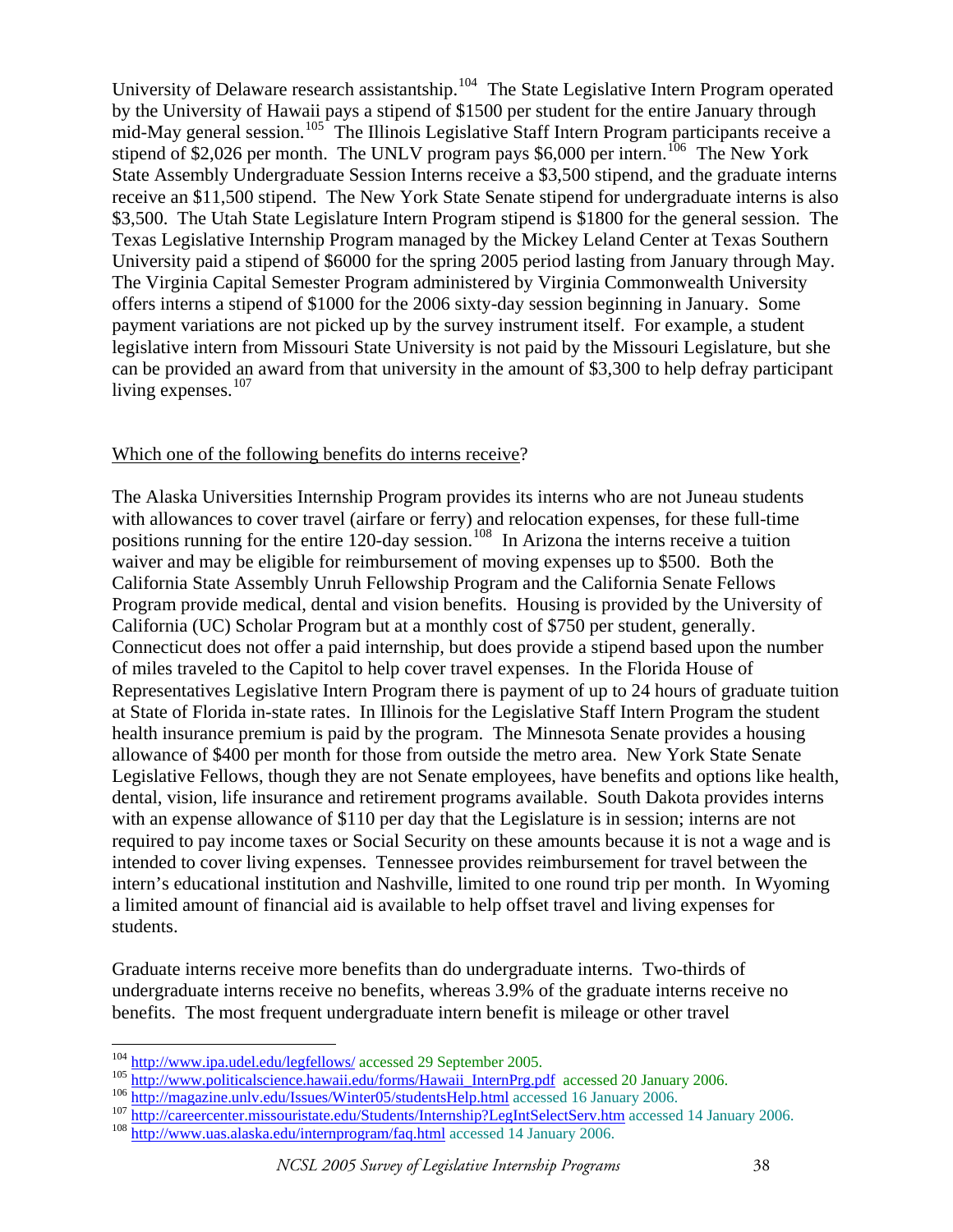University of Delaware research assistantship.[104] The State Legislative Intern Program operated by the University of Hawaii pays a stipend of $1500 per student for the entire January through mid-May general session.[105] The Illinois Legislative Staff Intern Program participants receive a stipend of $2,026 per month. The UNLV program pays $6,000 per intern.[106] The New York State Assembly Undergraduate Session Interns receive a $3,500 stipend, and the graduate interns receive an $11,500 stipend. The New York State Senate stipend for undergraduate interns is also $3,500. The Utah State Legislature Intern Program stipend is $1800 for the general session. The Texas Legislative Internship Program managed by the Mickey Leland Center at Texas Southern University paid a stipend of $6000 for the spring 2005 period lasting from January through May. The Virginia Capital Semester Program administered by Virginia Commonwealth University offers interns a stipend of $1000 for the 2006 sixty-day session beginning in January. Some payment variations are not picked up by the survey instrument itself. For example, a student legislative intern from Missouri State University is not paid by the Missouri Legislature, but she can be provided an award from that university in the amount of $3,300 to help defray participant living expenses.[107]

<u>Which one of the following benefits do interns receive</u>?

The Alaska Universities Internship Program provides its interns who are not Juneau students with allowances to cover travel (airfare or ferry) and relocation expenses, for these full-time positions running for the entire 120-day session.[108] In Arizona the interns receive a tuition waiver and may be eligible for reimbursement of moving expenses up to $500. Both the California State Assembly Unruh Fellowship Program and the California Senate Fellows Program provide medical, dental and vision benefits. Housing is provided by the University of California (UC) Scholar Program but at a monthly cost of $750 per student, generally. Connecticut does not offer a paid internship, but does provide a stipend based upon the number of miles traveled to the Capitol to help cover travel expenses. In the Florida House of Representatives Legislative Intern Program there is payment of up to 24 hours of graduate tuition at State of Florida in-state rates. In Illinois for the Legislative Staff Intern Program the student health insurance premium is paid by the program. The Minnesota Senate provides a housing allowance of $400 per month for those from outside the metro area. New York State Senate Legislative Fellows, though they are not Senate employees, have benefits and options like health, dental, vision, life insurance and retirement programs available. South Dakota provides interns with an expense allowance of $110 per day that the Legislature is in session; interns are not required to pay income taxes or Social Security on these amounts because it is not a wage and is intended to cover living expenses. Tennessee provides reimbursement for travel between the intern's educational institution and Nashville, limited to one round trip per month. In Wyoming a limited amount of financial aid is available to help offset travel and living expenses for students.

Graduate interns receive more benefits than do undergraduate interns. Two-thirds of undergraduate interns receive no benefits, whereas 3.9% of the graduate interns receive no benefits. The most frequent undergraduate intern benefit is mileage or other travel

---

[104] http://www.ipa.udel.edu/legfellows/ accessed 29 September 2005.

[105] http://www.politicalscience.hawaii.edu/forms/Hawaii_InternPrg.pdf accessed 20 January 2006.

[106] http://magazine.unlv.edu/Issues/Winter05/studentsHelp.html accessed 16 January 2006.

[107] http://careercenter.missouristate.edu/Students/Internship?LegIntSelectServ.htm accessed 14 January 2006.

[108] http://www.uas.alaska.edu/internprogram/faq.html accessed 14 January 2006.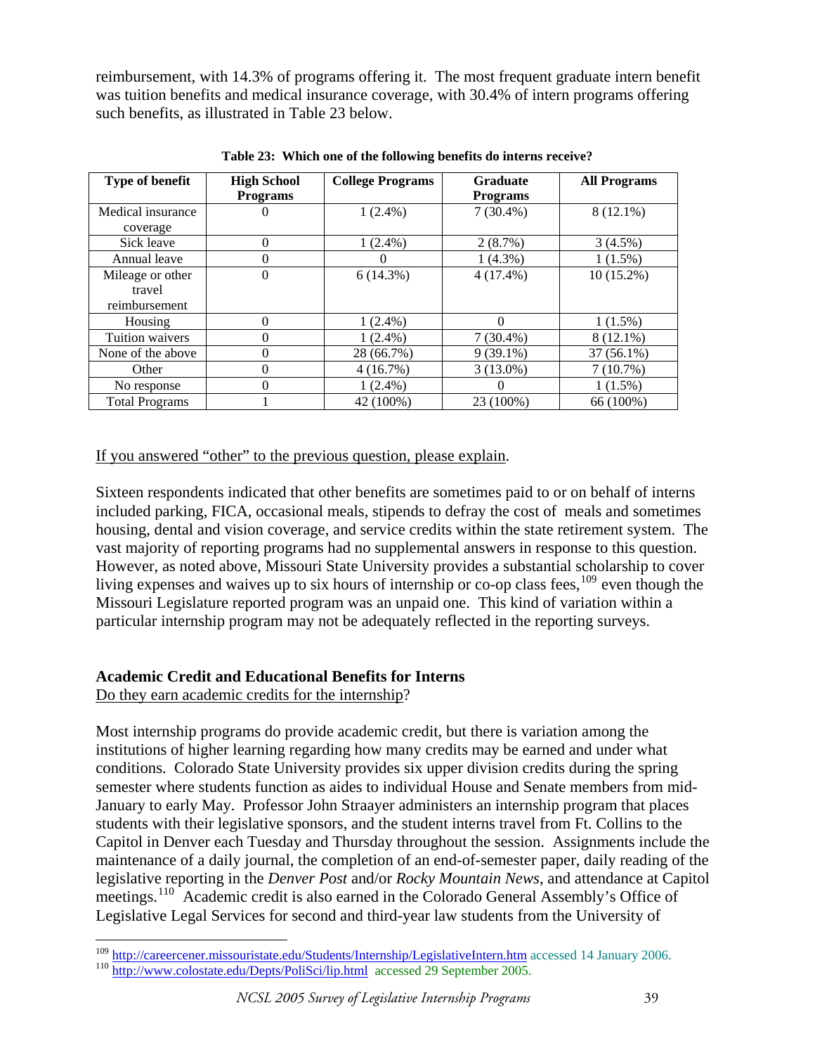reimbursement, with 14.3% of programs offering it. The most frequent graduate intern benefit was tuition benefits and medical insurance coverage, with 30.4% of intern programs offering such benefits, as illustrated in Table 23 below.

**Table 23: Which one of the following benefits do interns receive?**

| Type of benefit | High School Programs | College Programs | Graduate Programs | All Programs |
|---|---|---|---|---|
| Medical insurance coverage | 0 | 1 (2.4%) | 7 (30.4%) | 8 (12.1%) |
| Sick leave | 0 | 1 (2.4%) | 2 (8.7%) | 3 (4.5%) |
| Annual leave | 0 | 0 | 1 (4.3%) | 1 (1.5%) |
| Mileage or other travel reimbursement | 0 | 6 (14.3%) | 4 (17.4%) | 10 (15.2%) |
| Housing | 0 | 1 (2.4%) | 0 | 1 (1.5%) |
| Tuition waivers | 0 | 1 (2.4%) | 7 (30.4%) | 8 (12.1%) |
| None of the above | 0 | 28 (66.7%) | 9 (39.1%) | 37 (56.1%) |
| Other | 0 | 4 (16.7%) | 3 (13.0%) | 7 (10.7%) |
| No response | 0 | 1 (2.4%) | 0 | 1 (1.5%) |
| Total Programs | 1 | 42 (100%) | 23 (100%) | 66 (100%) |

<u>If you answered “other” to the previous question, please explain</u>.

Sixteen respondents indicated that other benefits are sometimes paid to or on behalf of interns included parking, FICA, occasional meals, stipends to defray the cost of meals and sometimes housing, dental and vision coverage, and service credits within the state retirement system. The vast majority of reporting programs had no supplemental answers in response to this question. However, as noted above, Missouri State University provides a substantial scholarship to cover living expenses and waives up to six hours of internship or co-op class fees,[109] even though the Missouri Legislature reported program was an unpaid one. This kind of variation within a particular internship program may not be adequately reflected in the reporting surveys.

## Academic Credit and Educational Benefits for Interns

<u>Do they earn academic credits for the internship</u>?

Most internship programs do provide academic credit, but there is variation among the institutions of higher learning regarding how many credits may be earned and under what conditions. Colorado State University provides six upper division credits during the spring semester where students function as aides to individual House and Senate members from mid-January to early May. Professor John Straayer administers an internship program that places students with their legislative sponsors, and the student interns travel from Ft. Collins to the Capitol in Denver each Tuesday and Thursday throughout the session. Assignments include the maintenance of a daily journal, the completion of an end-of-semester paper, daily reading of the legislative reporting in the *Denver Post* and/or *Rocky Mountain News*, and attendance at Capitol meetings.[110] Academic credit is also earned in the Colorado General Assembly’s Office of Legislative Legal Services for second and third-year law students from the University of

---

[109] http://careercener.missouristate.edu/Students/Internship/LegislativeIntern.htm accessed 14 January 2006.

[110] http://www.colostate.edu/Depts/PoliSci/lip.html accessed 29 September 2005.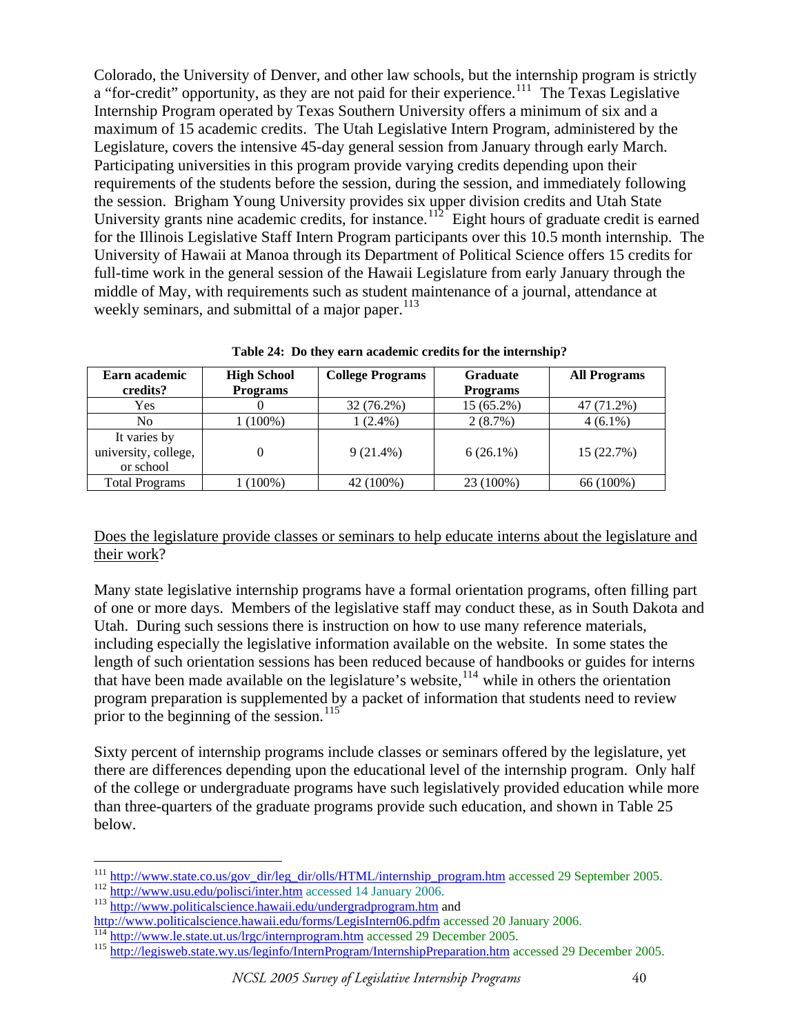Colorado, the University of Denver, and other law schools, but the internship program is strictly a "for-credit" opportunity, as they are not paid for their experience.[111] The Texas Legislative Internship Program operated by Texas Southern University offers a minimum of six and a maximum of 15 academic credits. The Utah Legislative Intern Program, administered by the Legislature, covers the intensive 45-day general session from January through early March. Participating universities in this program provide varying credits depending upon their requirements of the students before the session, during the session, and immediately following the session. Brigham Young University provides six upper division credits and Utah State University grants nine academic credits, for instance.[112] Eight hours of graduate credit is earned for the Illinois Legislative Staff Intern Program participants over this 10.5 month internship. The University of Hawaii at Manoa through its Department of Political Science offers 15 credits for full-time work in the general session of the Hawaii Legislature from early January through the middle of May, with requirements such as student maintenance of a journal, attendance at weekly seminars, and submittal of a major paper.[113]

**Table 24: Do they earn academic credits for the internship?**

| Earn academic credits? | High School Programs | College Programs | Graduate Programs | All Programs |
|---|---|---|---|---|
| Yes | 0 | 32 (76.2%) | 15 (65.2%) | 47 (71.2%) |
| No | 1 (100%) | 1 (2.4%) | 2 (8.7%) | 4 (6.1%) |
| It varies by university, college, or school | 0 | 9 (21.4%) | 6 (26.1%) | 15 (22.7%) |
| Total Programs | 1 (100%) | 42 (100%) | 23 (100%) | 66 (100%) |

<u>Does the legislature provide classes or seminars to help educate interns about the legislature and their work</u>?

Many state legislative internship programs have a formal orientation programs, often filling part of one or more days. Members of the legislative staff may conduct these, as in South Dakota and Utah. During such sessions there is instruction on how to use many reference materials, including especially the legislative information available on the website. In some states the length of such orientation sessions has been reduced because of handbooks or guides for interns that have been made available on the legislature's website,[114] while in others the orientation program preparation is supplemented by a packet of information that students need to review prior to the beginning of the session.[115]

Sixty percent of internship programs include classes or seminars offered by the legislature, yet there are differences depending upon the educational level of the internship program. Only half of the college or undergraduate programs have such legislatively provided education while more than three-quarters of the graduate programs provide such education, and shown in Table 25 below.

---

[111] http://www.state.co.us/gov_dir/leg_dir/olls/HTML/internship_program.htm accessed 29 September 2005.
[112] http://www.usu.edu/polisci/inter.htm accessed 14 January 2006.
[113] http://www.politicalscience.hawaii.edu/undergradprogram.htm and http://www.politicalscience.hawaii.edu/forms/LegisIntern06.pdfm accessed 20 January 2006.
[114] http://www.le.state.ut.us/lrgc/internprogram.htm accessed 29 December 2005.
[115] http://legisweb.state.wy.us/leginfo/InternProgram/InternshipPreparation.htm accessed 29 December 2005.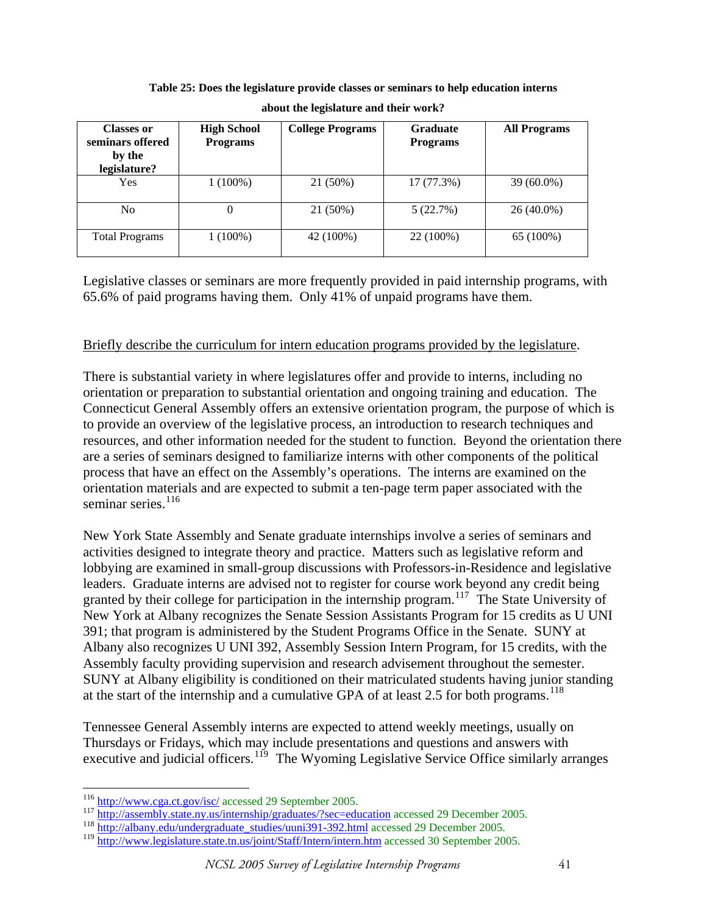**Table 25: Does the legislature provide classes or seminars to help education interns about the legislature and their work?**

| Classes or seminars offered by the legislature? | High School Programs | College Programs | Graduate Programs | All Programs |
|---|---|---|---|---|
| Yes | 1 (100%) | 21 (50%) | 17 (77.3%) | 39 (60.0%) |
| No | 0 | 21 (50%) | 5 (22.7%) | 26 (40.0%) |
| Total Programs | 1 (100%) | 42 (100%) | 22 (100%) | 65 (100%) |

Legislative classes or seminars are more frequently provided in paid internship programs, with 65.6% of paid programs having them. Only 41% of unpaid programs have them.

Briefly describe the curriculum for intern education programs provided by the legislature.

There is substantial variety in where legislatures offer and provide to interns, including no orientation or preparation to substantial orientation and ongoing training and education. The Connecticut General Assembly offers an extensive orientation program, the purpose of which is to provide an overview of the legislative process, an introduction to research techniques and resources, and other information needed for the student to function. Beyond the orientation there are a series of seminars designed to familiarize interns with other components of the political process that have an effect on the Assembly's operations. The interns are examined on the orientation materials and are expected to submit a ten-page term paper associated with the seminar series.[116]

New York State Assembly and Senate graduate internships involve a series of seminars and activities designed to integrate theory and practice. Matters such as legislative reform and lobbying are examined in small-group discussions with Professors-in-Residence and legislative leaders. Graduate interns are advised not to register for course work beyond any credit being granted by their college for participation in the internship program.[117] The State University of New York at Albany recognizes the Senate Session Assistants Program for 15 credits as U UNI 391; that program is administered by the Student Programs Office in the Senate. SUNY at Albany also recognizes U UNI 392, Assembly Session Intern Program, for 15 credits, with the Assembly faculty providing supervision and research advisement throughout the semester. SUNY at Albany eligibility is conditioned on their matriculated students having junior standing at the start of the internship and a cumulative GPA of at least 2.5 for both programs.[118]

Tennessee General Assembly interns are expected to attend weekly meetings, usually on Thursdays or Fridays, which may include presentations and questions and answers with executive and judicial officers.[119] The Wyoming Legislative Service Office similarly arranges

[116] http://www.cga.ct.gov/isc/ accessed 29 September 2005.
[117] http://assembly.state.ny.us/internship/graduates/?sec=education accessed 29 December 2005.
[118] http://albany.edu/undergraduate_studies/uuni391-392.html accessed 29 December 2005.
[119] http://www.legislature.state.tn.us/joint/Staff/Intern/intern.htm accessed 30 September 2005.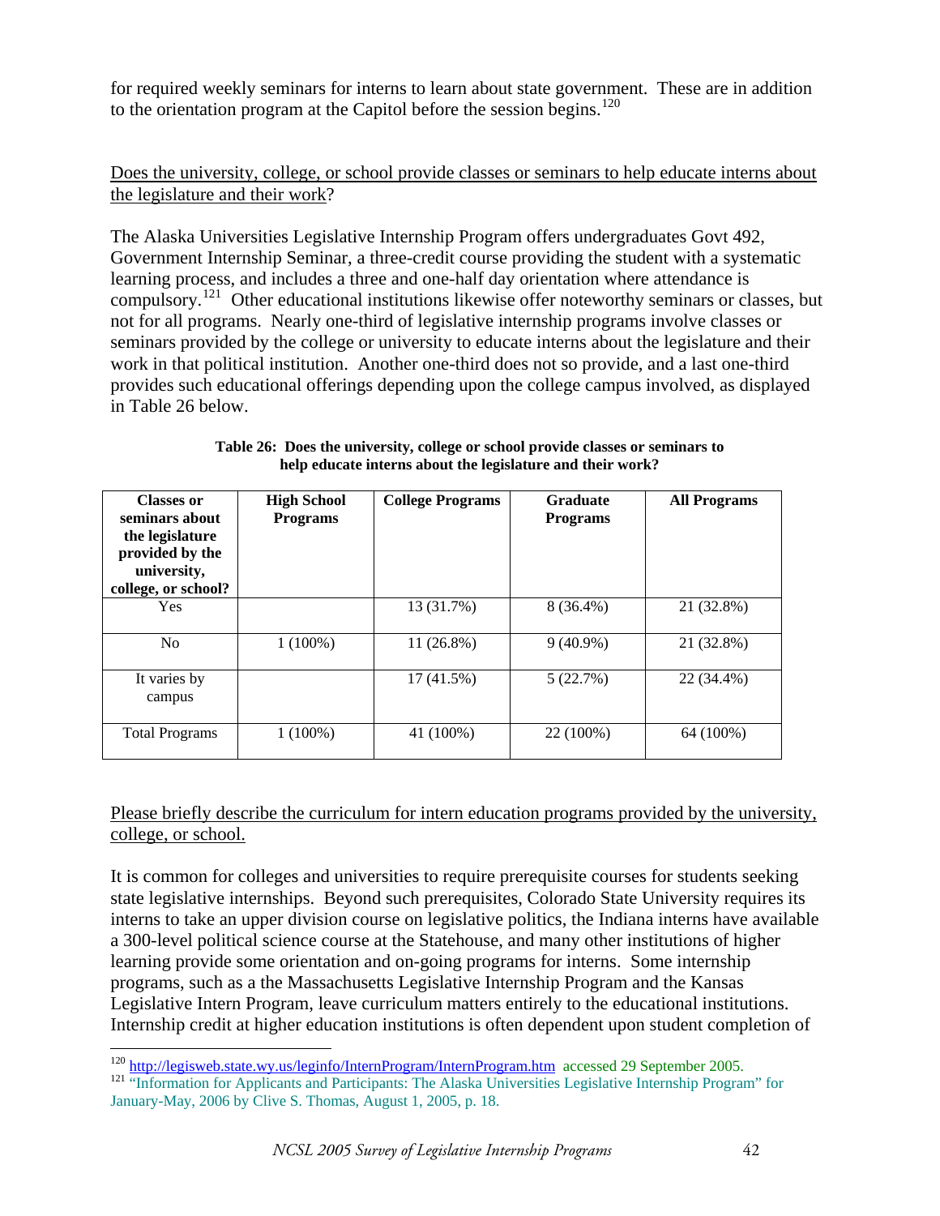for required weekly seminars for interns to learn about state government. These are in addition to the orientation program at the Capitol before the session begins.[120]

Does the university, college, or school provide classes or seminars to help educate interns about the legislature and their work?

The Alaska Universities Legislative Internship Program offers undergraduates Govt 492, Government Internship Seminar, a three-credit course providing the student with a systematic learning process, and includes a three and one-half day orientation where attendance is compulsory.[121] Other educational institutions likewise offer noteworthy seminars or classes, but not for all programs. Nearly one-third of legislative internship programs involve classes or seminars provided by the college or university to educate interns about the legislature and their work in that political institution. Another one-third does not so provide, and a last one-third provides such educational offerings depending upon the college campus involved, as displayed in Table 26 below.

**Table 26: Does the university, college or school provide classes or seminars to help educate interns about the legislature and their work?**

| Classes or seminars about the legislature provided by the university, college, or school? | High School Programs | College Programs | Graduate Programs | All Programs |
|---|---|---|---|---|
| Yes | | 13 (31.7%) | 8 (36.4%) | 21 (32.8%) |
| No | 1 (100%) | 11 (26.8%) | 9 (40.9%) | 21 (32.8%) |
| It varies by campus | | 17 (41.5%) | 5 (22.7%) | 22 (34.4%) |
| Total Programs | 1 (100%) | 41 (100%) | 22 (100%) | 64 (100%) |

Please briefly describe the curriculum for intern education programs provided by the university, college, or school.

It is common for colleges and universities to require prerequisite courses for students seeking state legislative internships. Beyond such prerequisites, Colorado State University requires its interns to take an upper division course on legislative politics, the Indiana interns have available a 300-level political science course at the Statehouse, and many other institutions of higher learning provide some orientation and on-going programs for interns. Some internship programs, such as a the Massachusetts Legislative Internship Program and the Kansas Legislative Intern Program, leave curriculum matters entirely to the educational institutions. Internship credit at higher education institutions is often dependent upon student completion of

---

[120] http://legisweb.state.wy.us/leginfo/InternProgram/InternProgram.htm accessed 29 September 2005.

[121] "Information for Applicants and Participants: The Alaska Universities Legislative Internship Program" for January-May, 2006 by Clive S. Thomas, August 1, 2005, p. 18.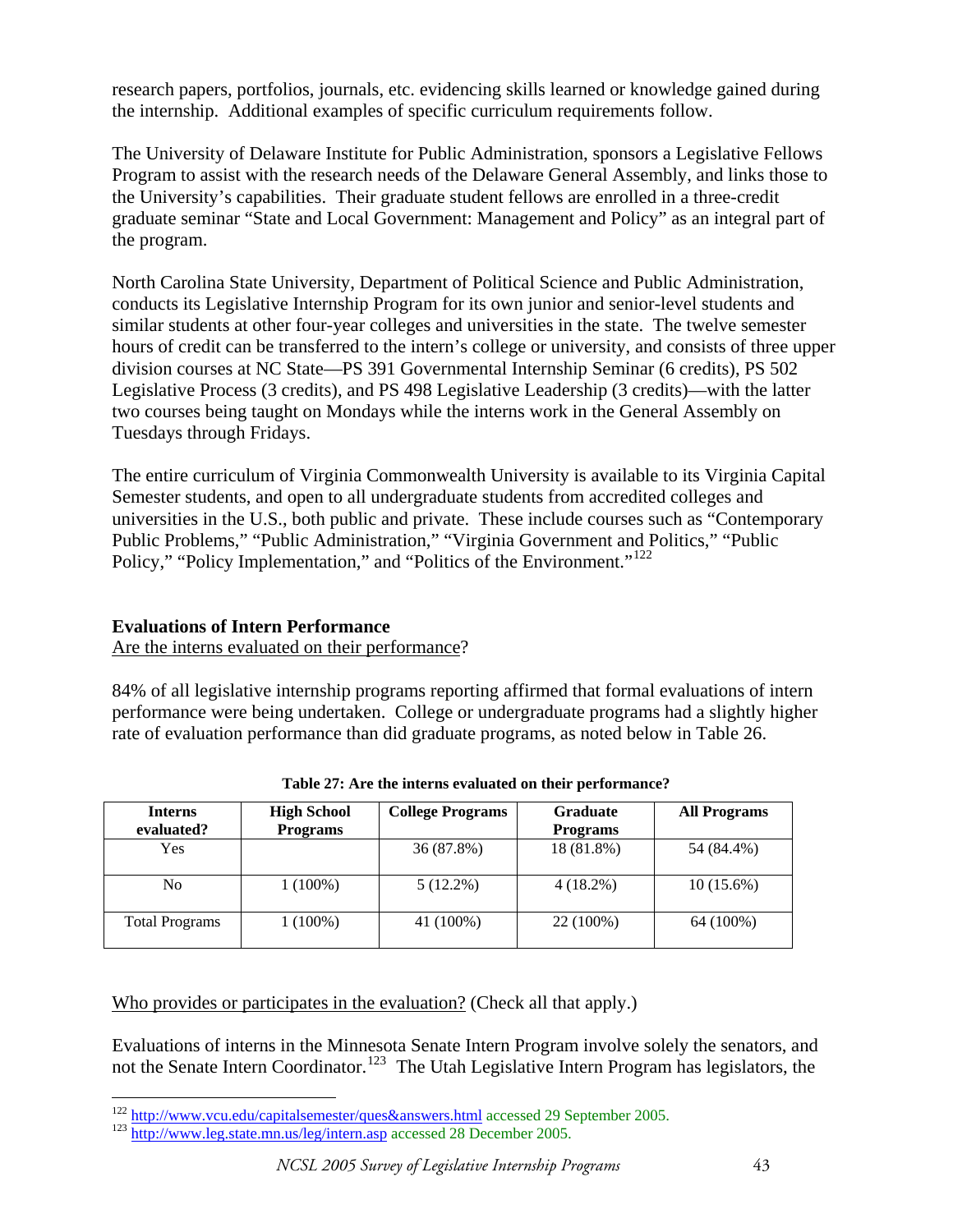research papers, portfolios, journals, etc. evidencing skills learned or knowledge gained during the internship. Additional examples of specific curriculum requirements follow.

The University of Delaware Institute for Public Administration, sponsors a Legislative Fellows Program to assist with the research needs of the Delaware General Assembly, and links those to the University's capabilities. Their graduate student fellows are enrolled in a three-credit graduate seminar "State and Local Government: Management and Policy" as an integral part of the program.

North Carolina State University, Department of Political Science and Public Administration, conducts its Legislative Internship Program for its own junior and senior-level students and similar students at other four-year colleges and universities in the state. The twelve semester hours of credit can be transferred to the intern's college or university, and consists of three upper division courses at NC State—PS 391 Governmental Internship Seminar (6 credits), PS 502 Legislative Process (3 credits), and PS 498 Legislative Leadership (3 credits)—with the latter two courses being taught on Mondays while the interns work in the General Assembly on Tuesdays through Fridays.

The entire curriculum of Virginia Commonwealth University is available to its Virginia Capital Semester students, and open to all undergraduate students from accredited colleges and universities in the U.S., both public and private. These include courses such as "Contemporary Public Problems," "Public Administration," "Virginia Government and Politics," "Public Policy," "Policy Implementation," and "Politics of the Environment."[122]

### Evaluations of Intern Performance

Are the interns evaluated on their performance?

84% of all legislative internship programs reporting affirmed that formal evaluations of intern performance were being undertaken. College or undergraduate programs had a slightly higher rate of evaluation performance than did graduate programs, as noted below in Table 26.

**Table 27: Are the interns evaluated on their performance?**

| Interns evaluated? | High School Programs | College Programs | Graduate Programs | All Programs |
|---|---|---|---|---|
| Yes | | 36 (87.8%) | 18 (81.8%) | 54 (84.4%) |
| No | 1 (100%) | 5 (12.2%) | 4 (18.2%) | 10 (15.6%) |
| Total Programs | 1 (100%) | 41 (100%) | 22 (100%) | 64 (100%) |

Who provides or participates in the evaluation? (Check all that apply.)

Evaluations of interns in the Minnesota Senate Intern Program involve solely the senators, and not the Senate Intern Coordinator.[123] The Utah Legislative Intern Program has legislators, the

---

[122] http://www.vcu.edu/capitalsemester/ques&answers.html accessed 29 September 2005.

[123] http://www.leg.state.mn.us/leg/intern.asp accessed 28 December 2005.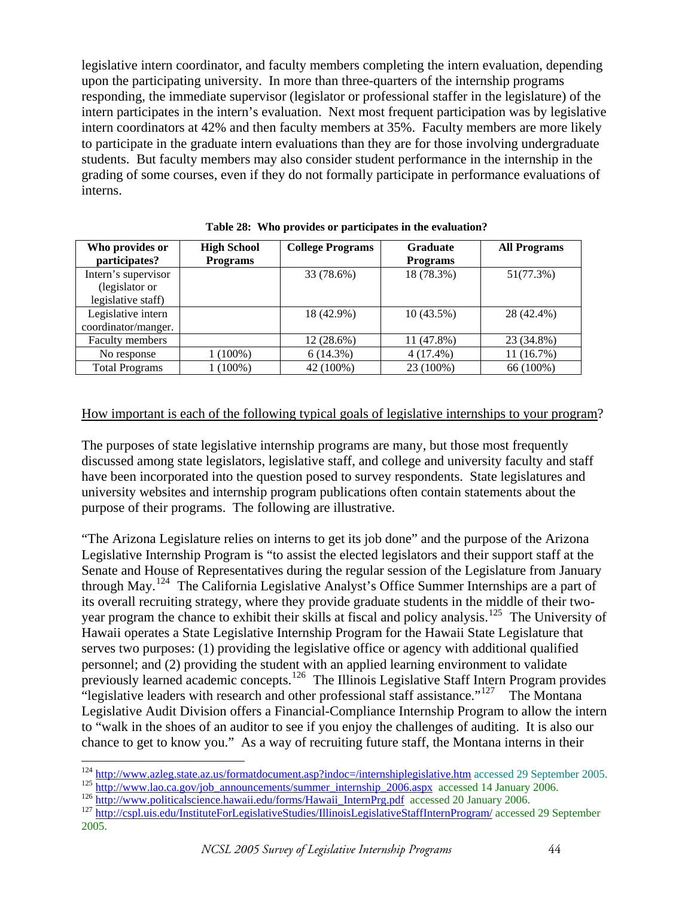legislative intern coordinator, and faculty members completing the intern evaluation, depending upon the participating university. In more than three-quarters of the internship programs responding, the immediate supervisor (legislator or professional staffer in the legislature) of the intern participates in the intern's evaluation. Next most frequent participation was by legislative intern coordinators at 42% and then faculty members at 35%. Faculty members are more likely to participate in the graduate intern evaluations than they are for those involving undergraduate students. But faculty members may also consider student performance in the internship in the grading of some courses, even if they do not formally participate in performance evaluations of interns.

**Table 28: Who provides or participates in the evaluation?**

| Who provides or participates? | High School Programs | College Programs | Graduate Programs | All Programs |
|---|---|---|---|---|
| Intern's supervisor (legislator or legislative staff) | | 33 (78.6%) | 18 (78.3%) | 51(77.3%) |
| Legislative intern coordinator/manger. | | 18 (42.9%) | 10 (43.5%) | 28 (42.4%) |
| Faculty members | | 12 (28.6%) | 11 (47.8%) | 23 (34.8%) |
| No response | 1 (100%) | 6 (14.3%) | 4 (17.4%) | 11 (16.7%) |
| Total Programs | 1 (100%) | 42 (100%) | 23 (100%) | 66 (100%) |

<u>How important is each of the following typical goals of legislative internships to your program</u>?

The purposes of state legislative internship programs are many, but those most frequently discussed among state legislators, legislative staff, and college and university faculty and staff have been incorporated into the question posed to survey respondents. State legislatures and university websites and internship program publications often contain statements about the purpose of their programs. The following are illustrative.

"The Arizona Legislature relies on interns to get its job done" and the purpose of the Arizona Legislative Internship Program is "to assist the elected legislators and their support staff at the Senate and House of Representatives during the regular session of the Legislature from January through May.[124] The California Legislative Analyst's Office Summer Internships are a part of its overall recruiting strategy, where they provide graduate students in the middle of their two-year program the chance to exhibit their skills at fiscal and policy analysis.[125] The University of Hawaii operates a State Legislative Internship Program for the Hawaii State Legislature that serves two purposes: (1) providing the legislative office or agency with additional qualified personnel; and (2) providing the student with an applied learning environment to validate previously learned academic concepts.[126] The Illinois Legislative Staff Intern Program provides "legislative leaders with research and other professional staff assistance."[127] The Montana Legislative Audit Division offers a Financial-Compliance Internship Program to allow the intern to "walk in the shoes of an auditor to see if you enjoy the challenges of auditing. It is also our chance to get to know you." As a way of recruiting future staff, the Montana interns in their

---

[124] http://www.azleg.state.az.us/formatdocument.asp?indoc=/internshiplegislative.htm accessed 29 September 2005.
[125] http://www.lao.ca.gov/job_announcements/summer_internship_2006.aspx accessed 14 January 2006.
[126] http://www.politicalscience.hawaii.edu/forms/Hawaii_InternPrg.pdf accessed 20 January 2006.
[127] http://cspl.uis.edu/InstituteForLegislativeStudies/IllinoisLegislativeStaffInternProgram/ accessed 29 September 2005.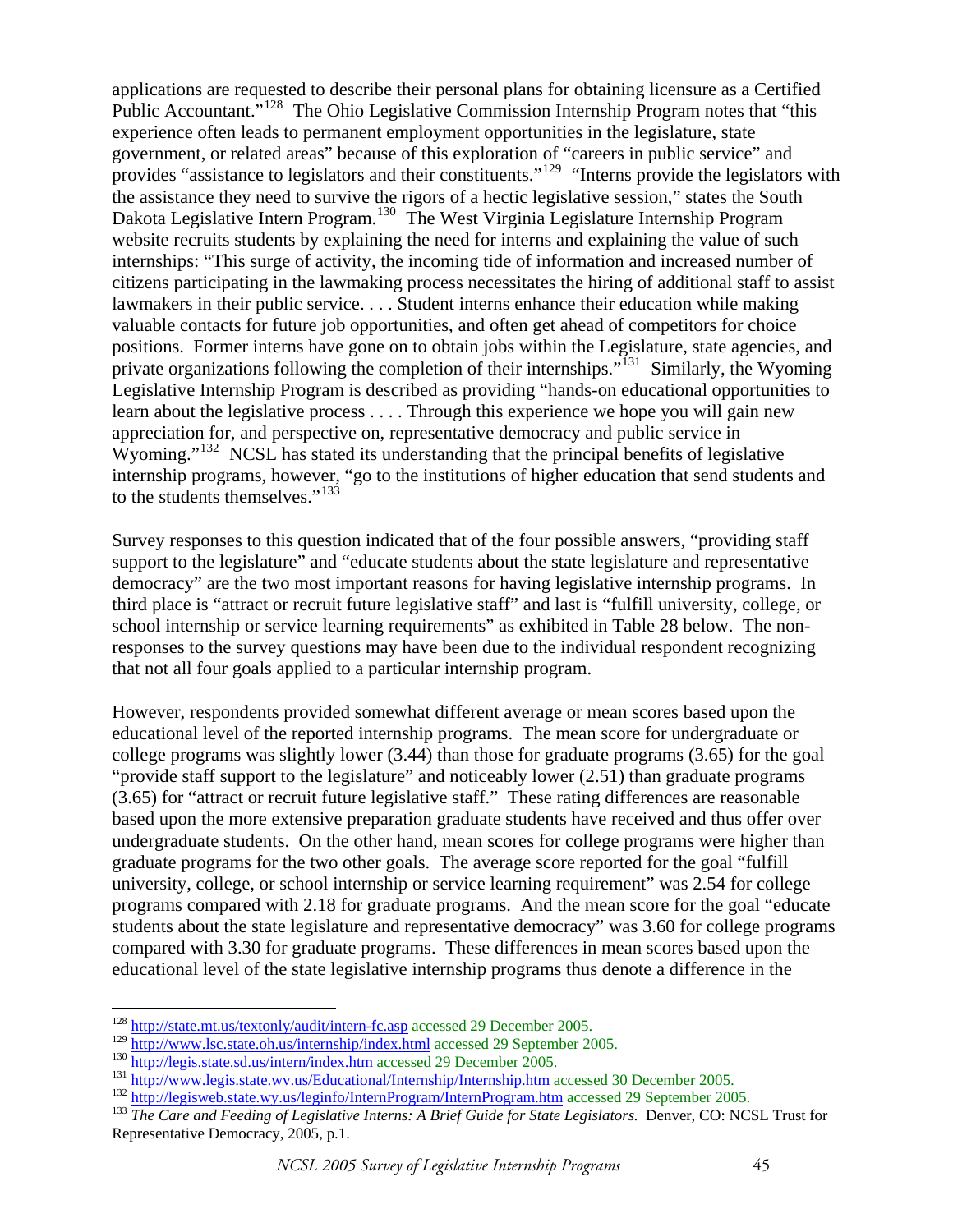applications are requested to describe their personal plans for obtaining licensure as a Certified Public Accountant."[128] The Ohio Legislative Commission Internship Program notes that "this experience often leads to permanent employment opportunities in the legislature, state government, or related areas" because of this exploration of "careers in public service" and provides "assistance to legislators and their constituents."[129] "Interns provide the legislators with the assistance they need to survive the rigors of a hectic legislative session," states the South Dakota Legislative Intern Program.[130] The West Virginia Legislature Internship Program website recruits students by explaining the need for interns and explaining the value of such internships: "This surge of activity, the incoming tide of information and increased number of citizens participating in the lawmaking process necessitates the hiring of additional staff to assist lawmakers in their public service. . . . Student interns enhance their education while making valuable contacts for future job opportunities, and often get ahead of competitors for choice positions. Former interns have gone on to obtain jobs within the Legislature, state agencies, and private organizations following the completion of their internships."[131] Similarly, the Wyoming Legislative Internship Program is described as providing "hands-on educational opportunities to learn about the legislative process . . . . Through this experience we hope you will gain new appreciation for, and perspective on, representative democracy and public service in Wyoming."[132] NCSL has stated its understanding that the principal benefits of legislative internship programs, however, "go to the institutions of higher education that send students and to the students themselves."[133]

Survey responses to this question indicated that of the four possible answers, "providing staff support to the legislature" and "educate students about the state legislature and representative democracy" are the two most important reasons for having legislative internship programs. In third place is "attract or recruit future legislative staff" and last is "fulfill university, college, or school internship or service learning requirements" as exhibited in Table 28 below. The non-responses to the survey questions may have been due to the individual respondent recognizing that not all four goals applied to a particular internship program.

However, respondents provided somewhat different average or mean scores based upon the educational level of the reported internship programs. The mean score for undergraduate or college programs was slightly lower (3.44) than those for graduate programs (3.65) for the goal "provide staff support to the legislature" and noticeably lower (2.51) than graduate programs (3.65) for "attract or recruit future legislative staff." These rating differences are reasonable based upon the more extensive preparation graduate students have received and thus offer over undergraduate students. On the other hand, mean scores for college programs were higher than graduate programs for the two other goals. The average score reported for the goal "fulfill university, college, or school internship or service learning requirement" was 2.54 for college programs compared with 2.18 for graduate programs. And the mean score for the goal "educate students about the state legislature and representative democracy" was 3.60 for college programs compared with 3.30 for graduate programs. These differences in mean scores based upon the educational level of the state legislative internship programs thus denote a difference in the

---

[128] http://state.mt.us/textonly/audit/intern-fc.asp accessed 29 December 2005.
[129] http://www.lsc.state.oh.us/internship/index.html accessed 29 September 2005.
[130] http://legis.state.sd.us/intern/index.htm accessed 29 December 2005.
[131] http://www.legis.state.wv.us/Educational/Internship/Internship.htm accessed 30 December 2005.
[132] http://legisweb.state.wy.us/leginfo/InternProgram/InternProgram.htm accessed 29 September 2005.
[133] *The Care and Feeding of Legislative Interns: A Brief Guide for State Legislators.* Denver, CO: NCSL Trust for Representative Democracy, 2005, p.1.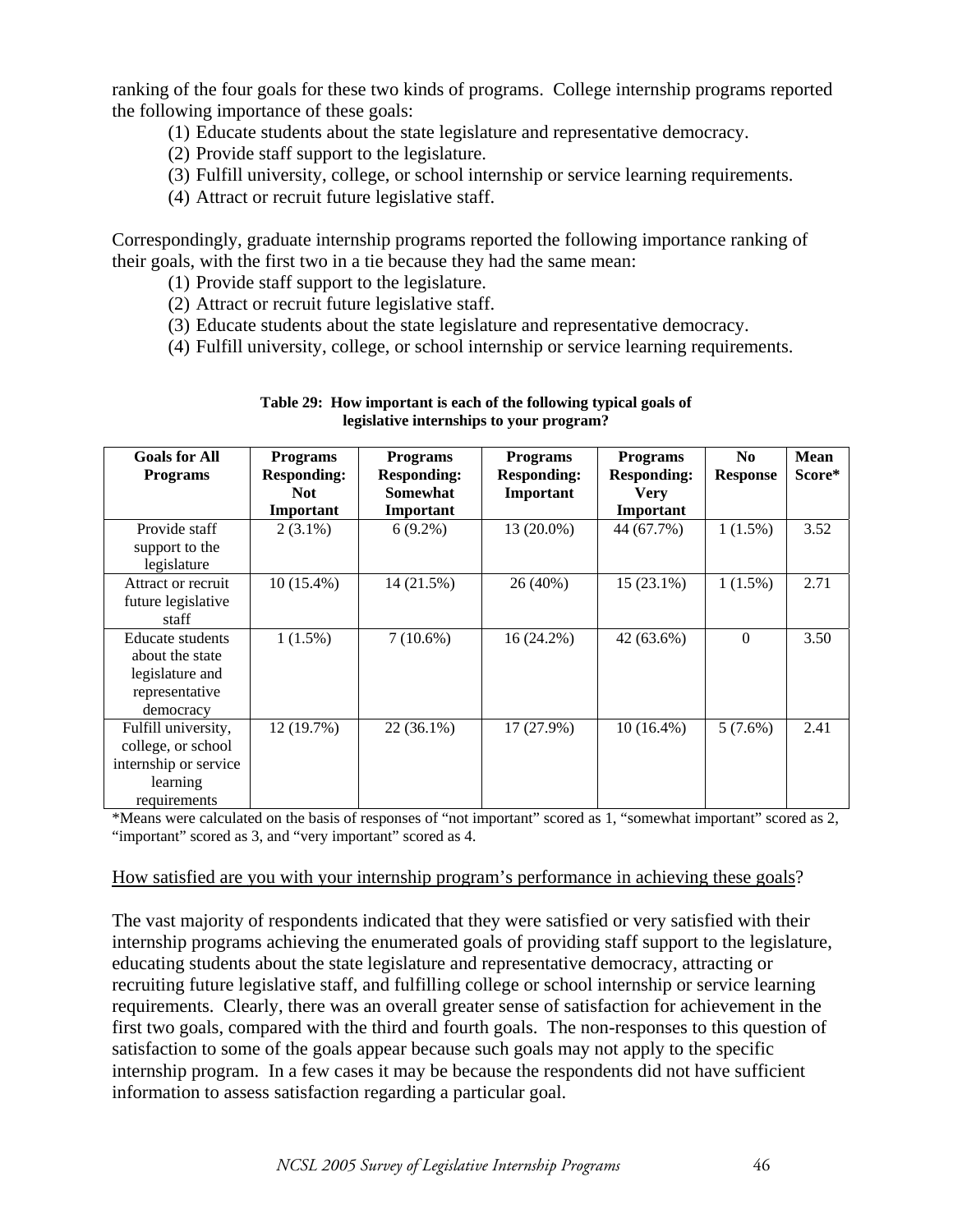ranking of the four goals for these two kinds of programs. College internship programs reported the following importance of these goals:

(1) Educate students about the state legislature and representative democracy.
(2) Provide staff support to the legislature.
(3) Fulfill university, college, or school internship or service learning requirements.
(4) Attract or recruit future legislative staff.

Correspondingly, graduate internship programs reported the following importance ranking of their goals, with the first two in a tie because they had the same mean:

(1) Provide staff support to the legislature.
(2) Attract or recruit future legislative staff.
(3) Educate students about the state legislature and representative democracy.
(4) Fulfill university, college, or school internship or service learning requirements.

**Table 29: How important is each of the following typical goals of legislative internships to your program?**

| Goals for All Programs | Programs Responding: Not Important | Programs Responding: Somewhat Important | Programs Responding: Important | Programs Responding: Very Important | No Response | Mean Score* |
|---|---|---|---|---|---|---|
| Provide staff support to the legislature | 2 (3.1%) | 6 (9.2%) | 13 (20.0%) | 44 (67.7%) | 1 (1.5%) | 3.52 |
| Attract or recruit future legislative staff | 10 (15.4%) | 14 (21.5%) | 26 (40%) | 15 (23.1%) | 1 (1.5%) | 2.71 |
| Educate students about the state legislature and representative democracy | 1 (1.5%) | 7 (10.6%) | 16 (24.2%) | 42 (63.6%) | 0 | 3.50 |
| Fulfill university, college, or school internship or service learning requirements | 12 (19.7%) | 22 (36.1%) | 17 (27.9%) | 10 (16.4%) | 5 (7.6%) | 2.41 |

*Means were calculated on the basis of responses of "not important" scored as 1, "somewhat important" scored as 2, "important" scored as 3, and "very important" scored as 4.

How satisfied are you with your internship program's performance in achieving these goals?

The vast majority of respondents indicated that they were satisfied or very satisfied with their internship programs achieving the enumerated goals of providing staff support to the legislature, educating students about the state legislature and representative democracy, attracting or recruiting future legislative staff, and fulfilling college or school internship or service learning requirements. Clearly, there was an overall greater sense of satisfaction for achievement in the first two goals, compared with the third and fourth goals. The non-responses to this question of satisfaction to some of the goals appear because such goals may not apply to the specific internship program. In a few cases it may be because the respondents did not have sufficient information to assess satisfaction regarding a particular goal.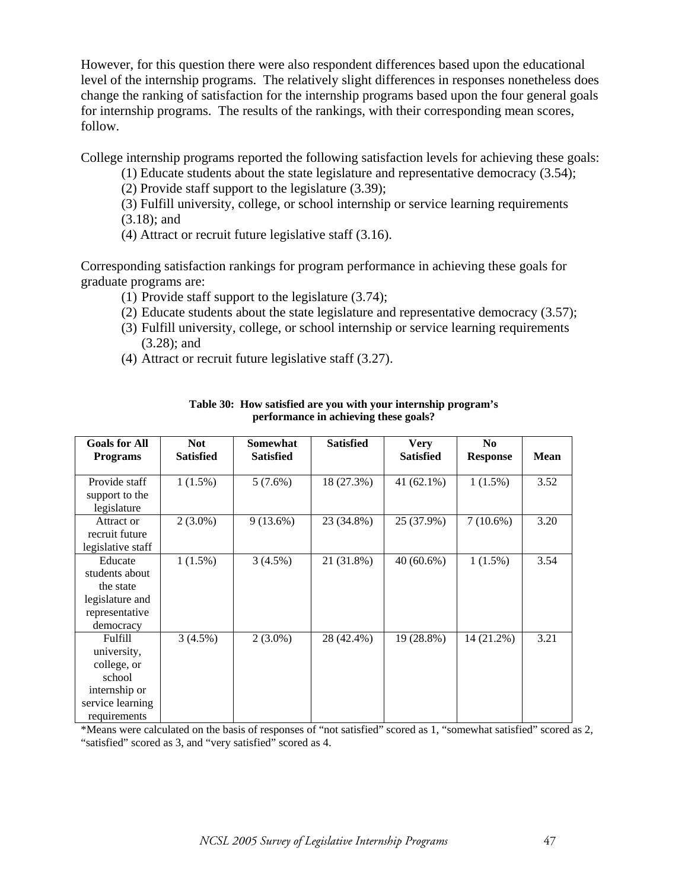However, for this question there were also respondent differences based upon the educational level of the internship programs. The relatively slight differences in responses nonetheless does change the ranking of satisfaction for the internship programs based upon the four general goals for internship programs. The results of the rankings, with their corresponding mean scores, follow.

College internship programs reported the following satisfaction levels for achieving these goals:

(1) Educate students about the state legislature and representative democracy (3.54);
(2) Provide staff support to the legislature (3.39);
(3) Fulfill university, college, or school internship or service learning requirements (3.18); and
(4) Attract or recruit future legislative staff (3.16).

Corresponding satisfaction rankings for program performance in achieving these goals for graduate programs are:

(1) Provide staff support to the legislature (3.74);
(2) Educate students about the state legislature and representative democracy (3.57);
(3) Fulfill university, college, or school internship or service learning requirements (3.28); and
(4) Attract or recruit future legislative staff (3.27).

**Table 30: How satisfied are you with your internship program's performance in achieving these goals?**

| Goals for All Programs | Not Satisfied | Somewhat Satisfied | Satisfied | Very Satisfied | No Response | Mean |
|---|---|---|---|---|---|---|
| Provide staff support to the legislature | 1 (1.5%) | 5 (7.6%) | 18 (27.3%) | 41 (62.1%) | 1 (1.5%) | 3.52 |
| Attract or recruit future legislative staff | 2 (3.0%) | 9 (13.6%) | 23 (34.8%) | 25 (37.9%) | 7 (10.6%) | 3.20 |
| Educate students about the state legislature and representative democracy | 1 (1.5%) | 3 (4.5%) | 21 (31.8%) | 40 (60.6%) | 1 (1.5%) | 3.54 |
| Fulfill university, college, or school internship or service learning requirements | 3 (4.5%) | 2 (3.0%) | 28 (42.4%) | 19 (28.8%) | 14 (21.2%) | 3.21 |

*Means were calculated on the basis of responses of "not satisfied" scored as 1, "somewhat satisfied" scored as 2, "satisfied" scored as 3, and "very satisfied" scored as 4.